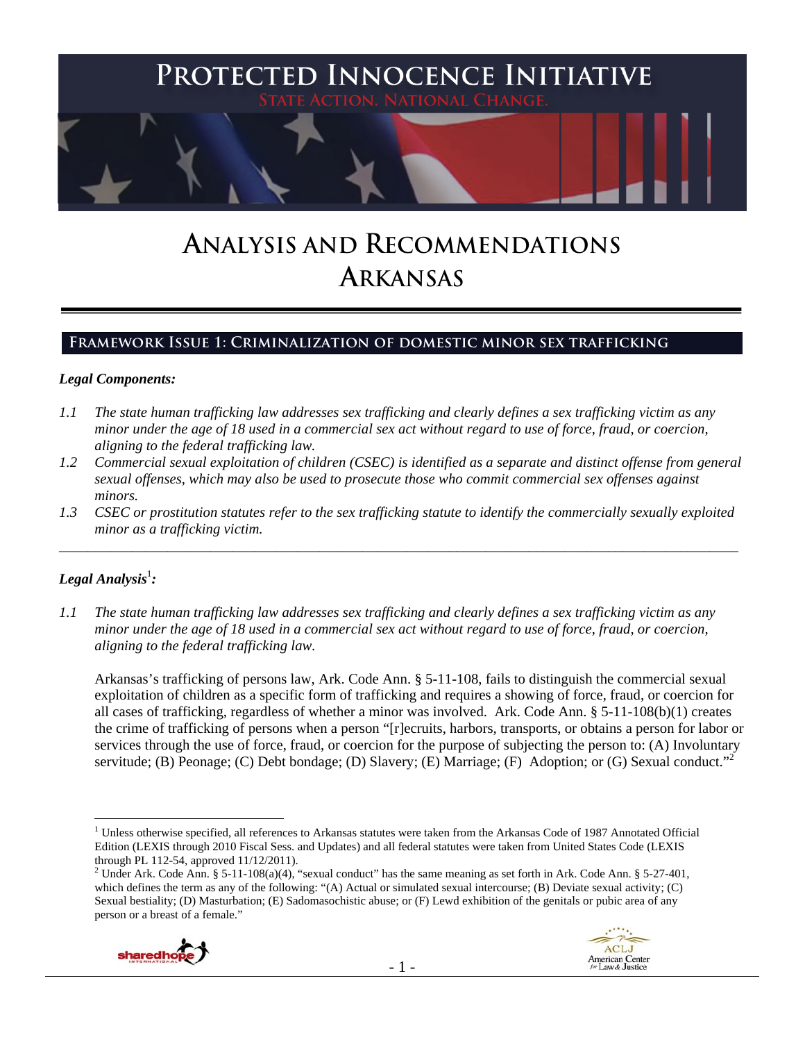# Protected Innocence Initiative

State Action. National Change.

# Analysis and Recommendations
# Arkansas

## Framework Issue 1: Criminalization of domestic minor sex trafficking

***Legal Components:***

*1.1 The state human trafficking law addresses sex trafficking and clearly defines a sex trafficking victim as any minor under the age of 18 used in a commercial sex act without regard to use of force, fraud, or coercion, aligning to the federal trafficking law.*

*1.2 Commercial sexual exploitation of children (CSEC) is identified as a separate and distinct offense from general sexual offenses, which may also be used to prosecute those who commit commercial sex offenses against minors.*

*1.3 CSEC or prostitution statutes refer to the sex trafficking statute to identify the commercially sexually exploited minor as a trafficking victim.*

---

***Legal Analysis[1]:***

*1.1 The state human trafficking law addresses sex trafficking and clearly defines a sex trafficking victim as any minor under the age of 18 used in a commercial sex act without regard to use of force, fraud, or coercion, aligning to the federal trafficking law.*

Arkansas's trafficking of persons law, Ark. Code Ann. § 5-11-108, fails to distinguish the commercial sexual exploitation of children as a specific form of trafficking and requires a showing of force, fraud, or coercion for all cases of trafficking, regardless of whether a minor was involved. Ark. Code Ann. § 5-11-108(b)(1) creates the crime of trafficking of persons when a person "[r]ecruits, harbors, transports, or obtains a person for labor or services through the use of force, fraud, or coercion for the purpose of subjecting the person to: (A) Involuntary servitude; (B) Peonage; (C) Debt bondage; (D) Slavery; (E) Marriage; (F) Adoption; or (G) Sexual conduct."[2]

---

[1] Unless otherwise specified, all references to Arkansas statutes were taken from the Arkansas Code of 1987 Annotated Official Edition (LEXIS through 2010 Fiscal Sess. and Updates) and all federal statutes were taken from United States Code (LEXIS through PL 112-54, approved 11/12/2011).

[2] Under Ark. Code Ann. § 5-11-108(a)(4), "sexual conduct" has the same meaning as set forth in Ark. Code Ann. § 5-27-401, which defines the term as any of the following: "(A) Actual or simulated sexual intercourse; (B) Deviate sexual activity; (C) Sexual bestiality; (D) Masturbation; (E) Sadomasochistic abuse; or (F) Lewd exhibition of the genitals or pubic area of any person or a breast of a female."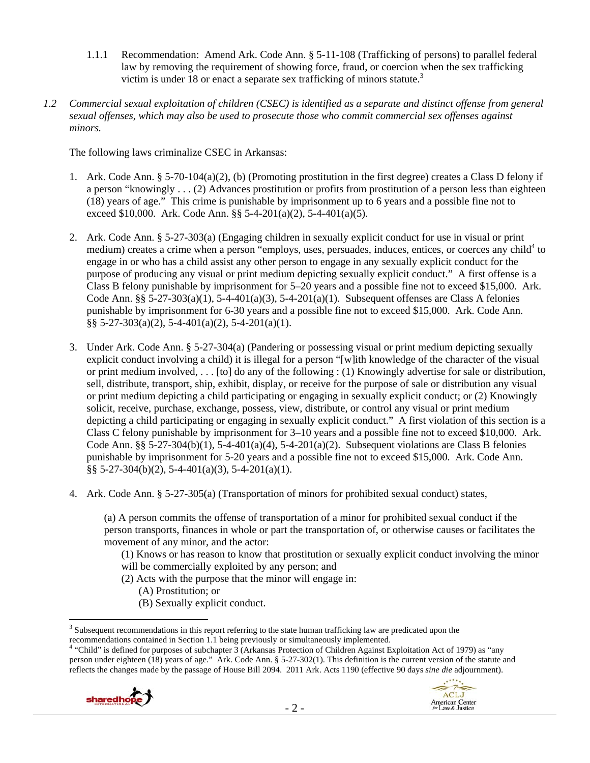1.1.1 Recommendation: Amend Ark. Code Ann. § 5-11-108 (Trafficking of persons) to parallel federal law by removing the requirement of showing force, fraud, or coercion when the sex trafficking victim is under 18 or enact a separate sex trafficking of minors statute.[3]

*1.2 Commercial sexual exploitation of children (CSEC) is identified as a separate and distinct offense from general sexual offenses, which may also be used to prosecute those who commit commercial sex offenses against minors.*

The following laws criminalize CSEC in Arkansas:

1. Ark. Code Ann. § 5-70-104(a)(2), (b) (Promoting prostitution in the first degree) creates a Class D felony if a person "knowingly . . . (2) Advances prostitution or profits from prostitution of a person less than eighteen (18) years of age." This crime is punishable by imprisonment up to 6 years and a possible fine not to exceed $10,000. Ark. Code Ann. §§ 5-4-201(a)(2), 5-4-401(a)(5).

2. Ark. Code Ann. § 5-27-303(a) (Engaging children in sexually explicit conduct for use in visual or print medium) creates a crime when a person "employs, uses, persuades, induces, entices, or coerces any child[4] to engage in or who has a child assist any other person to engage in any sexually explicit conduct for the purpose of producing any visual or print medium depicting sexually explicit conduct." A first offense is a Class B felony punishable by imprisonment for 5–20 years and a possible fine not to exceed $15,000. Ark. Code Ann. §§ 5-27-303(a)(1), 5-4-401(a)(3), 5-4-201(a)(1). Subsequent offenses are Class A felonies punishable by imprisonment for 6-30 years and a possible fine not to exceed $15,000. Ark. Code Ann. §§ 5-27-303(a)(2), 5-4-401(a)(2), 5-4-201(a)(1).

3. Under Ark. Code Ann. § 5-27-304(a) (Pandering or possessing visual or print medium depicting sexually explicit conduct involving a child) it is illegal for a person "[w]ith knowledge of the character of the visual or print medium involved, . . . [to] do any of the following : (1) Knowingly advertise for sale or distribution, sell, distribute, transport, ship, exhibit, display, or receive for the purpose of sale or distribution any visual or print medium depicting a child participating or engaging in sexually explicit conduct; or (2) Knowingly solicit, receive, purchase, exchange, possess, view, distribute, or control any visual or print medium depicting a child participating or engaging in sexually explicit conduct." A first violation of this section is a Class C felony punishable by imprisonment for 3–10 years and a possible fine not to exceed $10,000. Ark. Code Ann. §§ 5-27-304(b)(1), 5-4-401(a)(4), 5-4-201(a)(2). Subsequent violations are Class B felonies punishable by imprisonment for 5-20 years and a possible fine not to exceed $15,000. Ark. Code Ann. §§ 5-27-304(b)(2), 5-4-401(a)(3), 5-4-201(a)(1).

4. Ark. Code Ann. § 5-27-305(a) (Transportation of minors for prohibited sexual conduct) states,

   (a) A person commits the offense of transportation of a minor for prohibited sexual conduct if the person transports, finances in whole or part the transportation of, or otherwise causes or facilitates the movement of any minor, and the actor:
   
   (1) Knows or has reason to know that prostitution or sexually explicit conduct involving the minor will be commercially exploited by any person; and
   
   (2) Acts with the purpose that the minor will engage in:
   
   (A) Prostitution; or
   
   (B) Sexually explicit conduct.

---

[3] Subsequent recommendations in this report referring to the state human trafficking law are predicated upon the recommendations contained in Section 1.1 being previously or simultaneously implemented.

[4] "Child" is defined for purposes of subchapter 3 (Arkansas Protection of Children Against Exploitation Act of 1979) as "any person under eighteen (18) years of age." Ark. Code Ann. § 5-27-302(1). This definition is the current version of the statute and reflects the changes made by the passage of House Bill 2094. 2011 Ark. Acts 1190 (effective 90 days *sine die* adjournment).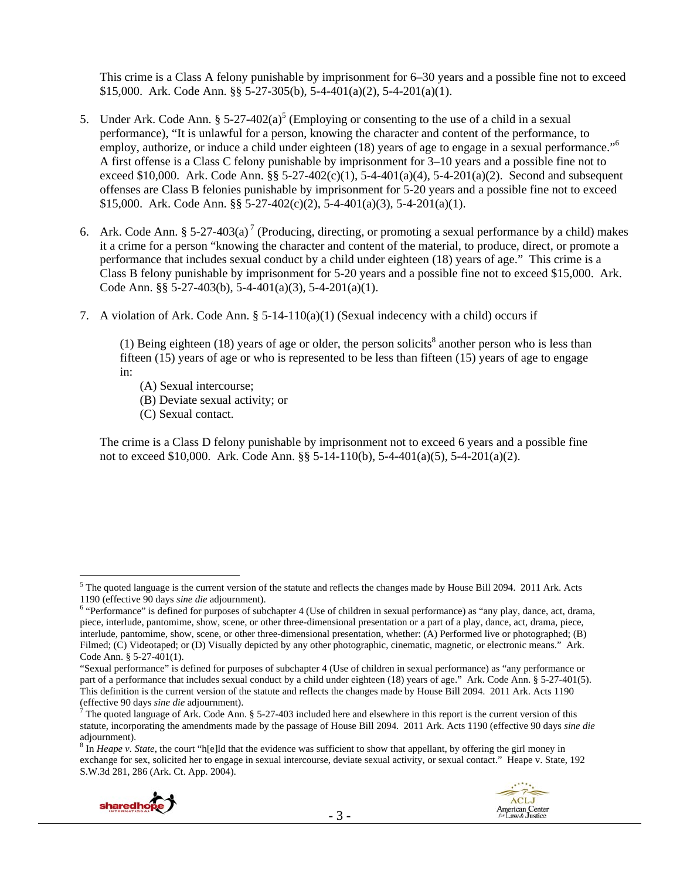This crime is a Class A felony punishable by imprisonment for 6–30 years and a possible fine not to exceed $15,000. Ark. Code Ann. §§ 5-27-305(b), 5-4-401(a)(2), 5-4-201(a)(1).

5. Under Ark. Code Ann. § 5-27-402(a)[5] (Employing or consenting to the use of a child in a sexual performance), "It is unlawful for a person, knowing the character and content of the performance, to employ, authorize, or induce a child under eighteen (18) years of age to engage in a sexual performance."[6] A first offense is a Class C felony punishable by imprisonment for 3–10 years and a possible fine not to exceed $10,000. Ark. Code Ann. §§ 5-27-402(c)(1), 5-4-401(a)(4), 5-4-201(a)(2). Second and subsequent offenses are Class B felonies punishable by imprisonment for 5-20 years and a possible fine not to exceed $15,000. Ark. Code Ann. §§ 5-27-402(c)(2), 5-4-401(a)(3), 5-4-201(a)(1).

6. Ark. Code Ann. § 5-27-403(a)[7] (Producing, directing, or promoting a sexual performance by a child) makes it a crime for a person "knowing the character and content of the material, to produce, direct, or promote a performance that includes sexual conduct by a child under eighteen (18) years of age." This crime is a Class B felony punishable by imprisonment for 5-20 years and a possible fine not to exceed $15,000. Ark. Code Ann. §§ 5-27-403(b), 5-4-401(a)(3), 5-4-201(a)(1).

7. A violation of Ark. Code Ann. § 5-14-110(a)(1) (Sexual indecency with a child) occurs if

   (1) Being eighteen (18) years of age or older, the person solicits[8] another person who is less than fifteen (15) years of age or who is represented to be less than fifteen (15) years of age to engage in:

   (A) Sexual intercourse;
   (B) Deviate sexual activity; or
   (C) Sexual contact.

   The crime is a Class D felony punishable by imprisonment not to exceed 6 years and a possible fine not to exceed $10,000. Ark. Code Ann. §§ 5-14-110(b), 5-4-401(a)(5), 5-4-201(a)(2).

---

[5] The quoted language is the current version of the statute and reflects the changes made by House Bill 2094. 2011 Ark. Acts 1190 (effective 90 days *sine die* adjournment).

[6] "Performance" is defined for purposes of subchapter 4 (Use of children in sexual performance) as "any play, dance, act, drama, piece, interlude, pantomime, show, scene, or other three-dimensional presentation or a part of a play, dance, act, drama, piece, interlude, pantomime, show, scene, or other three-dimensional presentation, whether: (A) Performed live or photographed; (B) Filmed; (C) Videotaped; or (D) Visually depicted by any other photographic, cinematic, magnetic, or electronic means." Ark. Code Ann. § 5-27-401(1).

"Sexual performance" is defined for purposes of subchapter 4 (Use of children in sexual performance) as "any performance or part of a performance that includes sexual conduct by a child under eighteen (18) years of age." Ark. Code Ann. § 5-27-401(5). This definition is the current version of the statute and reflects the changes made by House Bill 2094. 2011 Ark. Acts 1190 (effective 90 days *sine die* adjournment).

[7] The quoted language of Ark. Code Ann. § 5-27-403 included here and elsewhere in this report is the current version of this statute, incorporating the amendments made by the passage of House Bill 2094. 2011 Ark. Acts 1190 (effective 90 days *sine die* adjournment).

[8] In *Heape v. State*, the court "h[e]ld that the evidence was sufficient to show that appellant, by offering the girl money in exchange for sex, solicited her to engage in sexual intercourse, deviate sexual activity, or sexual contact." Heape v. State, 192 S.W.3d 281, 286 (Ark. Ct. App. 2004).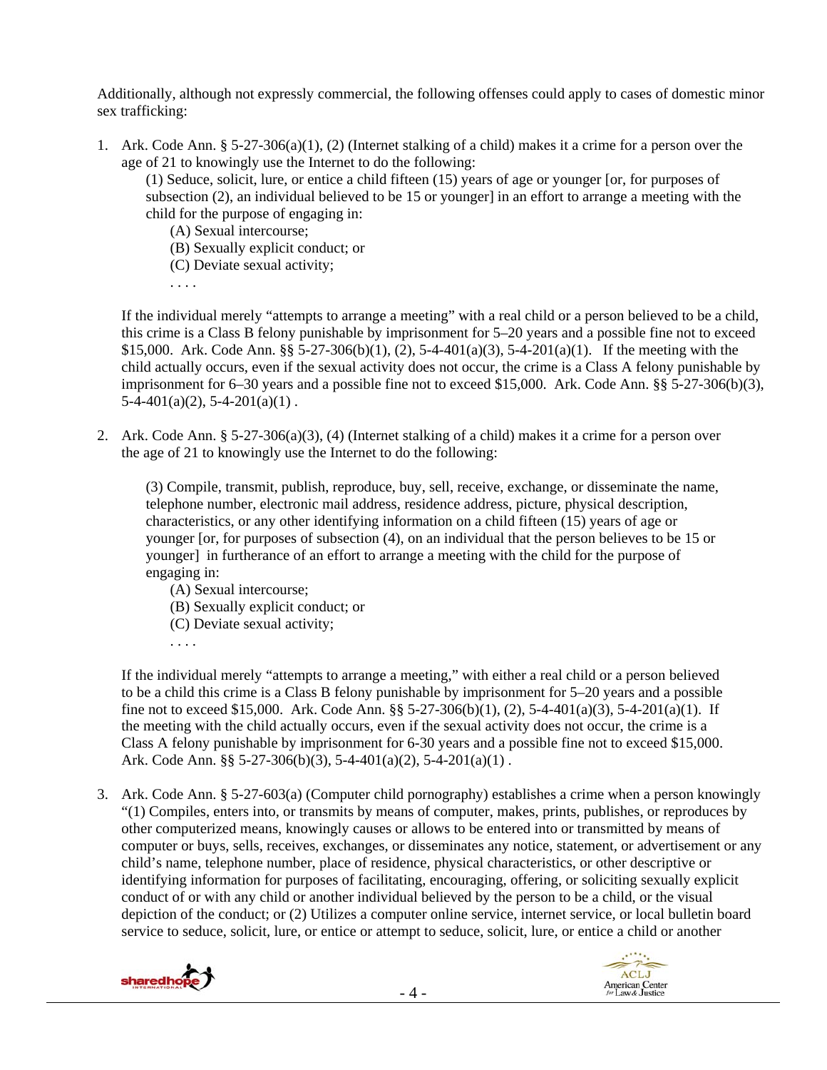Additionally, although not expressly commercial, the following offenses could apply to cases of domestic minor sex trafficking:

1. Ark. Code Ann. § 5-27-306(a)(1), (2) (Internet stalking of a child) makes it a crime for a person over the age of 21 to knowingly use the Internet to do the following:

   (1) Seduce, solicit, lure, or entice a child fifteen (15) years of age or younger [or, for purposes of subsection (2), an individual believed to be 15 or younger] in an effort to arrange a meeting with the child for the purpose of engaging in:

      (A) Sexual intercourse;
      (B) Sexually explicit conduct; or
      (C) Deviate sexual activity;
      . . . .

   If the individual merely "attempts to arrange a meeting" with a real child or a person believed to be a child, this crime is a Class B felony punishable by imprisonment for 5–20 years and a possible fine not to exceed $15,000. Ark. Code Ann. §§ 5-27-306(b)(1), (2), 5-4-401(a)(3), 5-4-201(a)(1). If the meeting with the child actually occurs, even if the sexual activity does not occur, the crime is a Class A felony punishable by imprisonment for 6–30 years and a possible fine not to exceed $15,000. Ark. Code Ann. §§ 5-27-306(b)(3), 5-4-401(a)(2), 5-4-201(a)(1) .

2. Ark. Code Ann. § 5-27-306(a)(3), (4) (Internet stalking of a child) makes it a crime for a person over the age of 21 to knowingly use the Internet to do the following:

   (3) Compile, transmit, publish, reproduce, buy, sell, receive, exchange, or disseminate the name, telephone number, electronic mail address, residence address, picture, physical description, characteristics, or any other identifying information on a child fifteen (15) years of age or younger [or, for purposes of subsection (4), on an individual that the person believes to be 15 or younger] in furtherance of an effort to arrange a meeting with the child for the purpose of engaging in:

      (A) Sexual intercourse;
      (B) Sexually explicit conduct; or
      (C) Deviate sexual activity;
      . . . .

   If the individual merely "attempts to arrange a meeting," with either a real child or a person believed to be a child this crime is a Class B felony punishable by imprisonment for 5–20 years and a possible fine not to exceed $15,000. Ark. Code Ann. §§ 5-27-306(b)(1), (2), 5-4-401(a)(3), 5-4-201(a)(1). If the meeting with the child actually occurs, even if the sexual activity does not occur, the crime is a Class A felony punishable by imprisonment for 6-30 years and a possible fine not to exceed $15,000. Ark. Code Ann. §§ 5-27-306(b)(3), 5-4-401(a)(2), 5-4-201(a)(1) .

3. Ark. Code Ann. § 5-27-603(a) (Computer child pornography) establishes a crime when a person knowingly "(1) Compiles, enters into, or transmits by means of computer, makes, prints, publishes, or reproduces by other computerized means, knowingly causes or allows to be entered into or transmitted by means of computer or buys, sells, receives, exchanges, or disseminates any notice, statement, or advertisement or any child's name, telephone number, place of residence, physical characteristics, or other descriptive or identifying information for purposes of facilitating, encouraging, offering, or soliciting sexually explicit conduct of or with any child or another individual believed by the person to be a child, or the visual depiction of the conduct; or (2) Utilizes a computer online service, internet service, or local bulletin board service to seduce, solicit, lure, or entice or attempt to seduce, solicit, lure, or entice a child or another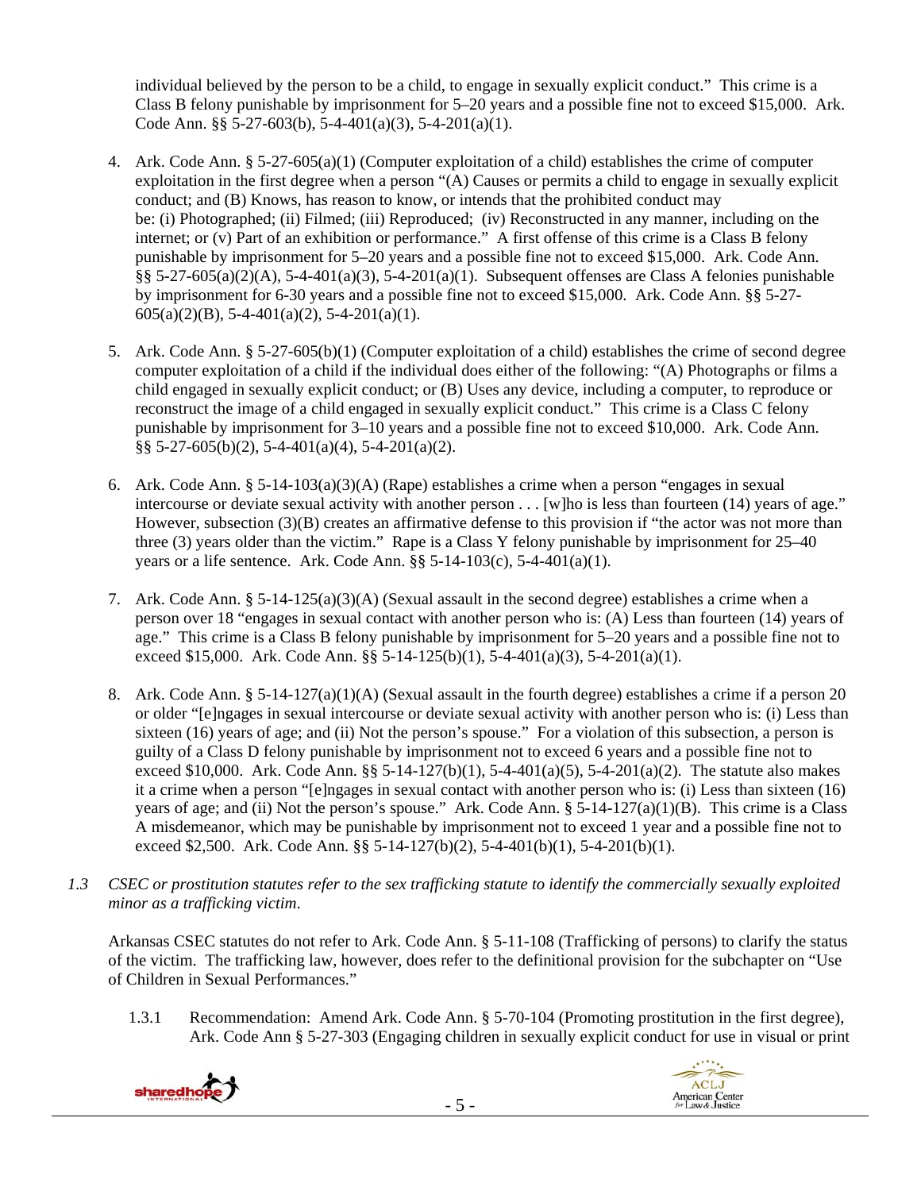individual believed by the person to be a child, to engage in sexually explicit conduct." This crime is a Class B felony punishable by imprisonment for 5–20 years and a possible fine not to exceed $15,000. Ark. Code Ann. §§ 5-27-603(b), 5-4-401(a)(3), 5-4-201(a)(1).

4. Ark. Code Ann. § 5-27-605(a)(1) (Computer exploitation of a child) establishes the crime of computer exploitation in the first degree when a person "(A) Causes or permits a child to engage in sexually explicit conduct; and (B) Knows, has reason to know, or intends that the prohibited conduct may be: (i) Photographed; (ii) Filmed; (iii) Reproduced; (iv) Reconstructed in any manner, including on the internet; or (v) Part of an exhibition or performance." A first offense of this crime is a Class B felony punishable by imprisonment for 5–20 years and a possible fine not to exceed $15,000. Ark. Code Ann. §§ 5-27-605(a)(2)(A), 5-4-401(a)(3), 5-4-201(a)(1). Subsequent offenses are Class A felonies punishable by imprisonment for 6-30 years and a possible fine not to exceed $15,000. Ark. Code Ann. §§ 5-27-605(a)(2)(B), 5-4-401(a)(2), 5-4-201(a)(1).

5. Ark. Code Ann. § 5-27-605(b)(1) (Computer exploitation of a child) establishes the crime of second degree computer exploitation of a child if the individual does either of the following: "(A) Photographs or films a child engaged in sexually explicit conduct; or (B) Uses any device, including a computer, to reproduce or reconstruct the image of a child engaged in sexually explicit conduct." This crime is a Class C felony punishable by imprisonment for 3–10 years and a possible fine not to exceed $10,000. Ark. Code Ann. §§ 5-27-605(b)(2), 5-4-401(a)(4), 5-4-201(a)(2).

6. Ark. Code Ann. § 5-14-103(a)(3)(A) (Rape) establishes a crime when a person "engages in sexual intercourse or deviate sexual activity with another person . . . [w]ho is less than fourteen (14) years of age." However, subsection (3)(B) creates an affirmative defense to this provision if "the actor was not more than three (3) years older than the victim." Rape is a Class Y felony punishable by imprisonment for 25–40 years or a life sentence. Ark. Code Ann. §§ 5-14-103(c), 5-4-401(a)(1).

7. Ark. Code Ann. § 5-14-125(a)(3)(A) (Sexual assault in the second degree) establishes a crime when a person over 18 "engages in sexual contact with another person who is: (A) Less than fourteen (14) years of age." This crime is a Class B felony punishable by imprisonment for 5–20 years and a possible fine not to exceed $15,000. Ark. Code Ann. §§ 5-14-125(b)(1), 5-4-401(a)(3), 5-4-201(a)(1).

8. Ark. Code Ann. § 5-14-127(a)(1)(A) (Sexual assault in the fourth degree) establishes a crime if a person 20 or older "[e]ngages in sexual intercourse or deviate sexual activity with another person who is: (i) Less than sixteen (16) years of age; and (ii) Not the person's spouse." For a violation of this subsection, a person is guilty of a Class D felony punishable by imprisonment not to exceed 6 years and a possible fine not to exceed $10,000. Ark. Code Ann. §§ 5-14-127(b)(1), 5-4-401(a)(5), 5-4-201(a)(2). The statute also makes it a crime when a person "[e]ngages in sexual contact with another person who is: (i) Less than sixteen (16) years of age; and (ii) Not the person's spouse." Ark. Code Ann. § 5-14-127(a)(1)(B). This crime is a Class A misdemeanor, which may be punishable by imprisonment not to exceed 1 year and a possible fine not to exceed $2,500. Ark. Code Ann. §§ 5-14-127(b)(2), 5-4-401(b)(1), 5-4-201(b)(1).

*1.3 CSEC or prostitution statutes refer to the sex trafficking statute to identify the commercially sexually exploited minor as a trafficking victim.*

Arkansas CSEC statutes do not refer to Ark. Code Ann. § 5-11-108 (Trafficking of persons) to clarify the status of the victim. The trafficking law, however, does refer to the definitional provision for the subchapter on "Use of Children in Sexual Performances."

1.3.1 Recommendation: Amend Ark. Code Ann. § 5-70-104 (Promoting prostitution in the first degree), Ark. Code Ann § 5-27-303 (Engaging children in sexually explicit conduct for use in visual or print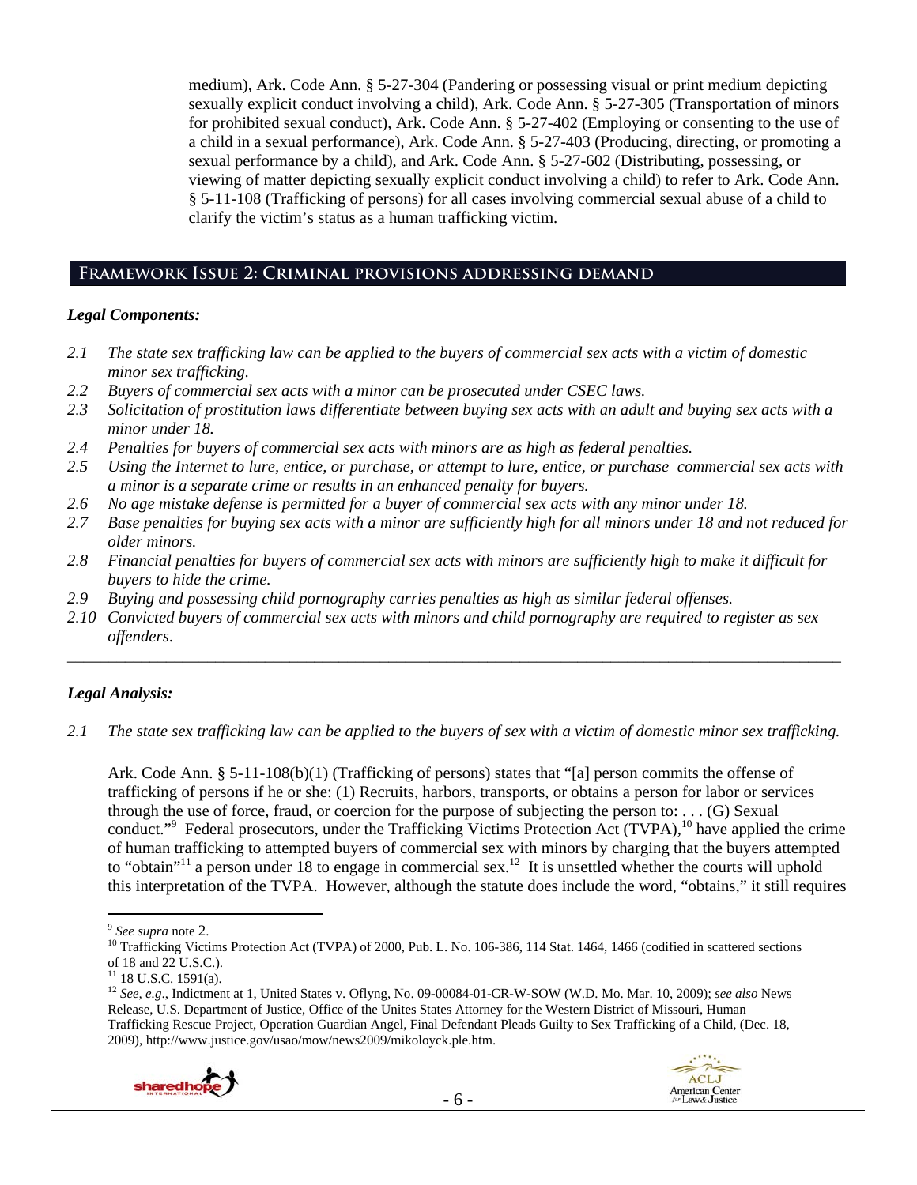medium), Ark. Code Ann. § 5-27-304 (Pandering or possessing visual or print medium depicting sexually explicit conduct involving a child), Ark. Code Ann. § 5-27-305 (Transportation of minors for prohibited sexual conduct), Ark. Code Ann. § 5-27-402 (Employing or consenting to the use of a child in a sexual performance), Ark. Code Ann. § 5-27-403 (Producing, directing, or promoting a sexual performance by a child), and Ark. Code Ann. § 5-27-602 (Distributing, possessing, or viewing of matter depicting sexually explicit conduct involving a child) to refer to Ark. Code Ann. § 5-11-108 (Trafficking of persons) for all cases involving commercial sexual abuse of a child to clarify the victim's status as a human trafficking victim.

## Framework Issue 2: Criminal provisions addressing demand

### *Legal Components:*

*2.1 The state sex trafficking law can be applied to the buyers of commercial sex acts with a victim of domestic minor sex trafficking.*
*2.2 Buyers of commercial sex acts with a minor can be prosecuted under CSEC laws.*
*2.3 Solicitation of prostitution laws differentiate between buying sex acts with an adult and buying sex acts with a minor under 18.*
*2.4 Penalties for buyers of commercial sex acts with minors are as high as federal penalties.*
*2.5 Using the Internet to lure, entice, or purchase, or attempt to lure, entice, or purchase commercial sex acts with a minor is a separate crime or results in an enhanced penalty for buyers.*
*2.6 No age mistake defense is permitted for a buyer of commercial sex acts with any minor under 18.*
*2.7 Base penalties for buying sex acts with a minor are sufficiently high for all minors under 18 and not reduced for older minors.*
*2.8 Financial penalties for buyers of commercial sex acts with minors are sufficiently high to make it difficult for buyers to hide the crime.*
*2.9 Buying and possessing child pornography carries penalties as high as similar federal offenses.*
*2.10 Convicted buyers of commercial sex acts with minors and child pornography are required to register as sex offenders.*

---

### *Legal Analysis:*

*2.1 The state sex trafficking law can be applied to the buyers of sex with a victim of domestic minor sex trafficking.*

Ark. Code Ann. § 5-11-108(b)(1) (Trafficking of persons) states that "[a] person commits the offense of trafficking of persons if he or she: (1) Recruits, harbors, transports, or obtains a person for labor or services through the use of force, fraud, or coercion for the purpose of subjecting the person to: . . . (G) Sexual conduct."[9] Federal prosecutors, under the Trafficking Victims Protection Act (TVPA),[10] have applied the crime of human trafficking to attempted buyers of commercial sex with minors by charging that the buyers attempted to "obtain"[11] a person under 18 to engage in commercial sex.[12] It is unsettled whether the courts will uphold this interpretation of the TVPA. However, although the statute does include the word, "obtains," it still requires

---

[9] *See supra* note 2.

[10] Trafficking Victims Protection Act (TVPA) of 2000, Pub. L. No. 106-386, 114 Stat. 1464, 1466 (codified in scattered sections of 18 and 22 U.S.C.).

[11] 18 U.S.C. 1591(a).

[12] *See, e.g.*, Indictment at 1, United States v. Oflyng, No. 09-00084-01-CR-W-SOW (W.D. Mo. Mar. 10, 2009); *see also* News Release, U.S. Department of Justice, Office of the Unites States Attorney for the Western District of Missouri, Human Trafficking Rescue Project, Operation Guardian Angel, Final Defendant Pleads Guilty to Sex Trafficking of a Child, (Dec. 18, 2009), http://www.justice.gov/usao/mow/news2009/mikoloyck.ple.htm.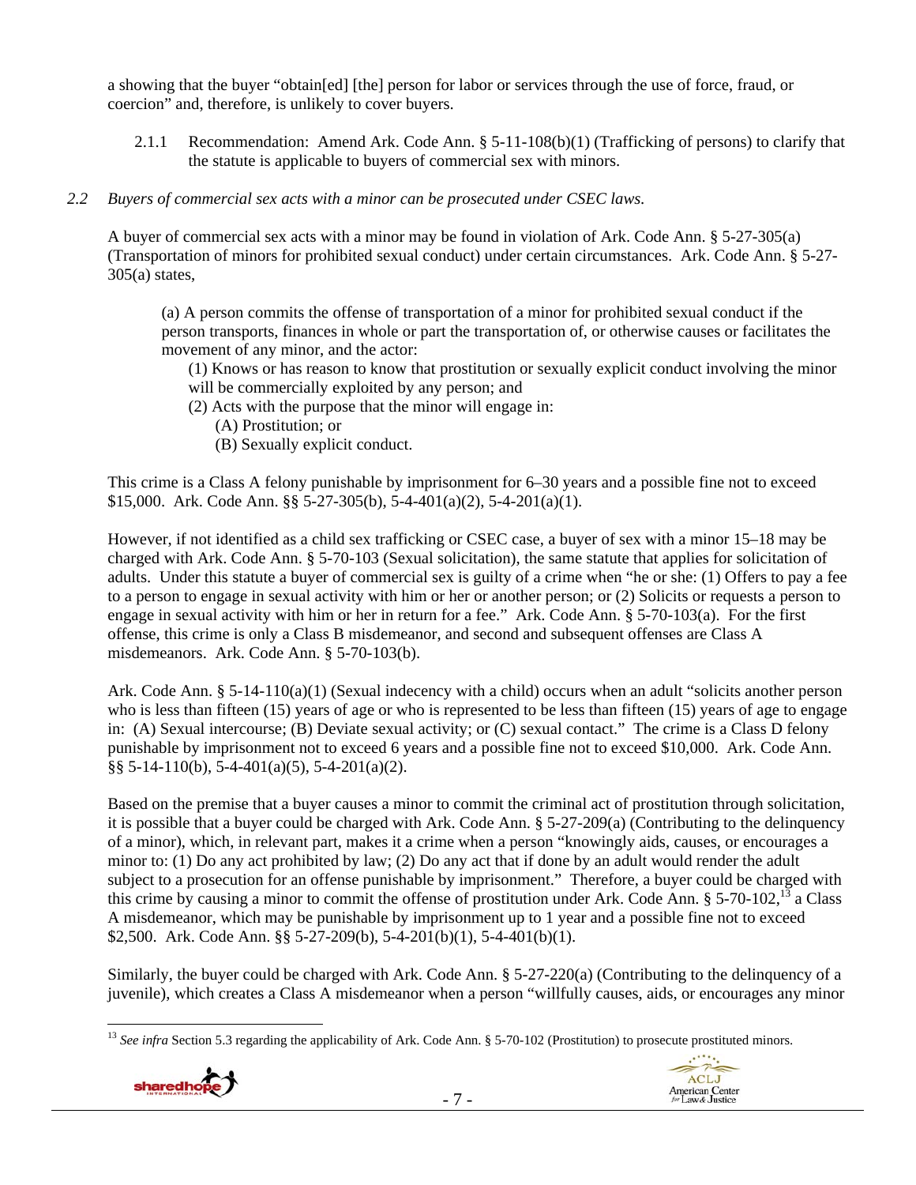a showing that the buyer "obtain[ed] [the] person for labor or services through the use of force, fraud, or coercion" and, therefore, is unlikely to cover buyers.

2.1.1 Recommendation: Amend Ark. Code Ann. § 5-11-108(b)(1) (Trafficking of persons) to clarify that the statute is applicable to buyers of commercial sex with minors.

*2.2 Buyers of commercial sex acts with a minor can be prosecuted under CSEC laws.*

A buyer of commercial sex acts with a minor may be found in violation of Ark. Code Ann. § 5-27-305(a) (Transportation of minors for prohibited sexual conduct) under certain circumstances. Ark. Code Ann. § 5-27-305(a) states,

> (a) A person commits the offense of transportation of a minor for prohibited sexual conduct if the person transports, finances in whole or part the transportation of, or otherwise causes or facilitates the movement of any minor, and the actor:
>
> (1) Knows or has reason to know that prostitution or sexually explicit conduct involving the minor will be commercially exploited by any person; and
>
> (2) Acts with the purpose that the minor will engage in:
>
> (A) Prostitution; or
>
> (B) Sexually explicit conduct.

This crime is a Class A felony punishable by imprisonment for 6–30 years and a possible fine not to exceed $15,000. Ark. Code Ann. §§ 5-27-305(b), 5-4-401(a)(2), 5-4-201(a)(1).

However, if not identified as a child sex trafficking or CSEC case, a buyer of sex with a minor 15–18 may be charged with Ark. Code Ann. § 5-70-103 (Sexual solicitation), the same statute that applies for solicitation of adults. Under this statute a buyer of commercial sex is guilty of a crime when "he or she: (1) Offers to pay a fee to a person to engage in sexual activity with him or her or another person; or (2) Solicits or requests a person to engage in sexual activity with him or her in return for a fee." Ark. Code Ann. § 5-70-103(a). For the first offense, this crime is only a Class B misdemeanor, and second and subsequent offenses are Class A misdemeanors. Ark. Code Ann. § 5-70-103(b).

Ark. Code Ann. § 5-14-110(a)(1) (Sexual indecency with a child) occurs when an adult "solicits another person who is less than fifteen (15) years of age or who is represented to be less than fifteen (15) years of age to engage in: (A) Sexual intercourse; (B) Deviate sexual activity; or (C) sexual contact." The crime is a Class D felony punishable by imprisonment not to exceed 6 years and a possible fine not to exceed $10,000. Ark. Code Ann. §§ 5-14-110(b), 5-4-401(a)(5), 5-4-201(a)(2).

Based on the premise that a buyer causes a minor to commit the criminal act of prostitution through solicitation, it is possible that a buyer could be charged with Ark. Code Ann. § 5-27-209(a) (Contributing to the delinquency of a minor), which, in relevant part, makes it a crime when a person "knowingly aids, causes, or encourages a minor to: (1) Do any act prohibited by law; (2) Do any act that if done by an adult would render the adult subject to a prosecution for an offense punishable by imprisonment." Therefore, a buyer could be charged with this crime by causing a minor to commit the offense of prostitution under Ark. Code Ann. § 5-70-102,[13] a Class A misdemeanor, which may be punishable by imprisonment up to 1 year and a possible fine not to exceed $2,500. Ark. Code Ann. §§ 5-27-209(b), 5-4-201(b)(1), 5-4-401(b)(1).

Similarly, the buyer could be charged with Ark. Code Ann. § 5-27-220(a) (Contributing to the delinquency of a juvenile), which creates a Class A misdemeanor when a person "willfully causes, aids, or encourages any minor

---

[13] *See infra* Section 5.3 regarding the applicability of Ark. Code Ann. § 5-70-102 (Prostitution) to prosecute prostituted minors.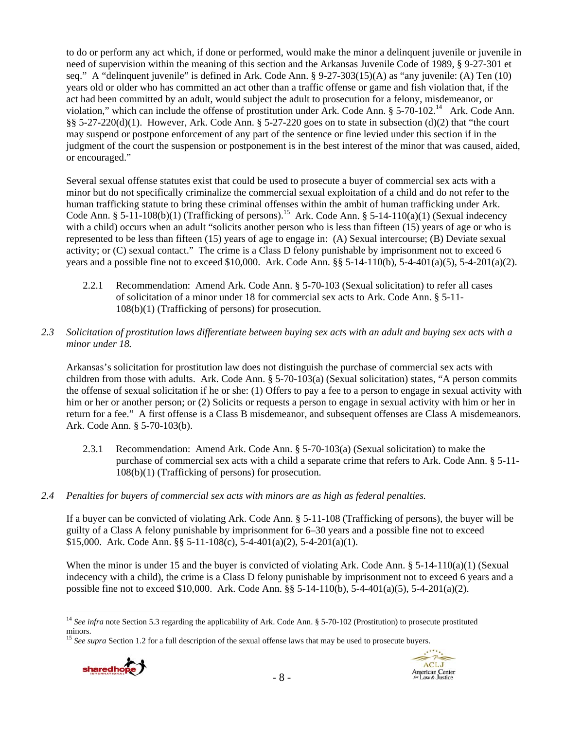to do or perform any act which, if done or performed, would make the minor a delinquent juvenile or juvenile in need of supervision within the meaning of this section and the Arkansas Juvenile Code of 1989, § 9-27-301 et seq." A "delinquent juvenile" is defined in Ark. Code Ann. § 9-27-303(15)(A) as "any juvenile: (A) Ten (10) years old or older who has committed an act other than a traffic offense or game and fish violation that, if the act had been committed by an adult, would subject the adult to prosecution for a felony, misdemeanor, or violation," which can include the offense of prostitution under Ark. Code Ann. § 5-70-102.[14] Ark. Code Ann. §§ 5-27-220(d)(1). However, Ark. Code Ann. § 5-27-220 goes on to state in subsection (d)(2) that "the court may suspend or postpone enforcement of any part of the sentence or fine levied under this section if in the judgment of the court the suspension or postponement is in the best interest of the minor that was caused, aided, or encouraged."

Several sexual offense statutes exist that could be used to prosecute a buyer of commercial sex acts with a minor but do not specifically criminalize the commercial sexual exploitation of a child and do not refer to the human trafficking statute to bring these criminal offenses within the ambit of human trafficking under Ark. Code Ann. § 5-11-108(b)(1) (Trafficking of persons).[15] Ark. Code Ann. § 5-14-110(a)(1) (Sexual indecency with a child) occurs when an adult "solicits another person who is less than fifteen (15) years of age or who is represented to be less than fifteen (15) years of age to engage in: (A) Sexual intercourse; (B) Deviate sexual activity; or (C) sexual contact." The crime is a Class D felony punishable by imprisonment not to exceed 6 years and a possible fine not to exceed $10,000. Ark. Code Ann. §§ 5-14-110(b), 5-4-401(a)(5), 5-4-201(a)(2).

2.2.1 Recommendation: Amend Ark. Code Ann. § 5-70-103 (Sexual solicitation) to refer all cases of solicitation of a minor under 18 for commercial sex acts to Ark. Code Ann. § 5-11-108(b)(1) (Trafficking of persons) for prosecution.

*2.3 Solicitation of prostitution laws differentiate between buying sex acts with an adult and buying sex acts with a minor under 18.*

Arkansas's solicitation for prostitution law does not distinguish the purchase of commercial sex acts with children from those with adults. Ark. Code Ann. § 5-70-103(a) (Sexual solicitation) states, "A person commits the offense of sexual solicitation if he or she: (1) Offers to pay a fee to a person to engage in sexual activity with him or her or another person; or (2) Solicits or requests a person to engage in sexual activity with him or her in return for a fee." A first offense is a Class B misdemeanor, and subsequent offenses are Class A misdemeanors. Ark. Code Ann. § 5-70-103(b).

2.3.1 Recommendation: Amend Ark. Code Ann. § 5-70-103(a) (Sexual solicitation) to make the purchase of commercial sex acts with a child a separate crime that refers to Ark. Code Ann. § 5-11-108(b)(1) (Trafficking of persons) for prosecution.

*2.4 Penalties for buyers of commercial sex acts with minors are as high as federal penalties.*

If a buyer can be convicted of violating Ark. Code Ann. § 5-11-108 (Trafficking of persons), the buyer will be guilty of a Class A felony punishable by imprisonment for 6–30 years and a possible fine not to exceed $15,000. Ark. Code Ann. §§ 5-11-108(c), 5-4-401(a)(2), 5-4-201(a)(1).

When the minor is under 15 and the buyer is convicted of violating Ark. Code Ann. § 5-14-110(a)(1) (Sexual indecency with a child), the crime is a Class D felony punishable by imprisonment not to exceed 6 years and a possible fine not to exceed $10,000. Ark. Code Ann. §§ 5-14-110(b), 5-4-401(a)(5), 5-4-201(a)(2).

---

[14] *See infra* note Section 5.3 regarding the applicability of Ark. Code Ann. § 5-70-102 (Prostitution) to prosecute prostituted minors.

[15] *See supra* Section 1.2 for a full description of the sexual offense laws that may be used to prosecute buyers.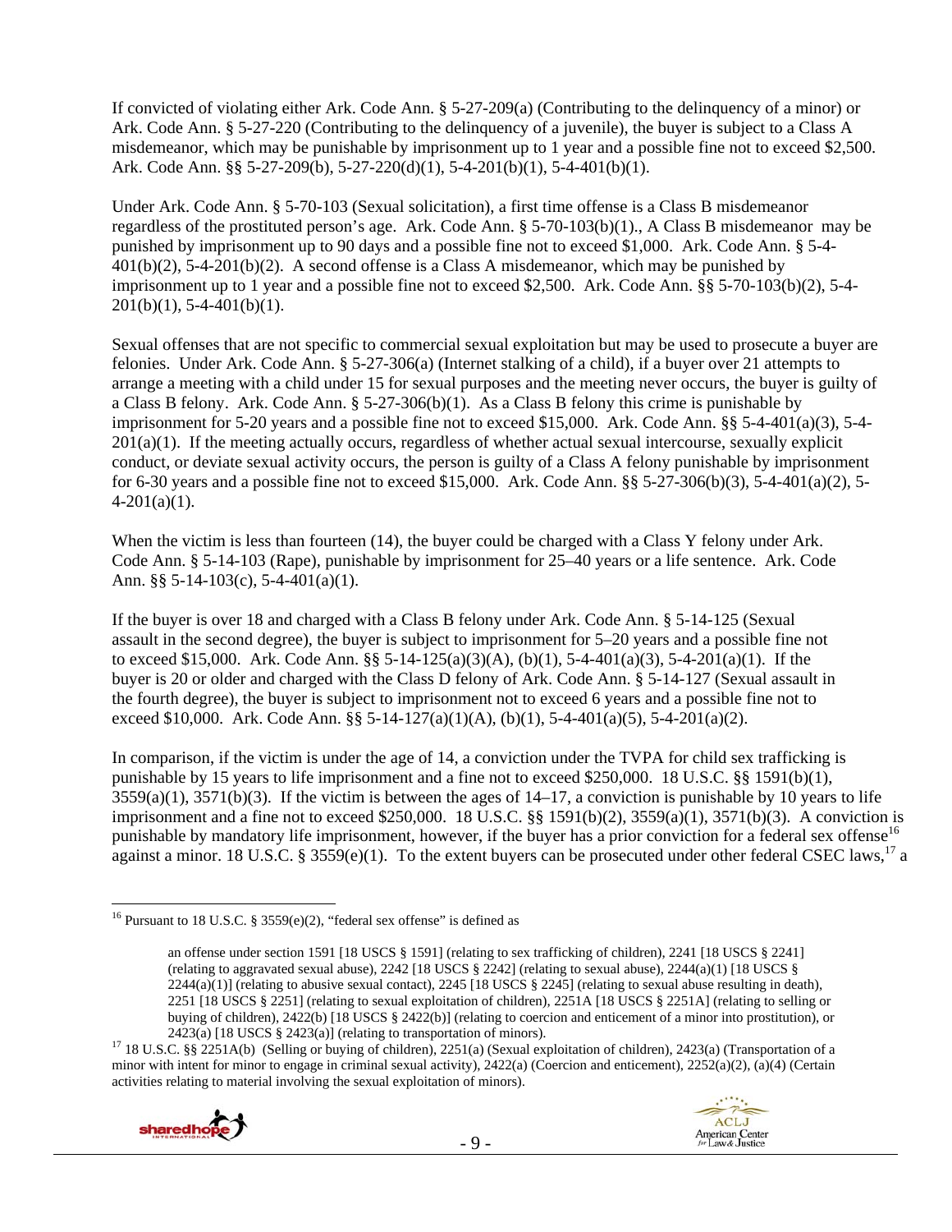If convicted of violating either Ark. Code Ann. § 5-27-209(a) (Contributing to the delinquency of a minor) or Ark. Code Ann. § 5-27-220 (Contributing to the delinquency of a juvenile), the buyer is subject to a Class A misdemeanor, which may be punishable by imprisonment up to 1 year and a possible fine not to exceed $2,500. Ark. Code Ann. §§ 5-27-209(b), 5-27-220(d)(1), 5-4-201(b)(1), 5-4-401(b)(1).

Under Ark. Code Ann. § 5-70-103 (Sexual solicitation), a first time offense is a Class B misdemeanor regardless of the prostituted person's age. Ark. Code Ann. § 5-70-103(b)(1)., A Class B misdemeanor may be punished by imprisonment up to 90 days and a possible fine not to exceed $1,000. Ark. Code Ann. § 5-4-401(b)(2), 5-4-201(b)(2). A second offense is a Class A misdemeanor, which may be punished by imprisonment up to 1 year and a possible fine not to exceed $2,500. Ark. Code Ann. §§ 5-70-103(b)(2), 5-4-201(b)(1), 5-4-401(b)(1).

Sexual offenses that are not specific to commercial sexual exploitation but may be used to prosecute a buyer are felonies. Under Ark. Code Ann. § 5-27-306(a) (Internet stalking of a child), if a buyer over 21 attempts to arrange a meeting with a child under 15 for sexual purposes and the meeting never occurs, the buyer is guilty of a Class B felony. Ark. Code Ann. § 5-27-306(b)(1). As a Class B felony this crime is punishable by imprisonment for 5-20 years and a possible fine not to exceed $15,000. Ark. Code Ann. §§ 5-4-401(a)(3), 5-4-201(a)(1). If the meeting actually occurs, regardless of whether actual sexual intercourse, sexually explicit conduct, or deviate sexual activity occurs, the person is guilty of a Class A felony punishable by imprisonment for 6-30 years and a possible fine not to exceed $15,000. Ark. Code Ann. §§ 5-27-306(b)(3), 5-4-401(a)(2), 5-4-201(a)(1).

When the victim is less than fourteen (14), the buyer could be charged with a Class Y felony under Ark. Code Ann. § 5-14-103 (Rape), punishable by imprisonment for 25–40 years or a life sentence. Ark. Code Ann. §§ 5-14-103(c), 5-4-401(a)(1).

If the buyer is over 18 and charged with a Class B felony under Ark. Code Ann. § 5-14-125 (Sexual assault in the second degree), the buyer is subject to imprisonment for 5–20 years and a possible fine not to exceed $15,000. Ark. Code Ann. §§ 5-14-125(a)(3)(A), (b)(1), 5-4-401(a)(3), 5-4-201(a)(1). If the buyer is 20 or older and charged with the Class D felony of Ark. Code Ann. § 5-14-127 (Sexual assault in the fourth degree), the buyer is subject to imprisonment not to exceed 6 years and a possible fine not to exceed $10,000. Ark. Code Ann. §§ 5-14-127(a)(1)(A), (b)(1), 5-4-401(a)(5), 5-4-201(a)(2).

In comparison, if the victim is under the age of 14, a conviction under the TVPA for child sex trafficking is punishable by 15 years to life imprisonment and a fine not to exceed $250,000. 18 U.S.C. §§ 1591(b)(1), 3559(a)(1), 3571(b)(3). If the victim is between the ages of 14–17, a conviction is punishable by 10 years to life imprisonment and a fine not to exceed $250,000. 18 U.S.C. §§ 1591(b)(2), 3559(a)(1), 3571(b)(3). A conviction is punishable by mandatory life imprisonment, however, if the buyer has a prior conviction for a federal sex offense[16] against a minor. 18 U.S.C. § 3559(e)(1). To the extent buyers can be prosecuted under other federal CSEC laws,[17] a

---

[16] Pursuant to 18 U.S.C. § 3559(e)(2), "federal sex offense" is defined as

> an offense under section 1591 [18 USCS § 1591] (relating to sex trafficking of children), 2241 [18 USCS § 2241] (relating to aggravated sexual abuse), 2242 [18 USCS § 2242] (relating to sexual abuse), 2244(a)(1) [18 USCS § 2244(a)(1)] (relating to abusive sexual contact), 2245 [18 USCS § 2245] (relating to sexual abuse resulting in death), 2251 [18 USCS § 2251] (relating to sexual exploitation of children), 2251A [18 USCS § 2251A] (relating to selling or buying of children), 2422(b) [18 USCS § 2422(b)] (relating to coercion and enticement of a minor into prostitution), or 2423(a) [18 USCS § 2423(a)] (relating to transportation of minors).

[17] 18 U.S.C. §§ 2251A(b) (Selling or buying of children), 2251(a) (Sexual exploitation of children), 2423(a) (Transportation of a minor with intent for minor to engage in criminal sexual activity), 2422(a) (Coercion and enticement), 2252(a)(2), (a)(4) (Certain activities relating to material involving the sexual exploitation of minors).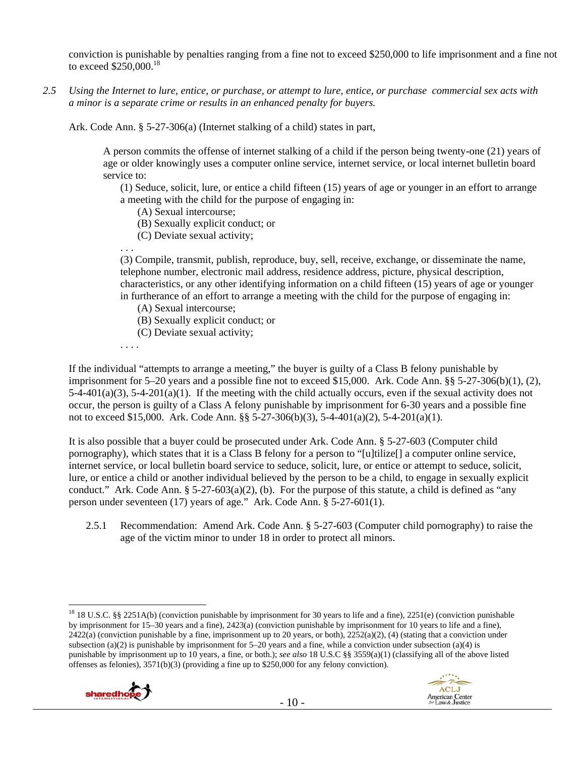conviction is punishable by penalties ranging from a fine not to exceed $250,000 to life imprisonment and a fine not to exceed $250,000.[18]

*2.5 Using the Internet to lure, entice, or purchase, or attempt to lure, entice, or purchase commercial sex acts with a minor is a separate crime or results in an enhanced penalty for buyers.*

Ark. Code Ann. § 5-27-306(a) (Internet stalking of a child) states in part,

> A person commits the offense of internet stalking of a child if the person being twenty-one (21) years of age or older knowingly uses a computer online service, internet service, or local internet bulletin board service to:
>
> (1) Seduce, solicit, lure, or entice a child fifteen (15) years of age or younger in an effort to arrange a meeting with the child for the purpose of engaging in:
>
> (A) Sexual intercourse;
> (B) Sexually explicit conduct; or
> (C) Deviate sexual activity;
>
> . . .
>
> (3) Compile, transmit, publish, reproduce, buy, sell, receive, exchange, or disseminate the name, telephone number, electronic mail address, residence address, picture, physical description, characteristics, or any other identifying information on a child fifteen (15) years of age or younger in furtherance of an effort to arrange a meeting with the child for the purpose of engaging in:
>
> (A) Sexual intercourse;
> (B) Sexually explicit conduct; or
> (C) Deviate sexual activity;
>
> . . . .

If the individual "attempts to arrange a meeting," the buyer is guilty of a Class B felony punishable by imprisonment for 5–20 years and a possible fine not to exceed $15,000. Ark. Code Ann. §§ 5-27-306(b)(1), (2), 5-4-401(a)(3), 5-4-201(a)(1). If the meeting with the child actually occurs, even if the sexual activity does not occur, the person is guilty of a Class A felony punishable by imprisonment for 6-30 years and a possible fine not to exceed $15,000. Ark. Code Ann. §§ 5-27-306(b)(3), 5-4-401(a)(2), 5-4-201(a)(1).

It is also possible that a buyer could be prosecuted under Ark. Code Ann. § 5-27-603 (Computer child pornography), which states that it is a Class B felony for a person to "[u]tilize[] a computer online service, internet service, or local bulletin board service to seduce, solicit, lure, or entice or attempt to seduce, solicit, lure, or entice a child or another individual believed by the person to be a child, to engage in sexually explicit conduct." Ark. Code Ann. § 5-27-603(a)(2), (b). For the purpose of this statute, a child is defined as "any person under seventeen (17) years of age." Ark. Code Ann. § 5-27-601(1).

2.5.1 Recommendation: Amend Ark. Code Ann. § 5-27-603 (Computer child pornography) to raise the age of the victim minor to under 18 in order to protect all minors.

---

[18] 18 U.S.C. §§ 2251A(b) (conviction punishable by imprisonment for 30 years to life and a fine), 2251(e) (conviction punishable by imprisonment for 15–30 years and a fine), 2423(a) (conviction punishable by imprisonment for 10 years to life and a fine), 2422(a) (conviction punishable by a fine, imprisonment up to 20 years, or both), 2252(a)(2), (4) (stating that a conviction under subsection (a)(2) is punishable by imprisonment for 5–20 years and a fine, while a conviction under subsection (a)(4) is punishable by imprisonment up to 10 years, a fine, or both.); *see also* 18 U.S.C §§ 3559(a)(1) (classifying all of the above listed offenses as felonies), 3571(b)(3) (providing a fine up to $250,000 for any felony conviction).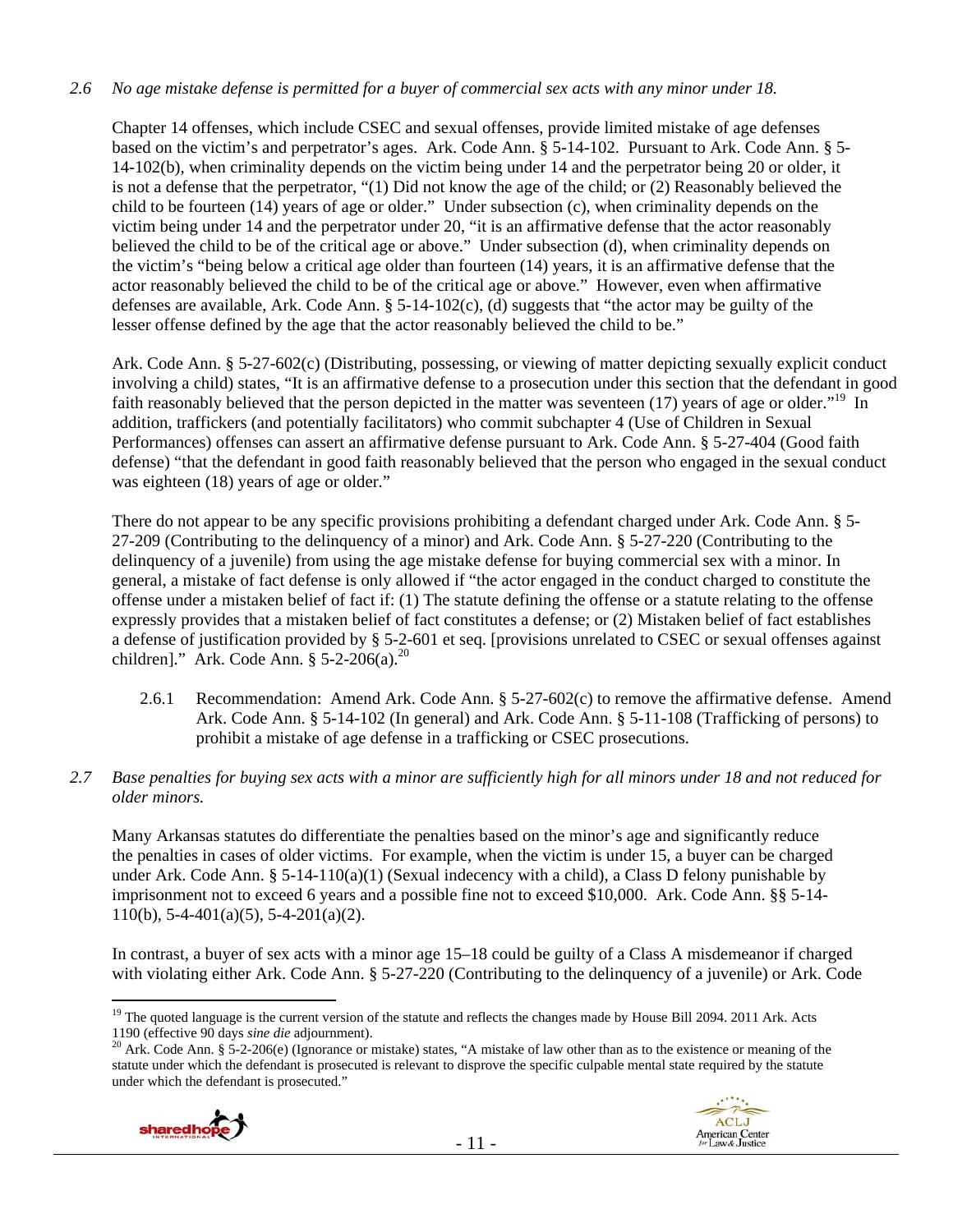*2.6 No age mistake defense is permitted for a buyer of commercial sex acts with any minor under 18.*

Chapter 14 offenses, which include CSEC and sexual offenses, provide limited mistake of age defenses based on the victim's and perpetrator's ages. Ark. Code Ann. § 5-14-102. Pursuant to Ark. Code Ann. § 5-14-102(b), when criminality depends on the victim being under 14 and the perpetrator being 20 or older, it is not a defense that the perpetrator, "(1) Did not know the age of the child; or (2) Reasonably believed the child to be fourteen (14) years of age or older." Under subsection (c), when criminality depends on the victim being under 14 and the perpetrator under 20, "it is an affirmative defense that the actor reasonably believed the child to be of the critical age or above." Under subsection (d), when criminality depends on the victim's "being below a critical age older than fourteen (14) years, it is an affirmative defense that the actor reasonably believed the child to be of the critical age or above." However, even when affirmative defenses are available, Ark. Code Ann. § 5-14-102(c), (d) suggests that "the actor may be guilty of the lesser offense defined by the age that the actor reasonably believed the child to be."

Ark. Code Ann. § 5-27-602(c) (Distributing, possessing, or viewing of matter depicting sexually explicit conduct involving a child) states, "It is an affirmative defense to a prosecution under this section that the defendant in good faith reasonably believed that the person depicted in the matter was seventeen (17) years of age or older."[19] In addition, traffickers (and potentially facilitators) who commit subchapter 4 (Use of Children in Sexual Performances) offenses can assert an affirmative defense pursuant to Ark. Code Ann. § 5-27-404 (Good faith defense) "that the defendant in good faith reasonably believed that the person who engaged in the sexual conduct was eighteen (18) years of age or older."

There do not appear to be any specific provisions prohibiting a defendant charged under Ark. Code Ann. § 5-27-209 (Contributing to the delinquency of a minor) and Ark. Code Ann. § 5-27-220 (Contributing to the delinquency of a juvenile) from using the age mistake defense for buying commercial sex with a minor. In general, a mistake of fact defense is only allowed if "the actor engaged in the conduct charged to constitute the offense under a mistaken belief of fact if: (1) The statute defining the offense or a statute relating to the offense expressly provides that a mistaken belief of fact constitutes a defense; or (2) Mistaken belief of fact establishes a defense of justification provided by § 5-2-601 et seq. [provisions unrelated to CSEC or sexual offenses against children]." Ark. Code Ann. § 5-2-206(a).[20]

2.6.1 Recommendation: Amend Ark. Code Ann. § 5-27-602(c) to remove the affirmative defense. Amend Ark. Code Ann. § 5-14-102 (In general) and Ark. Code Ann. § 5-11-108 (Trafficking of persons) to prohibit a mistake of age defense in a trafficking or CSEC prosecutions.

*2.7 Base penalties for buying sex acts with a minor are sufficiently high for all minors under 18 and not reduced for older minors.*

Many Arkansas statutes do differentiate the penalties based on the minor's age and significantly reduce the penalties in cases of older victims. For example, when the victim is under 15, a buyer can be charged under Ark. Code Ann. § 5-14-110(a)(1) (Sexual indecency with a child), a Class D felony punishable by imprisonment not to exceed 6 years and a possible fine not to exceed $10,000. Ark. Code Ann. §§ 5-14-110(b), 5-4-401(a)(5), 5-4-201(a)(2).

In contrast, a buyer of sex acts with a minor age 15–18 could be guilty of a Class A misdemeanor if charged with violating either Ark. Code Ann. § 5-27-220 (Contributing to the delinquency of a juvenile) or Ark. Code

---

[19] The quoted language is the current version of the statute and reflects the changes made by House Bill 2094. 2011 Ark. Acts 1190 (effective 90 days *sine die* adjournment).

[20] Ark. Code Ann. § 5-2-206(e) (Ignorance or mistake) states, "A mistake of law other than as to the existence or meaning of the statute under which the defendant is prosecuted is relevant to disprove the specific culpable mental state required by the statute under which the defendant is prosecuted."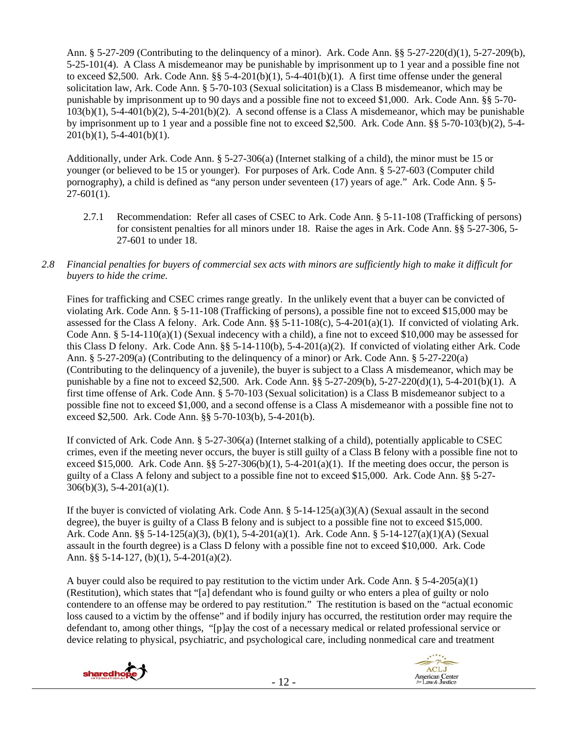Ann. § 5-27-209 (Contributing to the delinquency of a minor). Ark. Code Ann. §§ 5-27-220(d)(1), 5-27-209(b), 5-25-101(4). A Class A misdemeanor may be punishable by imprisonment up to 1 year and a possible fine not to exceed $2,500. Ark. Code Ann. §§ 5-4-201(b)(1), 5-4-401(b)(1). A first time offense under the general solicitation law, Ark. Code Ann. § 5-70-103 (Sexual solicitation) is a Class B misdemeanor, which may be punishable by imprisonment up to 90 days and a possible fine not to exceed $1,000. Ark. Code Ann. §§ 5-70-103(b)(1), 5-4-401(b)(2), 5-4-201(b)(2). A second offense is a Class A misdemeanor, which may be punishable by imprisonment up to 1 year and a possible fine not to exceed $2,500. Ark. Code Ann. §§ 5-70-103(b)(2), 5-4-201(b)(1), 5-4-401(b)(1).

Additionally, under Ark. Code Ann. § 5-27-306(a) (Internet stalking of a child), the minor must be 15 or younger (or believed to be 15 or younger). For purposes of Ark. Code Ann. § 5-27-603 (Computer child pornography), a child is defined as "any person under seventeen (17) years of age." Ark. Code Ann. § 5-27-601(1).

2.7.1 Recommendation: Refer all cases of CSEC to Ark. Code Ann. § 5-11-108 (Trafficking of persons) for consistent penalties for all minors under 18. Raise the ages in Ark. Code Ann. §§ 5-27-306, 5-27-601 to under 18.

*2.8 Financial penalties for buyers of commercial sex acts with minors are sufficiently high to make it difficult for buyers to hide the crime.*

Fines for trafficking and CSEC crimes range greatly. In the unlikely event that a buyer can be convicted of violating Ark. Code Ann. § 5-11-108 (Trafficking of persons), a possible fine not to exceed $15,000 may be assessed for the Class A felony. Ark. Code Ann. §§ 5-11-108(c), 5-4-201(a)(1). If convicted of violating Ark. Code Ann. § 5-14-110(a)(1) (Sexual indecency with a child), a fine not to exceed $10,000 may be assessed for this Class D felony. Ark. Code Ann. §§ 5-14-110(b), 5-4-201(a)(2). If convicted of violating either Ark. Code Ann. § 5-27-209(a) (Contributing to the delinquency of a minor) or Ark. Code Ann. § 5-27-220(a) (Contributing to the delinquency of a juvenile), the buyer is subject to a Class A misdemeanor, which may be punishable by a fine not to exceed $2,500. Ark. Code Ann. §§ 5-27-209(b), 5-27-220(d)(1), 5-4-201(b)(1). A first time offense of Ark. Code Ann. § 5-70-103 (Sexual solicitation) is a Class B misdemeanor subject to a possible fine not to exceed $1,000, and a second offense is a Class A misdemeanor with a possible fine not to exceed $2,500. Ark. Code Ann. §§ 5-70-103(b), 5-4-201(b).

If convicted of Ark. Code Ann. § 5-27-306(a) (Internet stalking of a child), potentially applicable to CSEC crimes, even if the meeting never occurs, the buyer is still guilty of a Class B felony with a possible fine not to exceed $15,000. Ark. Code Ann. §§ 5-27-306(b)(1), 5-4-201(a)(1). If the meeting does occur, the person is guilty of a Class A felony and subject to a possible fine not to exceed $15,000. Ark. Code Ann. §§ 5-27-306(b)(3), 5-4-201(a)(1).

If the buyer is convicted of violating Ark. Code Ann. § 5-14-125(a)(3)(A) (Sexual assault in the second degree), the buyer is guilty of a Class B felony and is subject to a possible fine not to exceed $15,000. Ark. Code Ann. §§ 5-14-125(a)(3), (b)(1), 5-4-201(a)(1). Ark. Code Ann. § 5-14-127(a)(1)(A) (Sexual assault in the fourth degree) is a Class D felony with a possible fine not to exceed $10,000. Ark. Code Ann. §§ 5-14-127, (b)(1), 5-4-201(a)(2).

A buyer could also be required to pay restitution to the victim under Ark. Code Ann. § 5-4-205(a)(1) (Restitution), which states that "[a] defendant who is found guilty or who enters a plea of guilty or nolo contendere to an offense may be ordered to pay restitution." The restitution is based on the "actual economic loss caused to a victim by the offense" and if bodily injury has occurred, the restitution order may require the defendant to, among other things, "[p]ay the cost of a necessary medical or related professional service or device relating to physical, psychiatric, and psychological care, including nonmedical care and treatment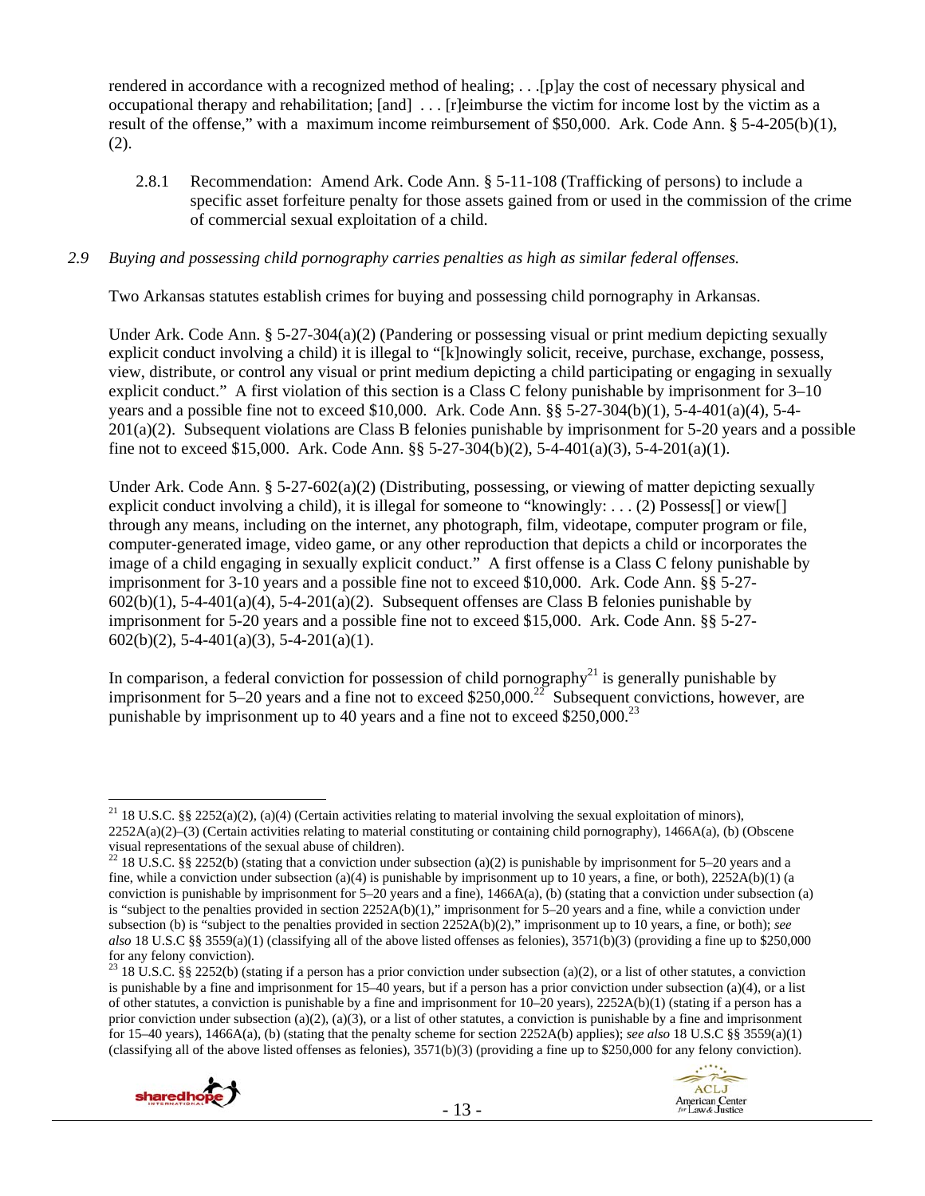rendered in accordance with a recognized method of healing; . . .[p]ay the cost of necessary physical and occupational therapy and rehabilitation; [and] . . . [r]eimburse the victim for income lost by the victim as a result of the offense," with a maximum income reimbursement of $50,000. Ark. Code Ann. § 5-4-205(b)(1), (2).

2.8.1 Recommendation: Amend Ark. Code Ann. § 5-11-108 (Trafficking of persons) to include a specific asset forfeiture penalty for those assets gained from or used in the commission of the crime of commercial sexual exploitation of a child.

*2.9 Buying and possessing child pornography carries penalties as high as similar federal offenses.*

Two Arkansas statutes establish crimes for buying and possessing child pornography in Arkansas.

Under Ark. Code Ann. § 5-27-304(a)(2) (Pandering or possessing visual or print medium depicting sexually explicit conduct involving a child) it is illegal to "[k]nowingly solicit, receive, purchase, exchange, possess, view, distribute, or control any visual or print medium depicting a child participating or engaging in sexually explicit conduct." A first violation of this section is a Class C felony punishable by imprisonment for 3–10 years and a possible fine not to exceed $10,000. Ark. Code Ann. §§ 5-27-304(b)(1), 5-4-401(a)(4), 5-4-201(a)(2). Subsequent violations are Class B felonies punishable by imprisonment for 5-20 years and a possible fine not to exceed $15,000. Ark. Code Ann. §§ 5-27-304(b)(2), 5-4-401(a)(3), 5-4-201(a)(1).

Under Ark. Code Ann. § 5-27-602(a)(2) (Distributing, possessing, or viewing of matter depicting sexually explicit conduct involving a child), it is illegal for someone to "knowingly: . . . (2) Possess[] or view[] through any means, including on the internet, any photograph, film, videotape, computer program or file, computer-generated image, video game, or any other reproduction that depicts a child or incorporates the image of a child engaging in sexually explicit conduct." A first offense is a Class C felony punishable by imprisonment for 3-10 years and a possible fine not to exceed $10,000. Ark. Code Ann. §§ 5-27-602(b)(1), 5-4-401(a)(4), 5-4-201(a)(2). Subsequent offenses are Class B felonies punishable by imprisonment for 5-20 years and a possible fine not to exceed $15,000. Ark. Code Ann. §§ 5-27-602(b)(2), 5-4-401(a)(3), 5-4-201(a)(1).

In comparison, a federal conviction for possession of child pornography[21] is generally punishable by imprisonment for 5–20 years and a fine not to exceed $250,000.[22] Subsequent convictions, however, are punishable by imprisonment up to 40 years and a fine not to exceed $250,000.[23]

---

[21] 18 U.S.C. §§ 2252(a)(2), (a)(4) (Certain activities relating to material involving the sexual exploitation of minors), 2252A(a)(2)–(3) (Certain activities relating to material constituting or containing child pornography), 1466A(a), (b) (Obscene visual representations of the sexual abuse of children).

[22] 18 U.S.C. §§ 2252(b) (stating that a conviction under subsection (a)(2) is punishable by imprisonment for 5–20 years and a fine, while a conviction under subsection (a)(4) is punishable by imprisonment up to 10 years, a fine, or both), 2252A(b)(1) (a conviction is punishable by imprisonment for 5–20 years and a fine), 1466A(a), (b) (stating that a conviction under subsection (a) is "subject to the penalties provided in section 2252A(b)(1)," imprisonment for 5–20 years and a fine, while a conviction under subsection (b) is "subject to the penalties provided in section 2252A(b)(2)," imprisonment up to 10 years, a fine, or both); *see also* 18 U.S.C §§ 3559(a)(1) (classifying all of the above listed offenses as felonies), 3571(b)(3) (providing a fine up to $250,000 for any felony conviction).

[23] 18 U.S.C. §§ 2252(b) (stating if a person has a prior conviction under subsection (a)(2), or a list of other statutes, a conviction is punishable by a fine and imprisonment for 15–40 years, but if a person has a prior conviction under subsection (a)(4), or a list of other statutes, a conviction is punishable by a fine and imprisonment for 10–20 years), 2252A(b)(1) (stating if a person has a prior conviction under subsection (a)(2), (a)(3), or a list of other statutes, a conviction is punishable by a fine and imprisonment for 15–40 years), 1466A(a), (b) (stating that the penalty scheme for section 2252A(b) applies); *see also* 18 U.S.C §§ 3559(a)(1) (classifying all of the above listed offenses as felonies), 3571(b)(3) (providing a fine up to $250,000 for any felony conviction).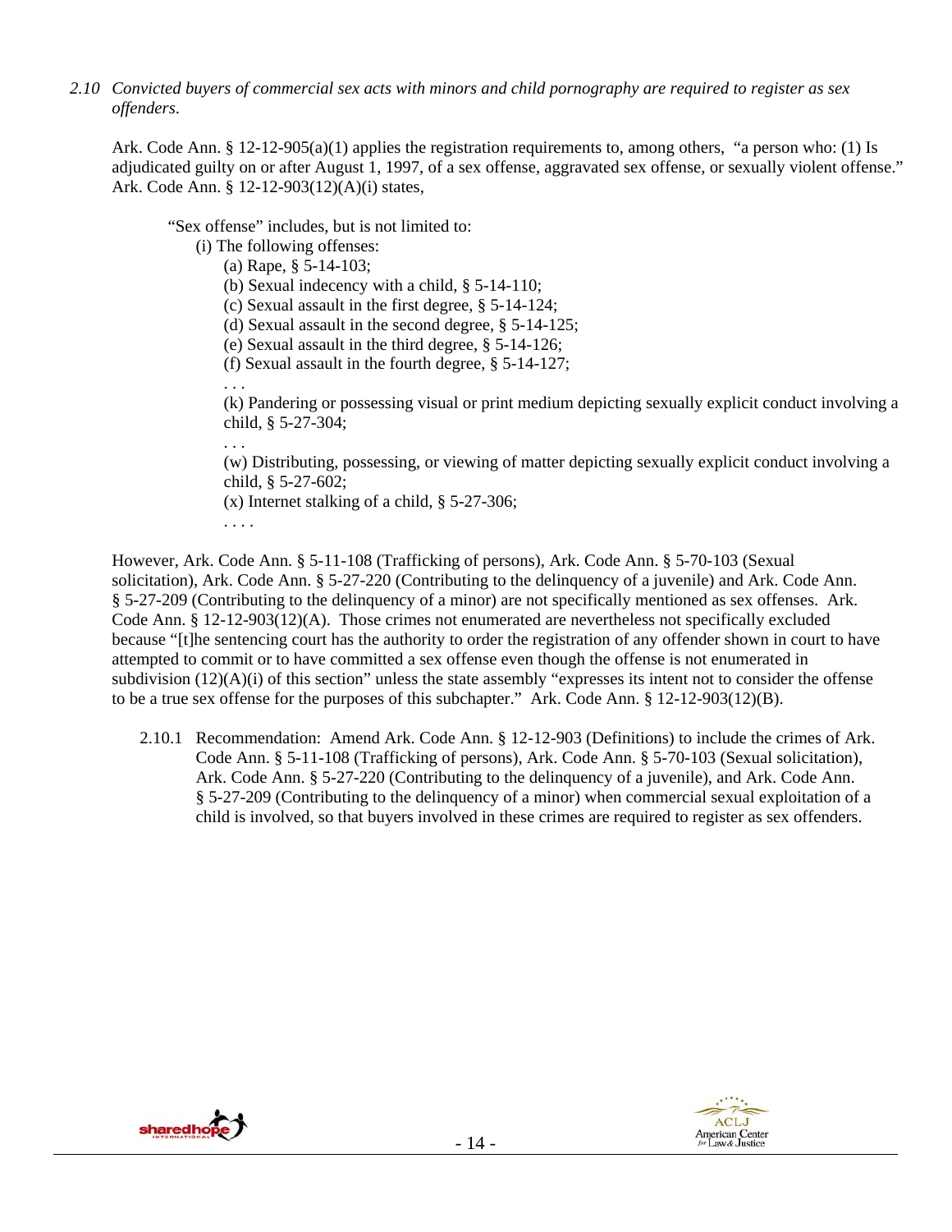*2.10 Convicted buyers of commercial sex acts with minors and child pornography are required to register as sex offenders*.

Ark. Code Ann. § 12-12-905(a)(1) applies the registration requirements to, among others, "a person who: (1) Is adjudicated guilty on or after August 1, 1997, of a sex offense, aggravated sex offense, or sexually violent offense." Ark. Code Ann. § 12-12-903(12)(A)(i) states,

> "Sex offense" includes, but is not limited to:
>
> (i) The following offenses:
>
> (a) Rape, § 5-14-103;
>
> (b) Sexual indecency with a child, § 5-14-110;
>
> (c) Sexual assault in the first degree, § 5-14-124;
>
> (d) Sexual assault in the second degree, § 5-14-125;
>
> (e) Sexual assault in the third degree, § 5-14-126;
>
> (f) Sexual assault in the fourth degree, § 5-14-127;
>
> . . .
>
> (k) Pandering or possessing visual or print medium depicting sexually explicit conduct involving a child, § 5-27-304;
>
> . . .
>
> (w) Distributing, possessing, or viewing of matter depicting sexually explicit conduct involving a child, § 5-27-602;
>
> (x) Internet stalking of a child, § 5-27-306;
>
> . . . .

However, Ark. Code Ann. § 5-11-108 (Trafficking of persons), Ark. Code Ann. § 5-70-103 (Sexual solicitation), Ark. Code Ann. § 5-27-220 (Contributing to the delinquency of a juvenile) and Ark. Code Ann. § 5-27-209 (Contributing to the delinquency of a minor) are not specifically mentioned as sex offenses. Ark. Code Ann. § 12-12-903(12)(A). Those crimes not enumerated are nevertheless not specifically excluded because "[t]he sentencing court has the authority to order the registration of any offender shown in court to have attempted to commit or to have committed a sex offense even though the offense is not enumerated in subdivision (12)(A)(i) of this section" unless the state assembly "expresses its intent not to consider the offense to be a true sex offense for the purposes of this subchapter." Ark. Code Ann. § 12-12-903(12)(B).

2.10.1 Recommendation: Amend Ark. Code Ann. § 12-12-903 (Definitions) to include the crimes of Ark. Code Ann. § 5-11-108 (Trafficking of persons), Ark. Code Ann. § 5-70-103 (Sexual solicitation), Ark. Code Ann. § 5-27-220 (Contributing to the delinquency of a juvenile), and Ark. Code Ann. § 5-27-209 (Contributing to the delinquency of a minor) when commercial sexual exploitation of a child is involved, so that buyers involved in these crimes are required to register as sex offenders.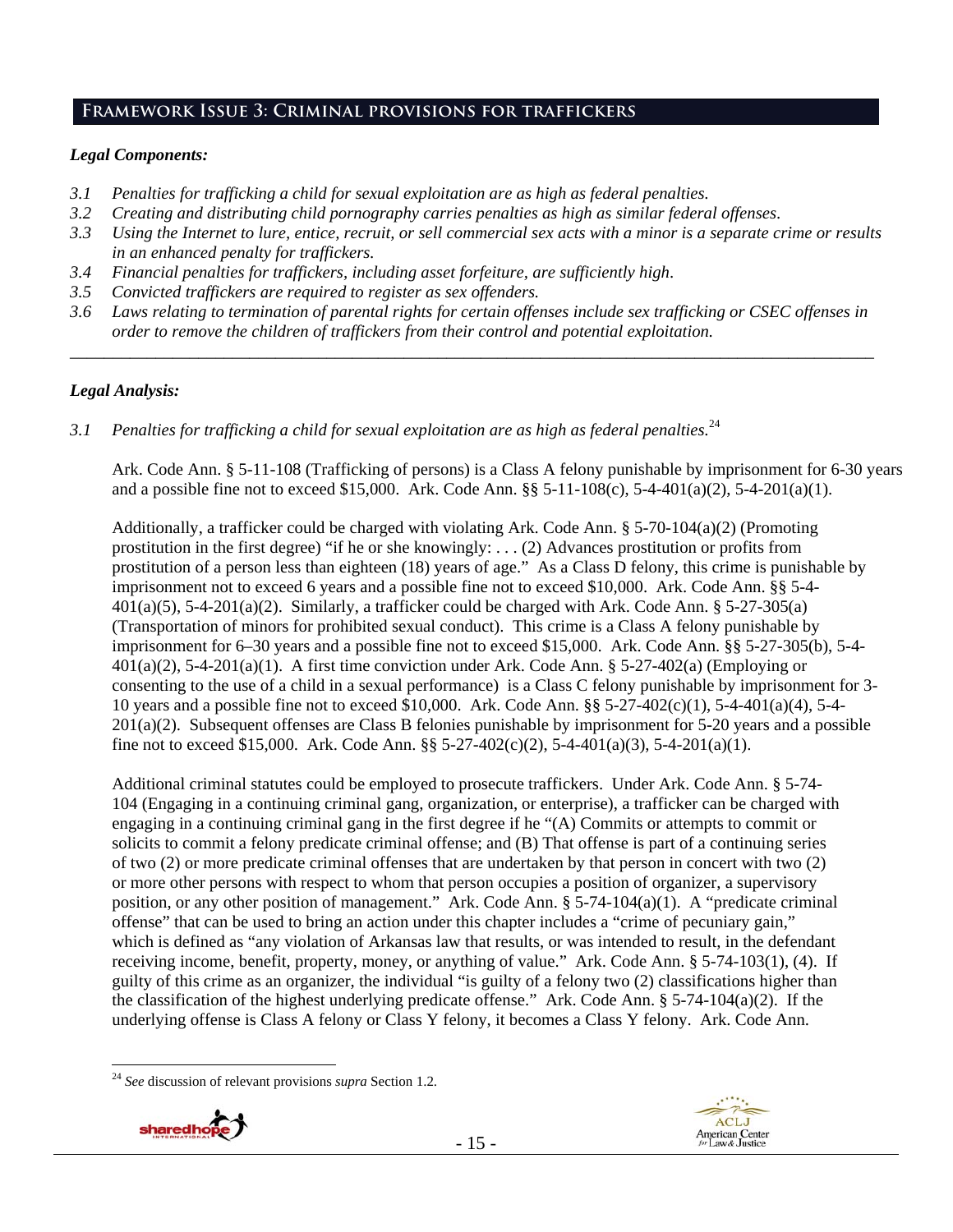## Framework Issue 3: Criminal provisions for traffickers

### *Legal Components:*

*3.1 Penalties for trafficking a child for sexual exploitation are as high as federal penalties.*

*3.2 Creating and distributing child pornography carries penalties as high as similar federal offenses.*

*3.3 Using the Internet to lure, entice, recruit, or sell commercial sex acts with a minor is a separate crime or results in an enhanced penalty for traffickers.*

*3.4 Financial penalties for traffickers, including asset forfeiture, are sufficiently high.*

*3.5 Convicted traffickers are required to register as sex offenders.*

*3.6 Laws relating to termination of parental rights for certain offenses include sex trafficking or CSEC offenses in order to remove the children of traffickers from their control and potential exploitation.*

---

### *Legal Analysis:*

*3.1 Penalties for trafficking a child for sexual exploitation are as high as federal penalties.*[24]

Ark. Code Ann. § 5-11-108 (Trafficking of persons) is a Class A felony punishable by imprisonment for 6-30 years and a possible fine not to exceed $15,000. Ark. Code Ann. §§ 5-11-108(c), 5-4-401(a)(2), 5-4-201(a)(1).

Additionally, a trafficker could be charged with violating Ark. Code Ann. § 5-70-104(a)(2) (Promoting prostitution in the first degree) "if he or she knowingly: . . . (2) Advances prostitution or profits from prostitution of a person less than eighteen (18) years of age." As a Class D felony, this crime is punishable by imprisonment not to exceed 6 years and a possible fine not to exceed $10,000. Ark. Code Ann. §§ 5-4-401(a)(5), 5-4-201(a)(2). Similarly, a trafficker could be charged with Ark. Code Ann. § 5-27-305(a) (Transportation of minors for prohibited sexual conduct). This crime is a Class A felony punishable by imprisonment for 6–30 years and a possible fine not to exceed $15,000. Ark. Code Ann. §§ 5-27-305(b), 5-4-401(a)(2), 5-4-201(a)(1). A first time conviction under Ark. Code Ann. § 5-27-402(a) (Employing or consenting to the use of a child in a sexual performance) is a Class C felony punishable by imprisonment for 3-10 years and a possible fine not to exceed $10,000. Ark. Code Ann. §§ 5-27-402(c)(1), 5-4-401(a)(4), 5-4-201(a)(2). Subsequent offenses are Class B felonies punishable by imprisonment for 5-20 years and a possible fine not to exceed $15,000. Ark. Code Ann. §§ 5-27-402(c)(2), 5-4-401(a)(3), 5-4-201(a)(1).

Additional criminal statutes could be employed to prosecute traffickers. Under Ark. Code Ann. § 5-74-104 (Engaging in a continuing criminal gang, organization, or enterprise), a trafficker can be charged with engaging in a continuing criminal gang in the first degree if he "(A) Commits or attempts to commit or solicits to commit a felony predicate criminal offense; and (B) That offense is part of a continuing series of two (2) or more predicate criminal offenses that are undertaken by that person in concert with two (2) or more other persons with respect to whom that person occupies a position of organizer, a supervisory position, or any other position of management." Ark. Code Ann. § 5-74-104(a)(1). A "predicate criminal offense" that can be used to bring an action under this chapter includes a "crime of pecuniary gain," which is defined as "any violation of Arkansas law that results, or was intended to result, in the defendant receiving income, benefit, property, money, or anything of value." Ark. Code Ann. § 5-74-103(1), (4). If guilty of this crime as an organizer, the individual "is guilty of a felony two (2) classifications higher than the classification of the highest underlying predicate offense." Ark. Code Ann. § 5-74-104(a)(2). If the underlying offense is Class A felony or Class Y felony, it becomes a Class Y felony. Ark. Code Ann.

---

[24] *See* discussion of relevant provisions *supra* Section 1.2.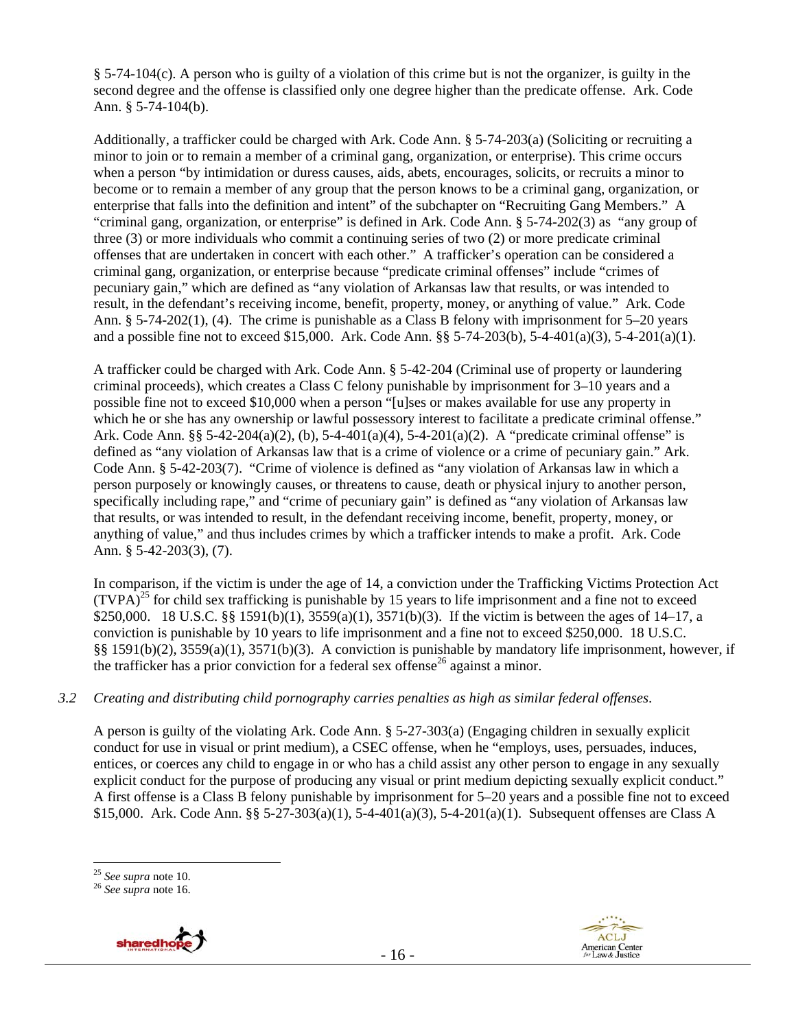§ 5-74-104(c). A person who is guilty of a violation of this crime but is not the organizer, is guilty in the second degree and the offense is classified only one degree higher than the predicate offense. Ark. Code Ann. § 5-74-104(b).

Additionally, a trafficker could be charged with Ark. Code Ann. § 5-74-203(a) (Soliciting or recruiting a minor to join or to remain a member of a criminal gang, organization, or enterprise). This crime occurs when a person "by intimidation or duress causes, aids, abets, encourages, solicits, or recruits a minor to become or to remain a member of any group that the person knows to be a criminal gang, organization, or enterprise that falls into the definition and intent" of the subchapter on "Recruiting Gang Members." A "criminal gang, organization, or enterprise" is defined in Ark. Code Ann. § 5-74-202(3) as "any group of three (3) or more individuals who commit a continuing series of two (2) or more predicate criminal offenses that are undertaken in concert with each other." A trafficker's operation can be considered a criminal gang, organization, or enterprise because "predicate criminal offenses" include "crimes of pecuniary gain," which are defined as "any violation of Arkansas law that results, or was intended to result, in the defendant's receiving income, benefit, property, money, or anything of value." Ark. Code Ann. § 5-74-202(1), (4). The crime is punishable as a Class B felony with imprisonment for 5–20 years and a possible fine not to exceed $15,000. Ark. Code Ann. §§ 5-74-203(b), 5-4-401(a)(3), 5-4-201(a)(1).

A trafficker could be charged with Ark. Code Ann. § 5-42-204 (Criminal use of property or laundering criminal proceeds), which creates a Class C felony punishable by imprisonment for 3–10 years and a possible fine not to exceed $10,000 when a person "[u]ses or makes available for use any property in which he or she has any ownership or lawful possessory interest to facilitate a predicate criminal offense." Ark. Code Ann. §§ 5-42-204(a)(2), (b), 5-4-401(a)(4), 5-4-201(a)(2). A "predicate criminal offense" is defined as "any violation of Arkansas law that is a crime of violence or a crime of pecuniary gain." Ark. Code Ann. § 5-42-203(7). "Crime of violence is defined as "any violation of Arkansas law in which a person purposely or knowingly causes, or threatens to cause, death or physical injury to another person, specifically including rape," and "crime of pecuniary gain" is defined as "any violation of Arkansas law that results, or was intended to result, in the defendant receiving income, benefit, property, money, or anything of value," and thus includes crimes by which a trafficker intends to make a profit. Ark. Code Ann. § 5-42-203(3), (7).

In comparison, if the victim is under the age of 14, a conviction under the Trafficking Victims Protection Act (TVPA)[25] for child sex trafficking is punishable by 15 years to life imprisonment and a fine not to exceed $250,000. 18 U.S.C. §§ 1591(b)(1), 3559(a)(1), 3571(b)(3). If the victim is between the ages of 14–17, a conviction is punishable by 10 years to life imprisonment and a fine not to exceed $250,000. 18 U.S.C. §§ 1591(b)(2), 3559(a)(1), 3571(b)(3). A conviction is punishable by mandatory life imprisonment, however, if the trafficker has a prior conviction for a federal sex offense[26] against a minor.

*3.2 Creating and distributing child pornography carries penalties as high as similar federal offenses.*

A person is guilty of the violating Ark. Code Ann. § 5-27-303(a) (Engaging children in sexually explicit conduct for use in visual or print medium), a CSEC offense, when he "employs, uses, persuades, induces, entices, or coerces any child to engage in or who has a child assist any other person to engage in any sexually explicit conduct for the purpose of producing any visual or print medium depicting sexually explicit conduct." A first offense is a Class B felony punishable by imprisonment for 5–20 years and a possible fine not to exceed $15,000. Ark. Code Ann. §§ 5-27-303(a)(1), 5-4-401(a)(3), 5-4-201(a)(1). Subsequent offenses are Class A

[25] *See supra* note 10.
[26] *See supra* note 16.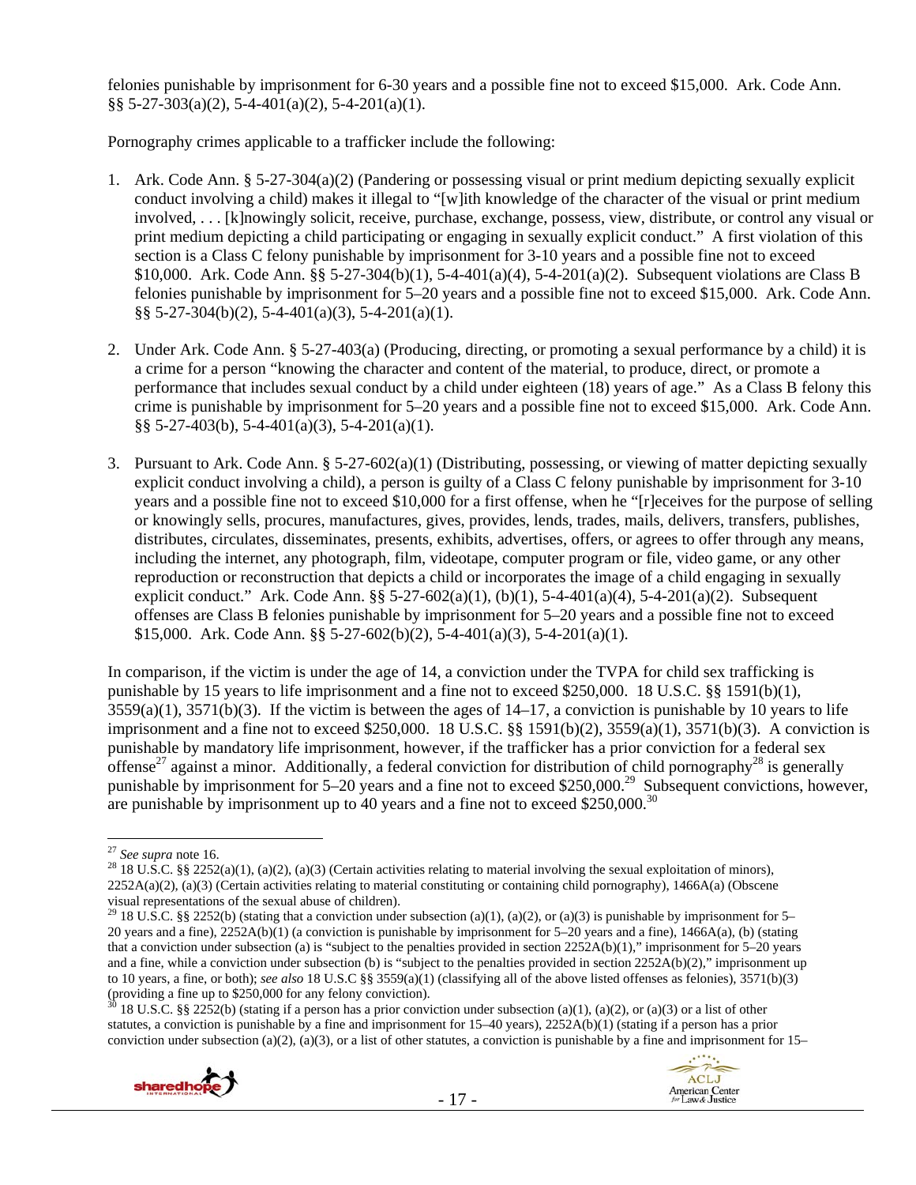felonies punishable by imprisonment for 6-30 years and a possible fine not to exceed $15,000. Ark. Code Ann. §§ 5-27-303(a)(2), 5-4-401(a)(2), 5-4-201(a)(1).

Pornography crimes applicable to a trafficker include the following:

1. Ark. Code Ann. § 5-27-304(a)(2) (Pandering or possessing visual or print medium depicting sexually explicit conduct involving a child) makes it illegal to "[w]ith knowledge of the character of the visual or print medium involved, . . . [k]nowingly solicit, receive, purchase, exchange, possess, view, distribute, or control any visual or print medium depicting a child participating or engaging in sexually explicit conduct." A first violation of this section is a Class C felony punishable by imprisonment for 3-10 years and a possible fine not to exceed $10,000. Ark. Code Ann. §§ 5-27-304(b)(1), 5-4-401(a)(4), 5-4-201(a)(2). Subsequent violations are Class B felonies punishable by imprisonment for 5–20 years and a possible fine not to exceed $15,000. Ark. Code Ann. §§ 5-27-304(b)(2), 5-4-401(a)(3), 5-4-201(a)(1).

2. Under Ark. Code Ann. § 5-27-403(a) (Producing, directing, or promoting a sexual performance by a child) it is a crime for a person "knowing the character and content of the material, to produce, direct, or promote a performance that includes sexual conduct by a child under eighteen (18) years of age." As a Class B felony this crime is punishable by imprisonment for 5–20 years and a possible fine not to exceed $15,000. Ark. Code Ann. §§ 5-27-403(b), 5-4-401(a)(3), 5-4-201(a)(1).

3. Pursuant to Ark. Code Ann. § 5-27-602(a)(1) (Distributing, possessing, or viewing of matter depicting sexually explicit conduct involving a child), a person is guilty of a Class C felony punishable by imprisonment for 3-10 years and a possible fine not to exceed $10,000 for a first offense, when he "[r]eceives for the purpose of selling or knowingly sells, procures, manufactures, gives, provides, lends, trades, mails, delivers, transfers, publishes, distributes, circulates, disseminates, presents, exhibits, advertises, offers, or agrees to offer through any means, including the internet, any photograph, film, videotape, computer program or file, video game, or any other reproduction or reconstruction that depicts a child or incorporates the image of a child engaging in sexually explicit conduct." Ark. Code Ann. §§ 5-27-602(a)(1), (b)(1), 5-4-401(a)(4), 5-4-201(a)(2). Subsequent offenses are Class B felonies punishable by imprisonment for 5–20 years and a possible fine not to exceed $15,000. Ark. Code Ann. §§ 5-27-602(b)(2), 5-4-401(a)(3), 5-4-201(a)(1).

In comparison, if the victim is under the age of 14, a conviction under the TVPA for child sex trafficking is punishable by 15 years to life imprisonment and a fine not to exceed $250,000. 18 U.S.C. §§ 1591(b)(1), 3559(a)(1), 3571(b)(3). If the victim is between the ages of 14–17, a conviction is punishable by 10 years to life imprisonment and a fine not to exceed $250,000. 18 U.S.C. §§ 1591(b)(2), 3559(a)(1), 3571(b)(3). A conviction is punishable by mandatory life imprisonment, however, if the trafficker has a prior conviction for a federal sex offense[27] against a minor. Additionally, a federal conviction for distribution of child pornography[28] is generally punishable by imprisonment for 5–20 years and a fine not to exceed $250,000.[29] Subsequent convictions, however, are punishable by imprisonment up to 40 years and a fine not to exceed $250,000.[30]

---

[27] *See supra* note 16.

[28] 18 U.S.C. §§ 2252(a)(1), (a)(2), (a)(3) (Certain activities relating to material involving the sexual exploitation of minors), 2252A(a)(2), (a)(3) (Certain activities relating to material constituting or containing child pornography), 1466A(a) (Obscene visual representations of the sexual abuse of children).

[29] 18 U.S.C. §§ 2252(b) (stating that a conviction under subsection (a)(1), (a)(2), or (a)(3) is punishable by imprisonment for 5–20 years and a fine), 2252A(b)(1) (a conviction is punishable by imprisonment for 5–20 years and a fine), 1466A(a), (b) (stating that a conviction under subsection (a) is "subject to the penalties provided in section 2252A(b)(1)," imprisonment for 5–20 years and a fine, while a conviction under subsection (b) is "subject to the penalties provided in section 2252A(b)(2)," imprisonment up to 10 years, a fine, or both); *see also* 18 U.S.C §§ 3559(a)(1) (classifying all of the above listed offenses as felonies), 3571(b)(3) (providing a fine up to $250,000 for any felony conviction).

[30] 18 U.S.C. §§ 2252(b) (stating if a person has a prior conviction under subsection (a)(1), (a)(2), or (a)(3) or a list of other statutes, a conviction is punishable by a fine and imprisonment for 15–40 years), 2252A(b)(1) (stating if a person has a prior conviction under subsection (a)(2), (a)(3), or a list of other statutes, a conviction is punishable by a fine and imprisonment for 15–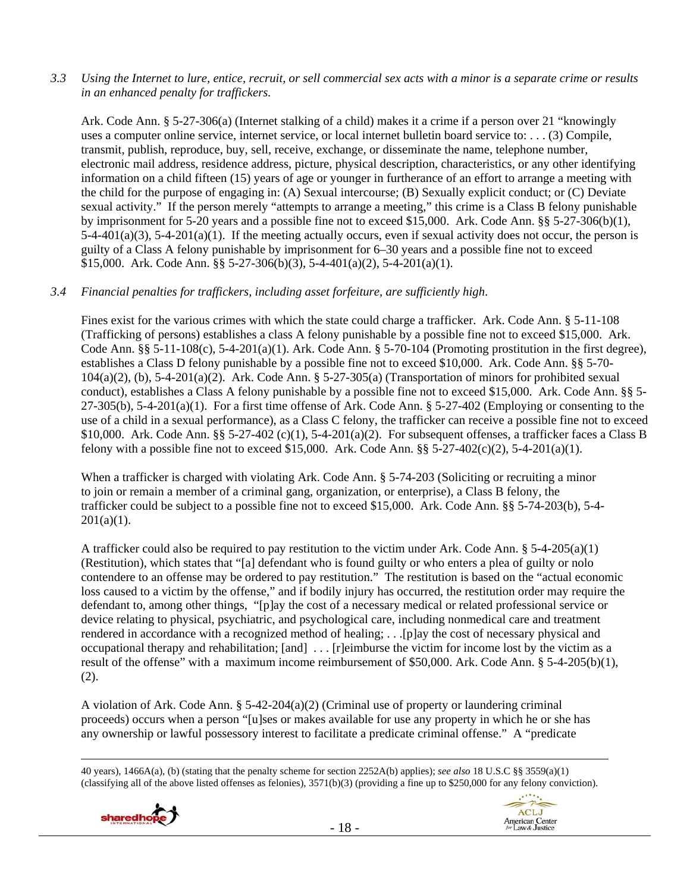*3.3 Using the Internet to lure, entice, recruit, or sell commercial sex acts with a minor is a separate crime or results in an enhanced penalty for traffickers.*

Ark. Code Ann. § 5-27-306(a) (Internet stalking of a child) makes it a crime if a person over 21 "knowingly uses a computer online service, internet service, or local internet bulletin board service to: . . . (3) Compile, transmit, publish, reproduce, buy, sell, receive, exchange, or disseminate the name, telephone number, electronic mail address, residence address, picture, physical description, characteristics, or any other identifying information on a child fifteen (15) years of age or younger in furtherance of an effort to arrange a meeting with the child for the purpose of engaging in: (A) Sexual intercourse; (B) Sexually explicit conduct; or (C) Deviate sexual activity." If the person merely "attempts to arrange a meeting," this crime is a Class B felony punishable by imprisonment for 5-20 years and a possible fine not to exceed $15,000. Ark. Code Ann. §§ 5-27-306(b)(1), 5-4-401(a)(3), 5-4-201(a)(1). If the meeting actually occurs, even if sexual activity does not occur, the person is guilty of a Class A felony punishable by imprisonment for 6–30 years and a possible fine not to exceed $15,000. Ark. Code Ann. §§ 5-27-306(b)(3), 5-4-401(a)(2), 5-4-201(a)(1).

*3.4 Financial penalties for traffickers, including asset forfeiture, are sufficiently high.*

Fines exist for the various crimes with which the state could charge a trafficker. Ark. Code Ann. § 5-11-108 (Trafficking of persons) establishes a class A felony punishable by a possible fine not to exceed $15,000. Ark. Code Ann. §§ 5-11-108(c), 5-4-201(a)(1). Ark. Code Ann. § 5-70-104 (Promoting prostitution in the first degree), establishes a Class D felony punishable by a possible fine not to exceed $10,000. Ark. Code Ann. §§ 5-70-104(a)(2), (b), 5-4-201(a)(2). Ark. Code Ann. § 5-27-305(a) (Transportation of minors for prohibited sexual conduct), establishes a Class A felony punishable by a possible fine not to exceed $15,000. Ark. Code Ann. §§ 5-27-305(b), 5-4-201(a)(1). For a first time offense of Ark. Code Ann. § 5-27-402 (Employing or consenting to the use of a child in a sexual performance), as a Class C felony, the trafficker can receive a possible fine not to exceed $10,000. Ark. Code Ann. §§ 5-27-402 (c)(1), 5-4-201(a)(2). For subsequent offenses, a trafficker faces a Class B felony with a possible fine not to exceed $15,000. Ark. Code Ann. §§ 5-27-402(c)(2), 5-4-201(a)(1).

When a trafficker is charged with violating Ark. Code Ann. § 5-74-203 (Soliciting or recruiting a minor to join or remain a member of a criminal gang, organization, or enterprise), a Class B felony, the trafficker could be subject to a possible fine not to exceed $15,000. Ark. Code Ann. §§ 5-74-203(b), 5-4-201(a)(1).

A trafficker could also be required to pay restitution to the victim under Ark. Code Ann. § 5-4-205(a)(1) (Restitution), which states that "[a] defendant who is found guilty or who enters a plea of guilty or nolo contendere to an offense may be ordered to pay restitution." The restitution is based on the "actual economic loss caused to a victim by the offense," and if bodily injury has occurred, the restitution order may require the defendant to, among other things, "[p]ay the cost of a necessary medical or related professional service or device relating to physical, psychiatric, and psychological care, including nonmedical care and treatment rendered in accordance with a recognized method of healing; . . .[p]ay the cost of necessary physical and occupational therapy and rehabilitation; [and] . . . [r]eimburse the victim for income lost by the victim as a result of the offense" with a maximum income reimbursement of $50,000. Ark. Code Ann. § 5-4-205(b)(1), (2).

A violation of Ark. Code Ann. § 5-42-204(a)(2) (Criminal use of property or laundering criminal proceeds) occurs when a person "[u]ses or makes available for use any property in which he or she has any ownership or lawful possessory interest to facilitate a predicate criminal offense." A "predicate

---

40 years), 1466A(a), (b) (stating that the penalty scheme for section 2252A(b) applies); *see also* 18 U.S.C §§ 3559(a)(1) (classifying all of the above listed offenses as felonies), 3571(b)(3) (providing a fine up to $250,000 for any felony conviction).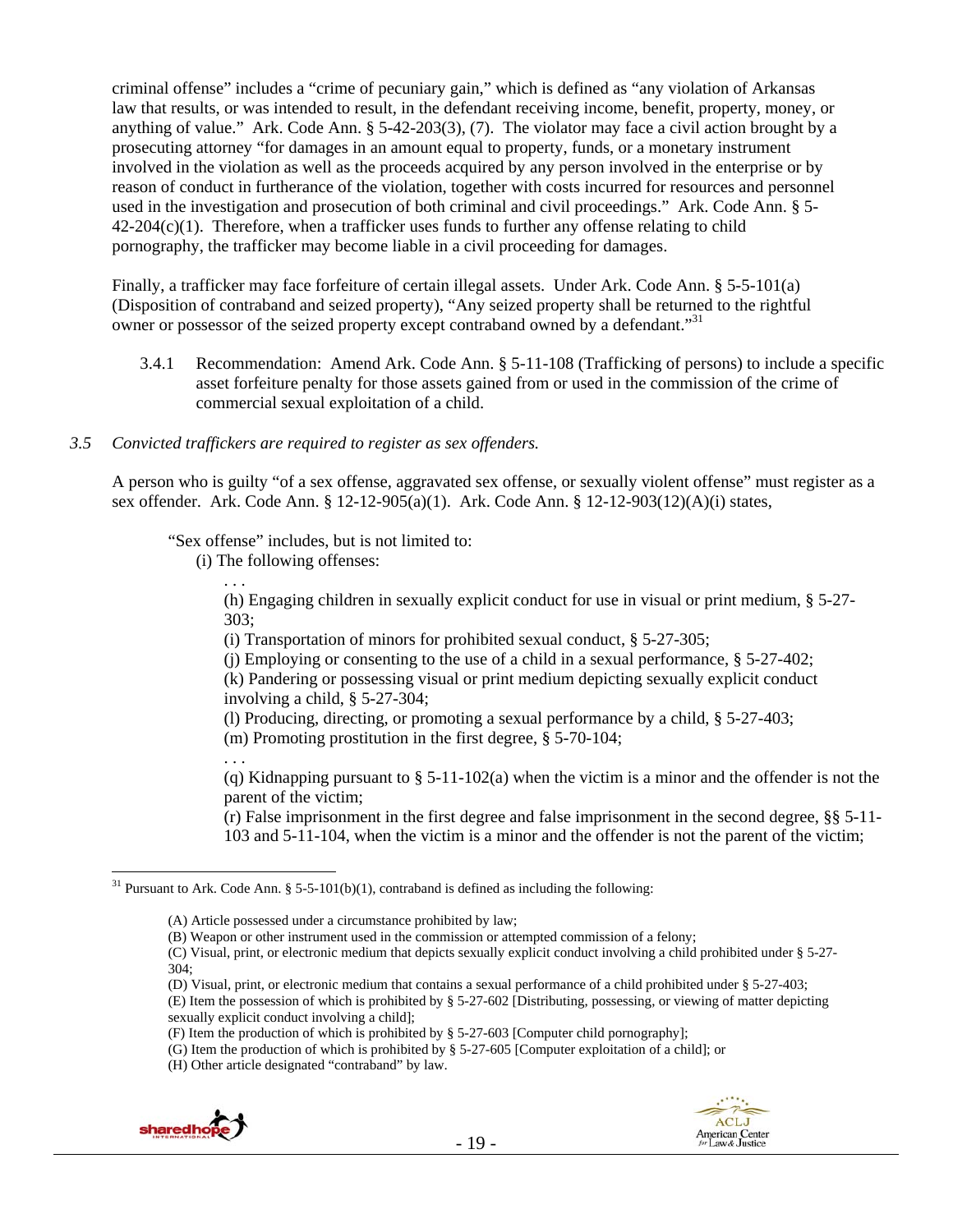criminal offense" includes a "crime of pecuniary gain," which is defined as "any violation of Arkansas law that results, or was intended to result, in the defendant receiving income, benefit, property, money, or anything of value." Ark. Code Ann. § 5-42-203(3), (7). The violator may face a civil action brought by a prosecuting attorney "for damages in an amount equal to property, funds, or a monetary instrument involved in the violation as well as the proceeds acquired by any person involved in the enterprise or by reason of conduct in furtherance of the violation, together with costs incurred for resources and personnel used in the investigation and prosecution of both criminal and civil proceedings." Ark. Code Ann. § 5-42-204(c)(1). Therefore, when a trafficker uses funds to further any offense relating to child pornography, the trafficker may become liable in a civil proceeding for damages.

Finally, a trafficker may face forfeiture of certain illegal assets. Under Ark. Code Ann. § 5-5-101(a) (Disposition of contraband and seized property), "Any seized property shall be returned to the rightful owner or possessor of the seized property except contraband owned by a defendant."[31]

3.4.1 Recommendation: Amend Ark. Code Ann. § 5-11-108 (Trafficking of persons) to include a specific asset forfeiture penalty for those assets gained from or used in the commission of the crime of commercial sexual exploitation of a child.

*3.5 Convicted traffickers are required to register as sex offenders.*

A person who is guilty "of a sex offense, aggravated sex offense, or sexually violent offense" must register as a sex offender. Ark. Code Ann. § 12-12-905(a)(1). Ark. Code Ann. § 12-12-903(12)(A)(i) states,

> "Sex offense" includes, but is not limited to:
>
> (i) The following offenses:
>
> . . .
>
> (h) Engaging children in sexually explicit conduct for use in visual or print medium, § 5-27-303;
>
> (i) Transportation of minors for prohibited sexual conduct, § 5-27-305;
>
> (j) Employing or consenting to the use of a child in a sexual performance, § 5-27-402;
>
> (k) Pandering or possessing visual or print medium depicting sexually explicit conduct involving a child, § 5-27-304;
>
> (l) Producing, directing, or promoting a sexual performance by a child, § 5-27-403;
>
> (m) Promoting prostitution in the first degree, § 5-70-104;
>
> . . .
>
> (q) Kidnapping pursuant to § 5-11-102(a) when the victim is a minor and the offender is not the parent of the victim;
>
> (r) False imprisonment in the first degree and false imprisonment in the second degree, §§ 5-11-103 and 5-11-104, when the victim is a minor and the offender is not the parent of the victim;

---

[31] Pursuant to Ark. Code Ann. § 5-5-101(b)(1), contraband is defined as including the following:

> (A) Article possessed under a circumstance prohibited by law;
>
> (B) Weapon or other instrument used in the commission or attempted commission of a felony;
>
> (C) Visual, print, or electronic medium that depicts sexually explicit conduct involving a child prohibited under § 5-27-304;
>
> (D) Visual, print, or electronic medium that contains a sexual performance of a child prohibited under § 5-27-403;
>
> (E) Item the possession of which is prohibited by § 5-27-602 [Distributing, possessing, or viewing of matter depicting sexually explicit conduct involving a child];
>
> (F) Item the production of which is prohibited by § 5-27-603 [Computer child pornography];
>
> (G) Item the production of which is prohibited by § 5-27-605 [Computer exploitation of a child]; or
>
> (H) Other article designated "contraband" by law.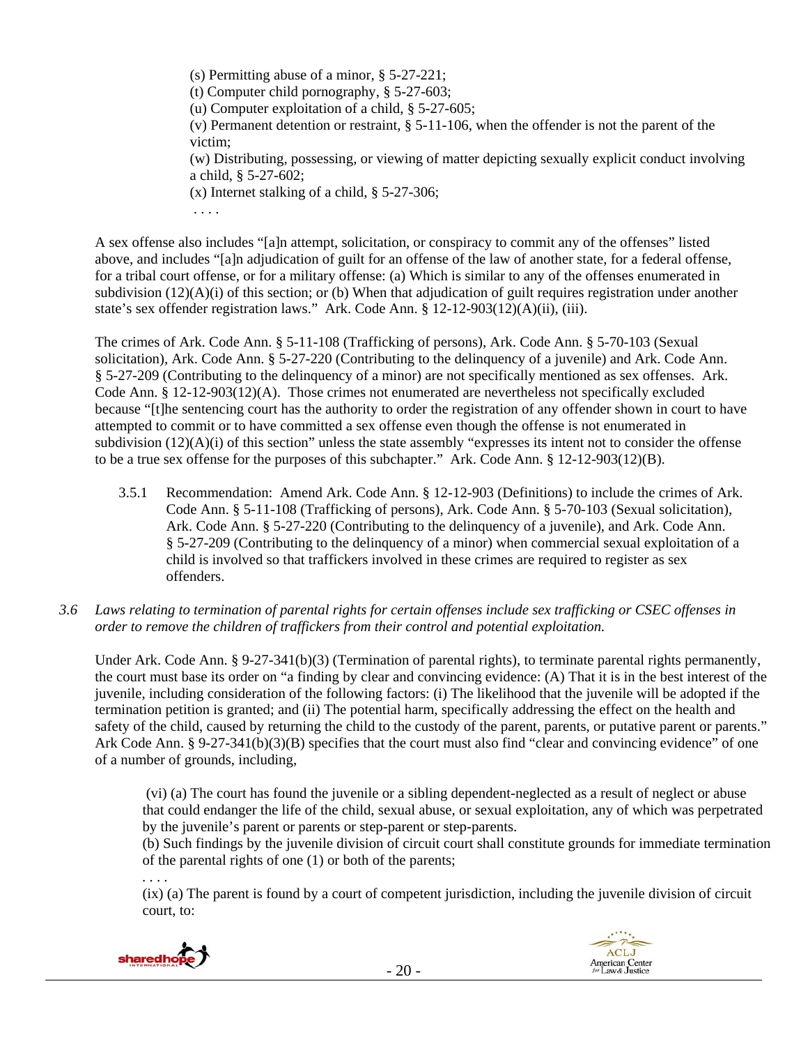(s) Permitting abuse of a minor, § 5-27-221;
(t) Computer child pornography, § 5-27-603;
(u) Computer exploitation of a child, § 5-27-605;
(v) Permanent detention or restraint, § 5-11-106, when the offender is not the parent of the victim;
(w) Distributing, possessing, or viewing of matter depicting sexually explicit conduct involving a child, § 5-27-602;
(x) Internet stalking of a child, § 5-27-306;
. . . .

A sex offense also includes "[a]n attempt, solicitation, or conspiracy to commit any of the offenses" listed above, and includes "[a]n adjudication of guilt for an offense of the law of another state, for a federal offense, for a tribal court offense, or for a military offense: (a) Which is similar to any of the offenses enumerated in subdivision (12)(A)(i) of this section; or (b) When that adjudication of guilt requires registration under another state's sex offender registration laws." Ark. Code Ann. § 12-12-903(12)(A)(ii), (iii).

The crimes of Ark. Code Ann. § 5-11-108 (Trafficking of persons), Ark. Code Ann. § 5-70-103 (Sexual solicitation), Ark. Code Ann. § 5-27-220 (Contributing to the delinquency of a juvenile) and Ark. Code Ann. § 5-27-209 (Contributing to the delinquency of a minor) are not specifically mentioned as sex offenses. Ark. Code Ann. § 12-12-903(12)(A). Those crimes not enumerated are nevertheless not specifically excluded because "[t]he sentencing court has the authority to order the registration of any offender shown in court to have attempted to commit or to have committed a sex offense even though the offense is not enumerated in subdivision (12)(A)(i) of this section" unless the state assembly "expresses its intent not to consider the offense to be a true sex offense for the purposes of this subchapter." Ark. Code Ann. § 12-12-903(12)(B).

3.5.1 Recommendation: Amend Ark. Code Ann. § 12-12-903 (Definitions) to include the crimes of Ark. Code Ann. § 5-11-108 (Trafficking of persons), Ark. Code Ann. § 5-70-103 (Sexual solicitation), Ark. Code Ann. § 5-27-220 (Contributing to the delinquency of a juvenile), and Ark. Code Ann. § 5-27-209 (Contributing to the delinquency of a minor) when commercial sexual exploitation of a child is involved so that traffickers involved in these crimes are required to register as sex offenders.

*3.6 Laws relating to termination of parental rights for certain offenses include sex trafficking or CSEC offenses in order to remove the children of traffickers from their control and potential exploitation.*

Under Ark. Code Ann. § 9-27-341(b)(3) (Termination of parental rights), to terminate parental rights permanently, the court must base its order on "a finding by clear and convincing evidence: (A) That it is in the best interest of the juvenile, including consideration of the following factors: (i) The likelihood that the juvenile will be adopted if the termination petition is granted; and (ii) The potential harm, specifically addressing the effect on the health and safety of the child, caused by returning the child to the custody of the parent, parents, or putative parent or parents." Ark Code Ann. § 9-27-341(b)(3)(B) specifies that the court must also find "clear and convincing evidence" of one of a number of grounds, including,

(vi) (a) The court has found the juvenile or a sibling dependent-neglected as a result of neglect or abuse that could endanger the life of the child, sexual abuse, or sexual exploitation, any of which was perpetrated by the juvenile's parent or parents or step-parent or step-parents.
(b) Such findings by the juvenile division of circuit court shall constitute grounds for immediate termination of the parental rights of one (1) or both of the parents;
. . . .
(ix) (a) The parent is found by a court of competent jurisdiction, including the juvenile division of circuit court, to: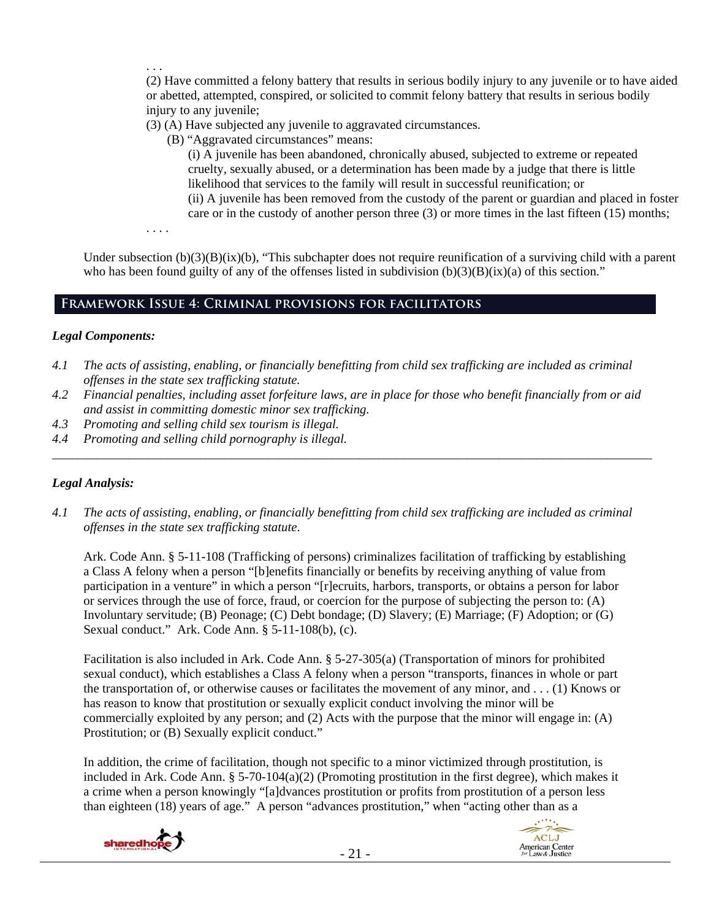. . .

(2) Have committed a felony battery that results in serious bodily injury to any juvenile or to have aided or abetted, attempted, conspired, or solicited to commit felony battery that results in serious bodily injury to any juvenile;

(3) (A) Have subjected any juvenile to aggravated circumstances.

(B) "Aggravated circumstances" means:

(i) A juvenile has been abandoned, chronically abused, subjected to extreme or repeated cruelty, sexually abused, or a determination has been made by a judge that there is little likelihood that services to the family will result in successful reunification; or

(ii) A juvenile has been removed from the custody of the parent or guardian and placed in foster care or in the custody of another person three (3) or more times in the last fifteen (15) months;

. . . .

Under subsection (b)(3)(B)(ix)(b), "This subchapter does not require reunification of a surviving child with a parent who has been found guilty of any of the offenses listed in subdivision (b)(3)(B)(ix)(a) of this section."

## Framework Issue 4: Criminal provisions for facilitators

### *Legal Components:*

*4.1 The acts of assisting, enabling, or financially benefitting from child sex trafficking are included as criminal offenses in the state sex trafficking statute.*

*4.2 Financial penalties, including asset forfeiture laws, are in place for those who benefit financially from or aid and assist in committing domestic minor sex trafficking.*

*4.3 Promoting and selling child sex tourism is illegal.*

*4.4 Promoting and selling child pornography is illegal.*

---

### *Legal Analysis:*

*4.1 The acts of assisting, enabling, or financially benefitting from child sex trafficking are included as criminal offenses in the state sex trafficking statute*.

Ark. Code Ann. § 5-11-108 (Trafficking of persons) criminalizes facilitation of trafficking by establishing a Class A felony when a person "[b]enefits financially or benefits by receiving anything of value from participation in a venture" in which a person "[r]ecruits, harbors, transports, or obtains a person for labor or services through the use of force, fraud, or coercion for the purpose of subjecting the person to: (A) Involuntary servitude; (B) Peonage; (C) Debt bondage; (D) Slavery; (E) Marriage; (F) Adoption; or (G) Sexual conduct." Ark. Code Ann. § 5-11-108(b), (c).

Facilitation is also included in Ark. Code Ann. § 5-27-305(a) (Transportation of minors for prohibited sexual conduct), which establishes a Class A felony when a person "transports, finances in whole or part the transportation of, or otherwise causes or facilitates the movement of any minor, and . . . (1) Knows or has reason to know that prostitution or sexually explicit conduct involving the minor will be commercially exploited by any person; and (2) Acts with the purpose that the minor will engage in: (A) Prostitution; or (B) Sexually explicit conduct."

In addition, the crime of facilitation, though not specific to a minor victimized through prostitution, is included in Ark. Code Ann. § 5-70-104(a)(2) (Promoting prostitution in the first degree), which makes it a crime when a person knowingly "[a]dvances prostitution or profits from prostitution of a person less than eighteen (18) years of age." A person "advances prostitution," when "acting other than as a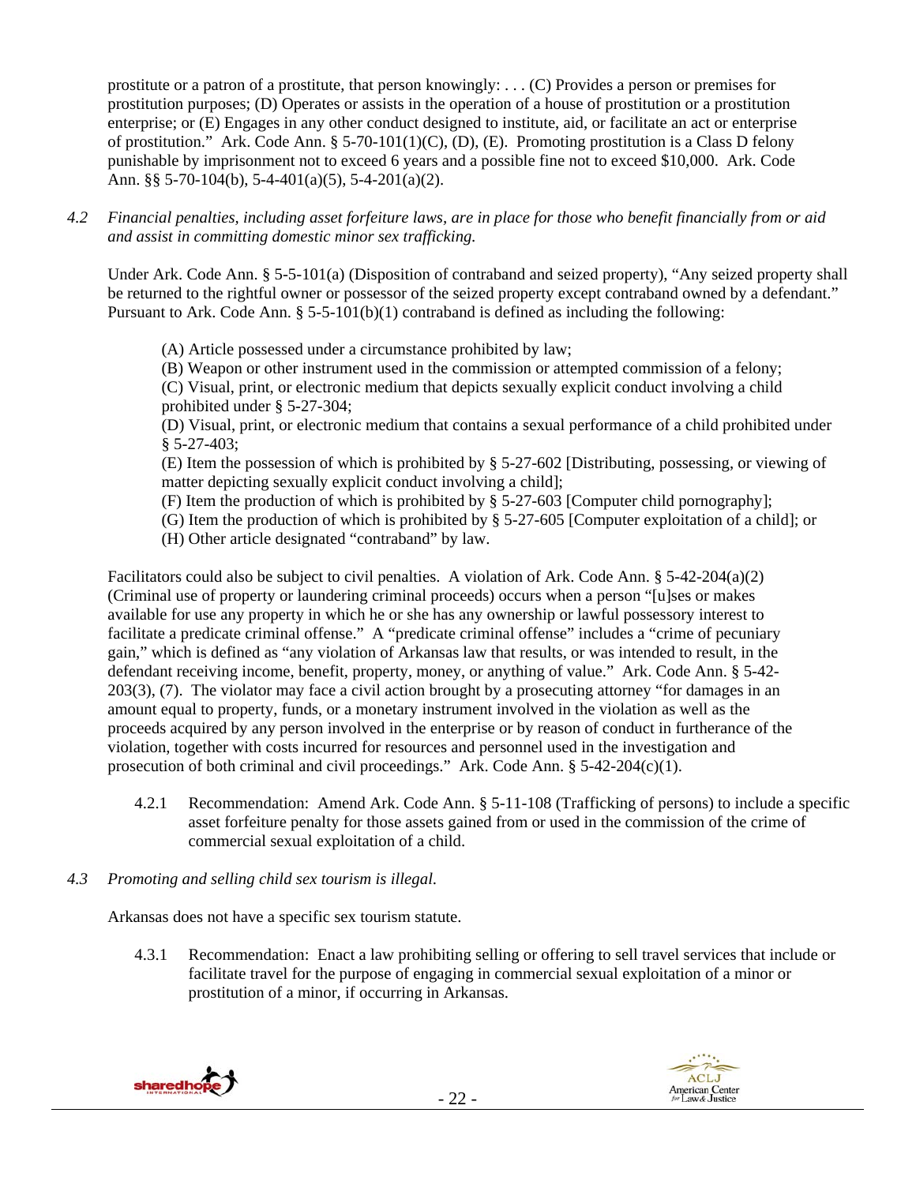prostitute or a patron of a prostitute, that person knowingly: . . . (C) Provides a person or premises for prostitution purposes; (D) Operates or assists in the operation of a house of prostitution or a prostitution enterprise; or (E) Engages in any other conduct designed to institute, aid, or facilitate an act or enterprise of prostitution." Ark. Code Ann. § 5-70-101(1)(C), (D), (E). Promoting prostitution is a Class D felony punishable by imprisonment not to exceed 6 years and a possible fine not to exceed $10,000. Ark. Code Ann. §§ 5-70-104(b), 5-4-401(a)(5), 5-4-201(a)(2).

*4.2 Financial penalties, including asset forfeiture laws, are in place for those who benefit financially from or aid and assist in committing domestic minor sex trafficking.*

Under Ark. Code Ann. § 5-5-101(a) (Disposition of contraband and seized property), "Any seized property shall be returned to the rightful owner or possessor of the seized property except contraband owned by a defendant." Pursuant to Ark. Code Ann. § 5-5-101(b)(1) contraband is defined as including the following:

> (A) Article possessed under a circumstance prohibited by law;
> (B) Weapon or other instrument used in the commission or attempted commission of a felony;
> (C) Visual, print, or electronic medium that depicts sexually explicit conduct involving a child prohibited under § 5-27-304;
> (D) Visual, print, or electronic medium that contains a sexual performance of a child prohibited under § 5-27-403;
> (E) Item the possession of which is prohibited by § 5-27-602 [Distributing, possessing, or viewing of matter depicting sexually explicit conduct involving a child];
> (F) Item the production of which is prohibited by § 5-27-603 [Computer child pornography];
> (G) Item the production of which is prohibited by § 5-27-605 [Computer exploitation of a child]; or
> (H) Other article designated "contraband" by law.

Facilitators could also be subject to civil penalties. A violation of Ark. Code Ann. § 5-42-204(a)(2) (Criminal use of property or laundering criminal proceeds) occurs when a person "[u]ses or makes available for use any property in which he or she has any ownership or lawful possessory interest to facilitate a predicate criminal offense." A "predicate criminal offense" includes a "crime of pecuniary gain," which is defined as "any violation of Arkansas law that results, or was intended to result, in the defendant receiving income, benefit, property, money, or anything of value." Ark. Code Ann. § 5-42-203(3), (7). The violator may face a civil action brought by a prosecuting attorney "for damages in an amount equal to property, funds, or a monetary instrument involved in the violation as well as the proceeds acquired by any person involved in the enterprise or by reason of conduct in furtherance of the violation, together with costs incurred for resources and personnel used in the investigation and prosecution of both criminal and civil proceedings." Ark. Code Ann. § 5-42-204(c)(1).

4.2.1 Recommendation: Amend Ark. Code Ann. § 5-11-108 (Trafficking of persons) to include a specific asset forfeiture penalty for those assets gained from or used in the commission of the crime of commercial sexual exploitation of a child.

*4.3 Promoting and selling child sex tourism is illegal.*

Arkansas does not have a specific sex tourism statute.

4.3.1 Recommendation: Enact a law prohibiting selling or offering to sell travel services that include or facilitate travel for the purpose of engaging in commercial sexual exploitation of a minor or prostitution of a minor, if occurring in Arkansas.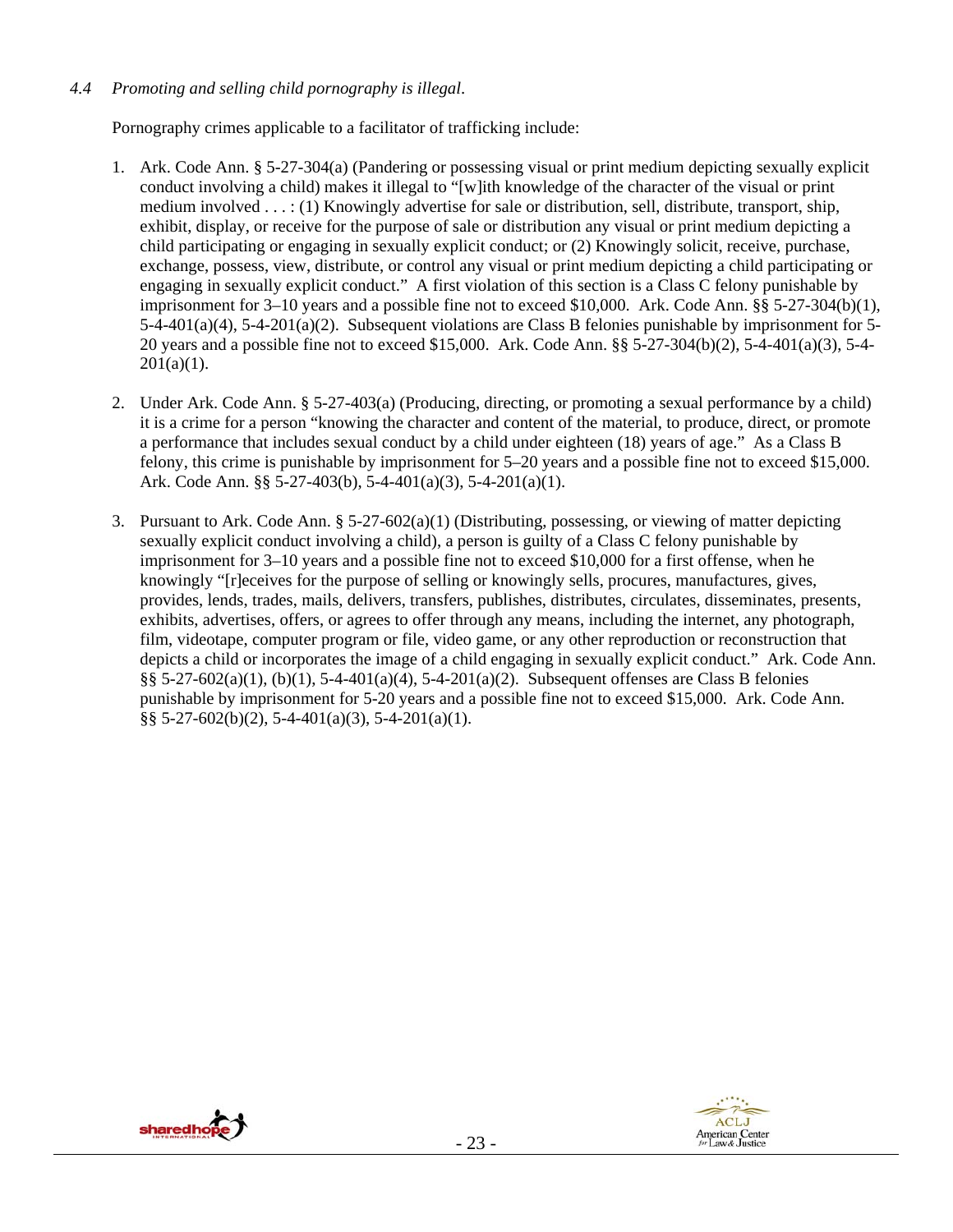*4.4 Promoting and selling child pornography is illegal*.

Pornography crimes applicable to a facilitator of trafficking include:

1. Ark. Code Ann. § 5-27-304(a) (Pandering or possessing visual or print medium depicting sexually explicit conduct involving a child) makes it illegal to "[w]ith knowledge of the character of the visual or print medium involved . . . : (1) Knowingly advertise for sale or distribution, sell, distribute, transport, ship, exhibit, display, or receive for the purpose of sale or distribution any visual or print medium depicting a child participating or engaging in sexually explicit conduct; or (2) Knowingly solicit, receive, purchase, exchange, possess, view, distribute, or control any visual or print medium depicting a child participating or engaging in sexually explicit conduct." A first violation of this section is a Class C felony punishable by imprisonment for 3–10 years and a possible fine not to exceed $10,000. Ark. Code Ann. §§ 5-27-304(b)(1), 5-4-401(a)(4), 5-4-201(a)(2). Subsequent violations are Class B felonies punishable by imprisonment for 5-20 years and a possible fine not to exceed $15,000. Ark. Code Ann. §§ 5-27-304(b)(2), 5-4-401(a)(3), 5-4-201(a)(1).

2. Under Ark. Code Ann. § 5-27-403(a) (Producing, directing, or promoting a sexual performance by a child) it is a crime for a person "knowing the character and content of the material, to produce, direct, or promote a performance that includes sexual conduct by a child under eighteen (18) years of age." As a Class B felony, this crime is punishable by imprisonment for 5–20 years and a possible fine not to exceed $15,000. Ark. Code Ann. §§ 5-27-403(b), 5-4-401(a)(3), 5-4-201(a)(1).

3. Pursuant to Ark. Code Ann. § 5-27-602(a)(1) (Distributing, possessing, or viewing of matter depicting sexually explicit conduct involving a child), a person is guilty of a Class C felony punishable by imprisonment for 3–10 years and a possible fine not to exceed $10,000 for a first offense, when he knowingly "[r]eceives for the purpose of selling or knowingly sells, procures, manufactures, gives, provides, lends, trades, mails, delivers, transfers, publishes, distributes, circulates, disseminates, presents, exhibits, advertises, offers, or agrees to offer through any means, including the internet, any photograph, film, videotape, computer program or file, video game, or any other reproduction or reconstruction that depicts a child or incorporates the image of a child engaging in sexually explicit conduct." Ark. Code Ann. §§ 5-27-602(a)(1), (b)(1), 5-4-401(a)(4), 5-4-201(a)(2). Subsequent offenses are Class B felonies punishable by imprisonment for 5-20 years and a possible fine not to exceed $15,000. Ark. Code Ann. §§ 5-27-602(b)(2), 5-4-401(a)(3), 5-4-201(a)(1).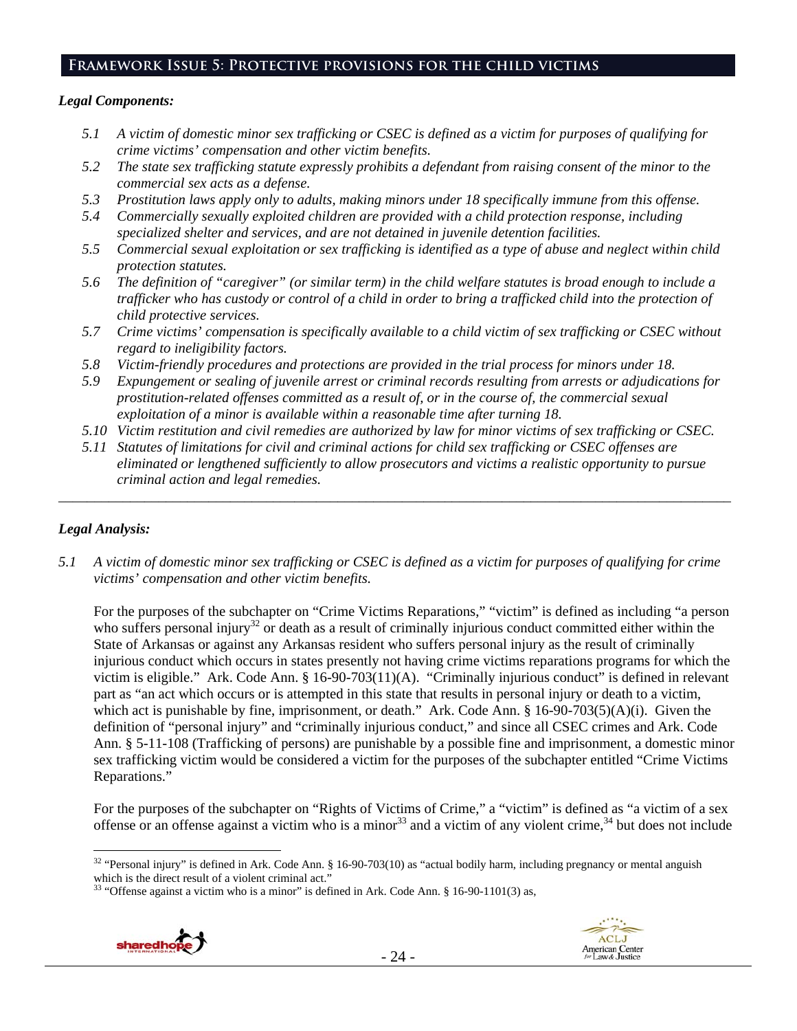## Framework Issue 5: Protective provisions for the child victims

### *Legal Components:*

*5.1 A victim of domestic minor sex trafficking or CSEC is defined as a victim for purposes of qualifying for crime victims' compensation and other victim benefits.*

*5.2 The state sex trafficking statute expressly prohibits a defendant from raising consent of the minor to the commercial sex acts as a defense.*

*5.3 Prostitution laws apply only to adults, making minors under 18 specifically immune from this offense.*

*5.4 Commercially sexually exploited children are provided with a child protection response, including specialized shelter and services, and are not detained in juvenile detention facilities.*

*5.5 Commercial sexual exploitation or sex trafficking is identified as a type of abuse and neglect within child protection statutes.*

*5.6 The definition of "caregiver" (or similar term) in the child welfare statutes is broad enough to include a trafficker who has custody or control of a child in order to bring a trafficked child into the protection of child protective services.*

*5.7 Crime victims' compensation is specifically available to a child victim of sex trafficking or CSEC without regard to ineligibility factors.*

*5.8 Victim-friendly procedures and protections are provided in the trial process for minors under 18.*

*5.9 Expungement or sealing of juvenile arrest or criminal records resulting from arrests or adjudications for prostitution-related offenses committed as a result of, or in the course of, the commercial sexual exploitation of a minor is available within a reasonable time after turning 18.*

*5.10 Victim restitution and civil remedies are authorized by law for minor victims of sex trafficking or CSEC.*

*5.11 Statutes of limitations for civil and criminal actions for child sex trafficking or CSEC offenses are eliminated or lengthened sufficiently to allow prosecutors and victims a realistic opportunity to pursue criminal action and legal remedies.*

---

### *Legal Analysis:*

*5.1 A victim of domestic minor sex trafficking or CSEC is defined as a victim for purposes of qualifying for crime victims' compensation and other victim benefits.*

For the purposes of the subchapter on "Crime Victims Reparations," "victim" is defined as including "a person who suffers personal injury[32] or death as a result of criminally injurious conduct committed either within the State of Arkansas or against any Arkansas resident who suffers personal injury as the result of criminally injurious conduct which occurs in states presently not having crime victims reparations programs for which the victim is eligible." Ark. Code Ann. § 16-90-703(11)(A). "Criminally injurious conduct" is defined in relevant part as "an act which occurs or is attempted in this state that results in personal injury or death to a victim, which act is punishable by fine, imprisonment, or death." Ark. Code Ann. § 16-90-703(5)(A)(i). Given the definition of "personal injury" and "criminally injurious conduct," and since all CSEC crimes and Ark. Code Ann. § 5-11-108 (Trafficking of persons) are punishable by a possible fine and imprisonment, a domestic minor sex trafficking victim would be considered a victim for the purposes of the subchapter entitled "Crime Victims Reparations."

For the purposes of the subchapter on "Rights of Victims of Crime," a "victim" is defined as "a victim of a sex offense or an offense against a victim who is a minor[33] and a victim of any violent crime,[34] but does not include

---

[32] "Personal injury" is defined in Ark. Code Ann. § 16-90-703(10) as "actual bodily harm, including pregnancy or mental anguish which is the direct result of a violent criminal act."

[33] "Offense against a victim who is a minor" is defined in Ark. Code Ann. § 16-90-1101(3) as,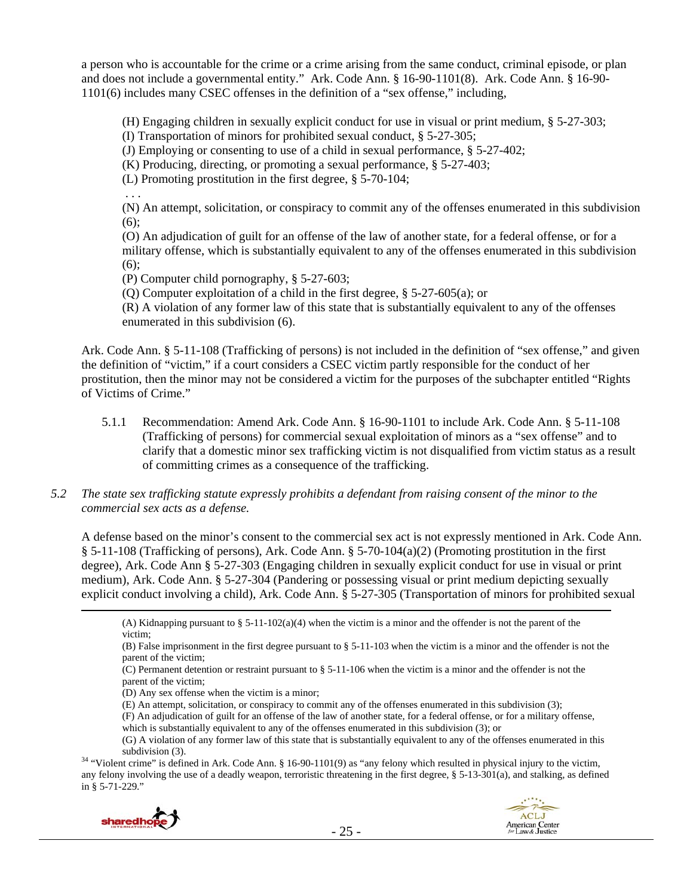a person who is accountable for the crime or a crime arising from the same conduct, criminal episode, or plan and does not include a governmental entity." Ark. Code Ann. § 16-90-1101(8). Ark. Code Ann. § 16-90-1101(6) includes many CSEC offenses in the definition of a "sex offense," including,

> (H) Engaging children in sexually explicit conduct for use in visual or print medium, § 5-27-303;
> (I) Transportation of minors for prohibited sexual conduct, § 5-27-305;
> (J) Employing or consenting to use of a child in sexual performance, § 5-27-402;
> (K) Producing, directing, or promoting a sexual performance, § 5-27-403;
> (L) Promoting prostitution in the first degree, § 5-70-104;
> . . .
> (N) An attempt, solicitation, or conspiracy to commit any of the offenses enumerated in this subdivision (6);
> (O) An adjudication of guilt for an offense of the law of another state, for a federal offense, or for a military offense, which is substantially equivalent to any of the offenses enumerated in this subdivision (6);
> (P) Computer child pornography, § 5-27-603;
> (Q) Computer exploitation of a child in the first degree, § 5-27-605(a); or
> (R) A violation of any former law of this state that is substantially equivalent to any of the offenses enumerated in this subdivision (6).

Ark. Code Ann. § 5-11-108 (Trafficking of persons) is not included in the definition of "sex offense," and given the definition of "victim," if a court considers a CSEC victim partly responsible for the conduct of her prostitution, then the minor may not be considered a victim for the purposes of the subchapter entitled "Rights of Victims of Crime."

5.1.1 Recommendation: Amend Ark. Code Ann. § 16-90-1101 to include Ark. Code Ann. § 5-11-108 (Trafficking of persons) for commercial sexual exploitation of minors as a "sex offense" and to clarify that a domestic minor sex trafficking victim is not disqualified from victim status as a result of committing crimes as a consequence of the trafficking.

*5.2 The state sex trafficking statute expressly prohibits a defendant from raising consent of the minor to the commercial sex acts as a defense.*

A defense based on the minor's consent to the commercial sex act is not expressly mentioned in Ark. Code Ann. § 5-11-108 (Trafficking of persons), Ark. Code Ann. § 5-70-104(a)(2) (Promoting prostitution in the first degree), Ark. Code Ann § 5-27-303 (Engaging children in sexually explicit conduct for use in visual or print medium), Ark. Code Ann. § 5-27-304 (Pandering or possessing visual or print medium depicting sexually explicit conduct involving a child), Ark. Code Ann. § 5-27-305 (Transportation of minors for prohibited sexual

---

(A) Kidnapping pursuant to § 5-11-102(a)(4) when the victim is a minor and the offender is not the parent of the victim;
(B) False imprisonment in the first degree pursuant to § 5-11-103 when the victim is a minor and the offender is not the parent of the victim;
(C) Permanent detention or restraint pursuant to § 5-11-106 when the victim is a minor and the offender is not the parent of the victim;
(D) Any sex offense when the victim is a minor;
(E) An attempt, solicitation, or conspiracy to commit any of the offenses enumerated in this subdivision (3);
(F) An adjudication of guilt for an offense of the law of another state, for a federal offense, or for a military offense, which is substantially equivalent to any of the offenses enumerated in this subdivision (3); or
(G) A violation of any former law of this state that is substantially equivalent to any of the offenses enumerated in this subdivision (3).

[34] "Violent crime" is defined in Ark. Code Ann. § 16-90-1101(9) as "any felony which resulted in physical injury to the victim, any felony involving the use of a deadly weapon, terroristic threatening in the first degree, § 5-13-301(a), and stalking, as defined in § 5-71-229."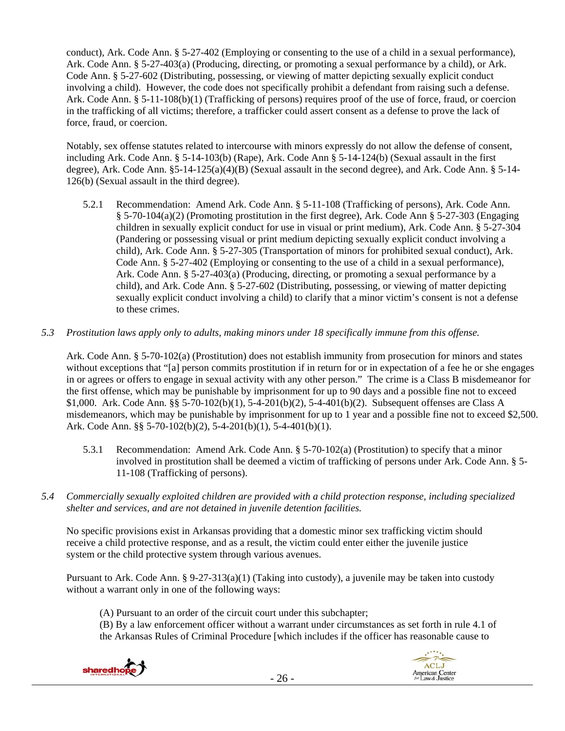conduct), Ark. Code Ann. § 5-27-402 (Employing or consenting to the use of a child in a sexual performance), Ark. Code Ann. § 5-27-403(a) (Producing, directing, or promoting a sexual performance by a child), or Ark. Code Ann. § 5-27-602 (Distributing, possessing, or viewing of matter depicting sexually explicit conduct involving a child). However, the code does not specifically prohibit a defendant from raising such a defense. Ark. Code Ann. § 5-11-108(b)(1) (Trafficking of persons) requires proof of the use of force, fraud, or coercion in the trafficking of all victims; therefore, a trafficker could assert consent as a defense to prove the lack of force, fraud, or coercion.

Notably, sex offense statutes related to intercourse with minors expressly do not allow the defense of consent, including Ark. Code Ann. § 5-14-103(b) (Rape), Ark. Code Ann § 5-14-124(b) (Sexual assault in the first degree), Ark. Code Ann. §5-14-125(a)(4)(B) (Sexual assault in the second degree), and Ark. Code Ann. § 5-14-126(b) (Sexual assault in the third degree).

5.2.1 Recommendation: Amend Ark. Code Ann. § 5-11-108 (Trafficking of persons), Ark. Code Ann. § 5-70-104(a)(2) (Promoting prostitution in the first degree), Ark. Code Ann § 5-27-303 (Engaging children in sexually explicit conduct for use in visual or print medium), Ark. Code Ann. § 5-27-304 (Pandering or possessing visual or print medium depicting sexually explicit conduct involving a child), Ark. Code Ann. § 5-27-305 (Transportation of minors for prohibited sexual conduct), Ark. Code Ann. § 5-27-402 (Employing or consenting to the use of a child in a sexual performance), Ark. Code Ann. § 5-27-403(a) (Producing, directing, or promoting a sexual performance by a child), and Ark. Code Ann. § 5-27-602 (Distributing, possessing, or viewing of matter depicting sexually explicit conduct involving a child) to clarify that a minor victim's consent is not a defense to these crimes.

*5.3 Prostitution laws apply only to adults, making minors under 18 specifically immune from this offense.*

Ark. Code Ann. § 5-70-102(a) (Prostitution) does not establish immunity from prosecution for minors and states without exceptions that "[a] person commits prostitution if in return for or in expectation of a fee he or she engages in or agrees or offers to engage in sexual activity with any other person." The crime is a Class B misdemeanor for the first offense, which may be punishable by imprisonment for up to 90 days and a possible fine not to exceed $1,000. Ark. Code Ann. §§ 5-70-102(b)(1), 5-4-201(b)(2), 5-4-401(b)(2). Subsequent offenses are Class A misdemeanors, which may be punishable by imprisonment for up to 1 year and a possible fine not to exceed $2,500. Ark. Code Ann. §§ 5-70-102(b)(2), 5-4-201(b)(1), 5-4-401(b)(1).

5.3.1 Recommendation: Amend Ark. Code Ann. § 5-70-102(a) (Prostitution) to specify that a minor involved in prostitution shall be deemed a victim of trafficking of persons under Ark. Code Ann. § 5-11-108 (Trafficking of persons).

*5.4 Commercially sexually exploited children are provided with a child protection response, including specialized shelter and services, and are not detained in juvenile detention facilities.*

No specific provisions exist in Arkansas providing that a domestic minor sex trafficking victim should receive a child protective response, and as a result, the victim could enter either the juvenile justice system or the child protective system through various avenues.

Pursuant to Ark. Code Ann. § 9-27-313(a)(1) (Taking into custody), a juvenile may be taken into custody without a warrant only in one of the following ways:

(A) Pursuant to an order of the circuit court under this subchapter;
(B) By a law enforcement officer without a warrant under circumstances as set forth in rule 4.1 of the Arkansas Rules of Criminal Procedure [which includes if the officer has reasonable cause to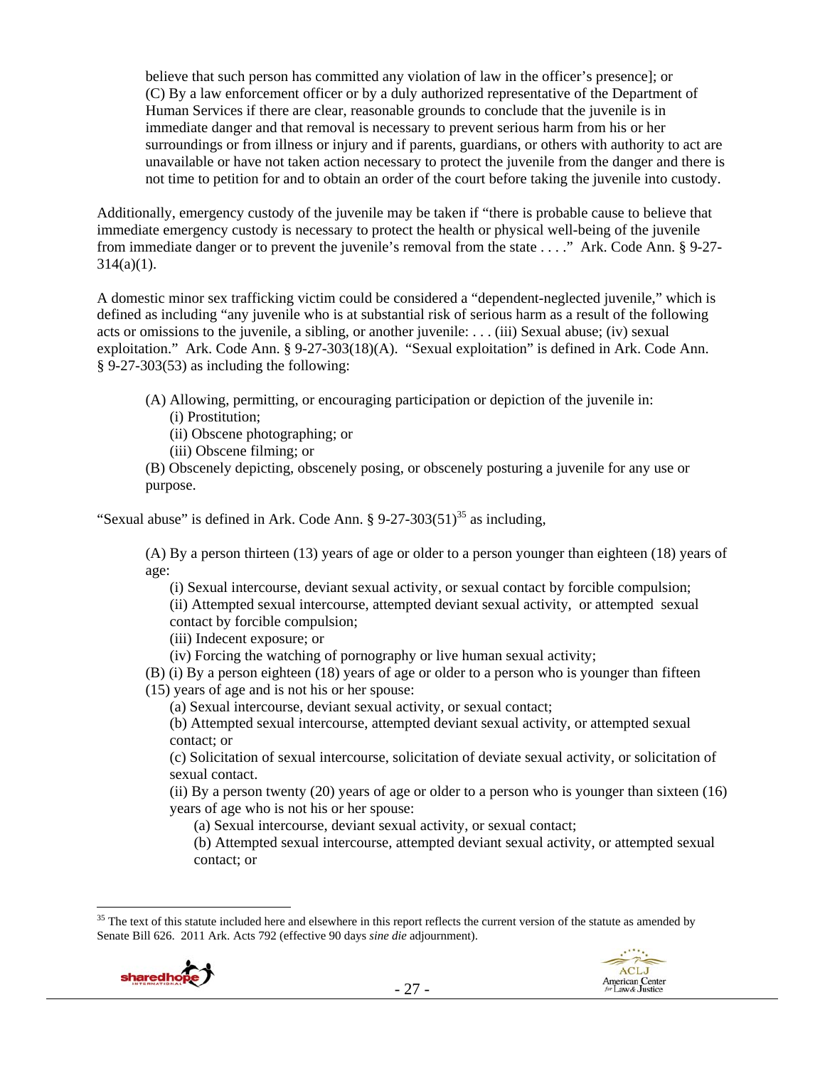believe that such person has committed any violation of law in the officer's presence]; or
(C) By a law enforcement officer or by a duly authorized representative of the Department of Human Services if there are clear, reasonable grounds to conclude that the juvenile is in immediate danger and that removal is necessary to prevent serious harm from his or her surroundings or from illness or injury and if parents, guardians, or others with authority to act are unavailable or have not taken action necessary to protect the juvenile from the danger and there is not time to petition for and to obtain an order of the court before taking the juvenile into custody.

Additionally, emergency custody of the juvenile may be taken if "there is probable cause to believe that immediate emergency custody is necessary to protect the health or physical well-being of the juvenile from immediate danger or to prevent the juvenile's removal from the state . . . ." Ark. Code Ann. § 9-27-314(a)(1).

A domestic minor sex trafficking victim could be considered a "dependent-neglected juvenile," which is defined as including "any juvenile who is at substantial risk of serious harm as a result of the following acts or omissions to the juvenile, a sibling, or another juvenile: . . . (iii) Sexual abuse; (iv) sexual exploitation." Ark. Code Ann. § 9-27-303(18)(A). "Sexual exploitation" is defined in Ark. Code Ann. § 9-27-303(53) as including the following:

> (A) Allowing, permitting, or encouraging participation or depiction of the juvenile in:
> (i) Prostitution;
> (ii) Obscene photographing; or
> (iii) Obscene filming; or
>
> (B) Obscenely depicting, obscenely posing, or obscenely posturing a juvenile for any use or purpose.

"Sexual abuse" is defined in Ark. Code Ann. § 9-27-303(51)[35] as including,

> (A) By a person thirteen (13) years of age or older to a person younger than eighteen (18) years of age:
> (i) Sexual intercourse, deviant sexual activity, or sexual contact by forcible compulsion;
> (ii) Attempted sexual intercourse, attempted deviant sexual activity, or attempted sexual contact by forcible compulsion;
> (iii) Indecent exposure; or
> (iv) Forcing the watching of pornography or live human sexual activity;
>
> (B) (i) By a person eighteen (18) years of age or older to a person who is younger than fifteen (15) years of age and is not his or her spouse:
> (a) Sexual intercourse, deviant sexual activity, or sexual contact;
> (b) Attempted sexual intercourse, attempted deviant sexual activity, or attempted sexual contact; or
> (c) Solicitation of sexual intercourse, solicitation of deviate sexual activity, or solicitation of sexual contact.
>
> (ii) By a person twenty (20) years of age or older to a person who is younger than sixteen (16) years of age who is not his or her spouse:
> (a) Sexual intercourse, deviant sexual activity, or sexual contact;
> (b) Attempted sexual intercourse, attempted deviant sexual activity, or attempted sexual contact; or

---

[35] The text of this statute included here and elsewhere in this report reflects the current version of the statute as amended by Senate Bill 626. 2011 Ark. Acts 792 (effective 90 days *sine die* adjournment).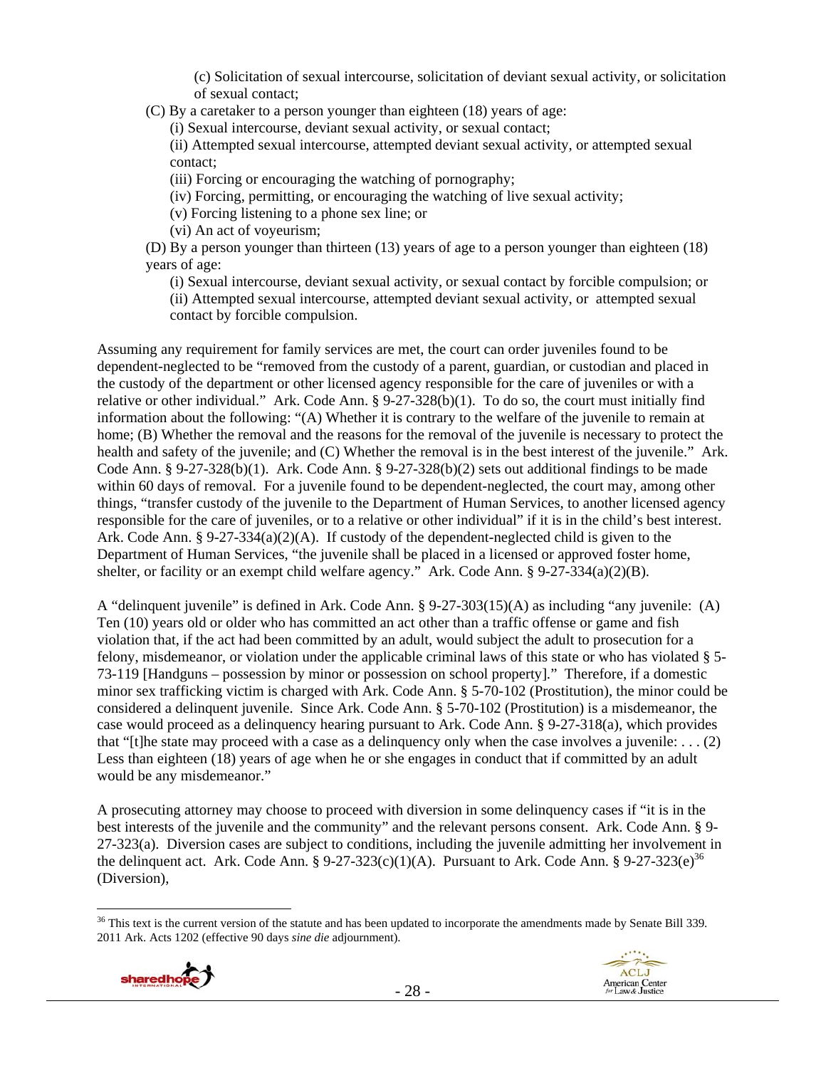(c) Solicitation of sexual intercourse, solicitation of deviant sexual activity, or solicitation of sexual contact;

(C) By a caretaker to a person younger than eighteen (18) years of age:

(i) Sexual intercourse, deviant sexual activity, or sexual contact;

(ii) Attempted sexual intercourse, attempted deviant sexual activity, or attempted sexual contact;

(iii) Forcing or encouraging the watching of pornography;

(iv) Forcing, permitting, or encouraging the watching of live sexual activity;

(v) Forcing listening to a phone sex line; or

(vi) An act of voyeurism;

(D) By a person younger than thirteen (13) years of age to a person younger than eighteen (18) years of age:

(i) Sexual intercourse, deviant sexual activity, or sexual contact by forcible compulsion; or

(ii) Attempted sexual intercourse, attempted deviant sexual activity, or attempted sexual contact by forcible compulsion.

Assuming any requirement for family services are met, the court can order juveniles found to be dependent-neglected to be "removed from the custody of a parent, guardian, or custodian and placed in the custody of the department or other licensed agency responsible for the care of juveniles or with a relative or other individual." Ark. Code Ann. § 9-27-328(b)(1). To do so, the court must initially find information about the following: "(A) Whether it is contrary to the welfare of the juvenile to remain at home; (B) Whether the removal and the reasons for the removal of the juvenile is necessary to protect the health and safety of the juvenile; and (C) Whether the removal is in the best interest of the juvenile." Ark. Code Ann. § 9-27-328(b)(1). Ark. Code Ann. § 9-27-328(b)(2) sets out additional findings to be made within 60 days of removal. For a juvenile found to be dependent-neglected, the court may, among other things, "transfer custody of the juvenile to the Department of Human Services, to another licensed agency responsible for the care of juveniles, or to a relative or other individual" if it is in the child's best interest. Ark. Code Ann. § 9-27-334(a)(2)(A). If custody of the dependent-neglected child is given to the Department of Human Services, "the juvenile shall be placed in a licensed or approved foster home, shelter, or facility or an exempt child welfare agency." Ark. Code Ann. § 9-27-334(a)(2)(B).

A "delinquent juvenile" is defined in Ark. Code Ann. § 9-27-303(15)(A) as including "any juvenile: (A) Ten (10) years old or older who has committed an act other than a traffic offense or game and fish violation that, if the act had been committed by an adult, would subject the adult to prosecution for a felony, misdemeanor, or violation under the applicable criminal laws of this state or who has violated § 5-73-119 [Handguns – possession by minor or possession on school property]." Therefore, if a domestic minor sex trafficking victim is charged with Ark. Code Ann. § 5-70-102 (Prostitution), the minor could be considered a delinquent juvenile. Since Ark. Code Ann. § 5-70-102 (Prostitution) is a misdemeanor, the case would proceed as a delinquency hearing pursuant to Ark. Code Ann. § 9-27-318(a), which provides that "[t]he state may proceed with a case as a delinquency only when the case involves a juvenile: . . . (2) Less than eighteen (18) years of age when he or she engages in conduct that if committed by an adult would be any misdemeanor."

A prosecuting attorney may choose to proceed with diversion in some delinquency cases if "it is in the best interests of the juvenile and the community" and the relevant persons consent. Ark. Code Ann. § 9-27-323(a). Diversion cases are subject to conditions, including the juvenile admitting her involvement in the delinquent act. Ark. Code Ann. § 9-27-323(c)(1)(A). Pursuant to Ark. Code Ann. § 9-27-323(e)[36] (Diversion),

[36] This text is the current version of the statute and has been updated to incorporate the amendments made by Senate Bill 339. 2011 Ark. Acts 1202 (effective 90 days *sine die* adjournment).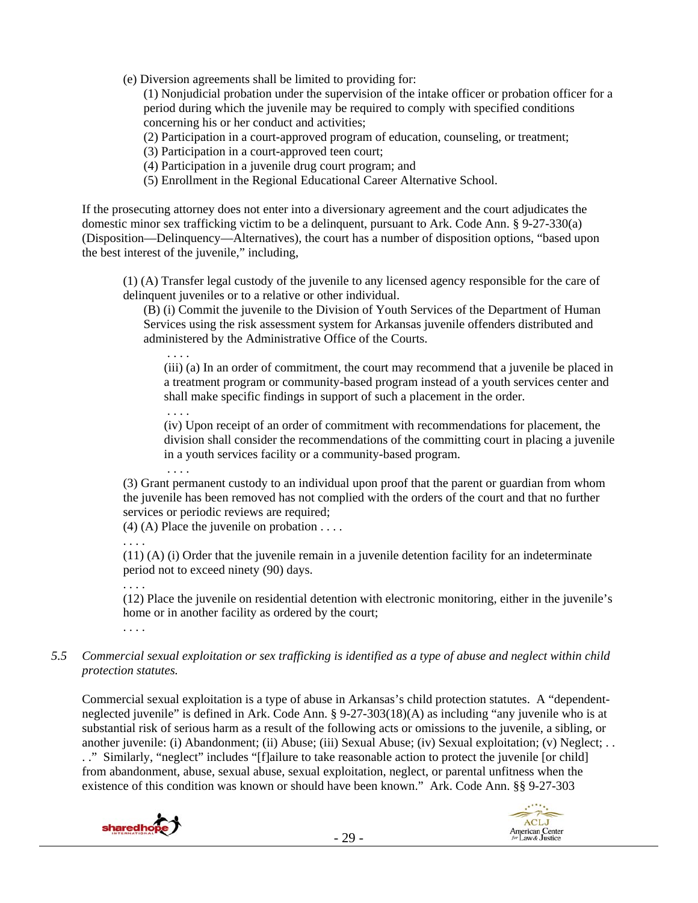(e) Diversion agreements shall be limited to providing for:

(1) Nonjudicial probation under the supervision of the intake officer or probation officer for a period during which the juvenile may be required to comply with specified conditions concerning his or her conduct and activities;

(2) Participation in a court-approved program of education, counseling, or treatment;

(3) Participation in a court-approved teen court;

(4) Participation in a juvenile drug court program; and

(5) Enrollment in the Regional Educational Career Alternative School.

If the prosecuting attorney does not enter into a diversionary agreement and the court adjudicates the domestic minor sex trafficking victim to be a delinquent, pursuant to Ark. Code Ann. § 9-27-330(a) (Disposition—Delinquency—Alternatives), the court has a number of disposition options, "based upon the best interest of the juvenile," including,

> (1) (A) Transfer legal custody of the juvenile to any licensed agency responsible for the care of delinquent juveniles or to a relative or other individual.
>
> (B) (i) Commit the juvenile to the Division of Youth Services of the Department of Human Services using the risk assessment system for Arkansas juvenile offenders distributed and administered by the Administrative Office of the Courts.
>
> . . . .
>
> (iii) (a) In an order of commitment, the court may recommend that a juvenile be placed in a treatment program or community-based program instead of a youth services center and shall make specific findings in support of such a placement in the order.
>
> . . . .
>
> (iv) Upon receipt of an order of commitment with recommendations for placement, the division shall consider the recommendations of the committing court in placing a juvenile in a youth services facility or a community-based program.
>
> . . . .
>
> (3) Grant permanent custody to an individual upon proof that the parent or guardian from whom the juvenile has been removed has not complied with the orders of the court and that no further services or periodic reviews are required;
>
> (4) (A) Place the juvenile on probation . . . .
>
> . . . .
>
> (11) (A) (i) Order that the juvenile remain in a juvenile detention facility for an indeterminate period not to exceed ninety (90) days.
>
> . . . .
>
> (12) Place the juvenile on residential detention with electronic monitoring, either in the juvenile's home or in another facility as ordered by the court;
>
> . . . .

*5.5 Commercial sexual exploitation or sex trafficking is identified as a type of abuse and neglect within child protection statutes.*

Commercial sexual exploitation is a type of abuse in Arkansas's child protection statutes. A "dependent-neglected juvenile" is defined in Ark. Code Ann. § 9-27-303(18)(A) as including "any juvenile who is at substantial risk of serious harm as a result of the following acts or omissions to the juvenile, a sibling, or another juvenile: (i) Abandonment; (ii) Abuse; (iii) Sexual Abuse; (iv) Sexual exploitation; (v) Neglect; . . . ." Similarly, "neglect" includes "[f]ailure to take reasonable action to protect the juvenile [or child] from abandonment, abuse, sexual abuse, sexual exploitation, neglect, or parental unfitness when the existence of this condition was known or should have been known." Ark. Code Ann. §§ 9-27-303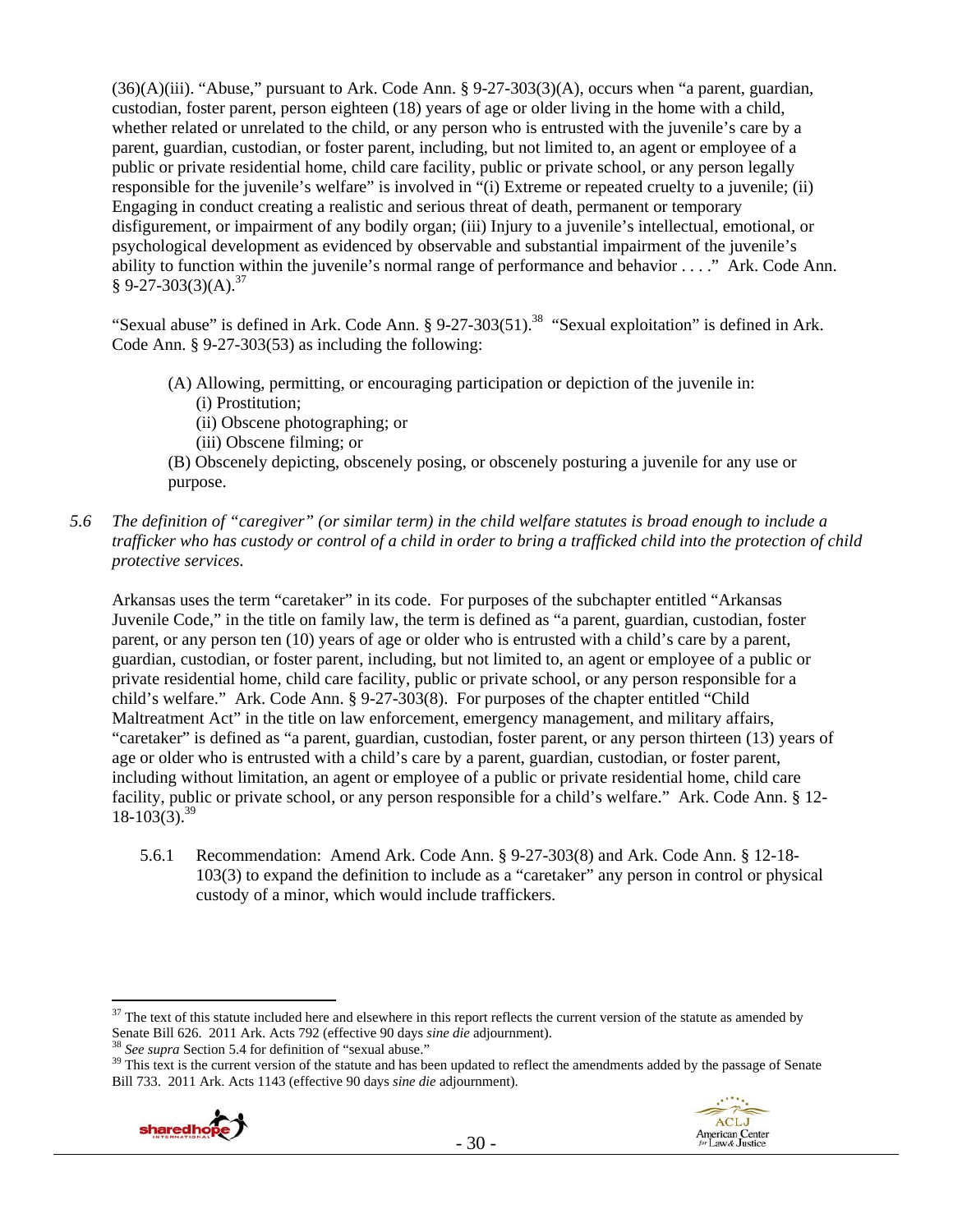(36)(A)(iii). "Abuse," pursuant to Ark. Code Ann. § 9-27-303(3)(A), occurs when "a parent, guardian, custodian, foster parent, person eighteen (18) years of age or older living in the home with a child, whether related or unrelated to the child, or any person who is entrusted with the juvenile's care by a parent, guardian, custodian, or foster parent, including, but not limited to, an agent or employee of a public or private residential home, child care facility, public or private school, or any person legally responsible for the juvenile's welfare" is involved in "(i) Extreme or repeated cruelty to a juvenile; (ii) Engaging in conduct creating a realistic and serious threat of death, permanent or temporary disfigurement, or impairment of any bodily organ; (iii) Injury to a juvenile's intellectual, emotional, or psychological development as evidenced by observable and substantial impairment of the juvenile's ability to function within the juvenile's normal range of performance and behavior . . . ." Ark. Code Ann. § 9-27-303(3)(A).[37]

"Sexual abuse" is defined in Ark. Code Ann. § 9-27-303(51).[38] "Sexual exploitation" is defined in Ark. Code Ann. § 9-27-303(53) as including the following:

> (A) Allowing, permitting, or encouraging participation or depiction of the juvenile in:
> (i) Prostitution;
> (ii) Obscene photographing; or
> (iii) Obscene filming; or
>
> (B) Obscenely depicting, obscenely posing, or obscenely posturing a juvenile for any use or purpose.

*5.6 The definition of "caregiver" (or similar term) in the child welfare statutes is broad enough to include a trafficker who has custody or control of a child in order to bring a trafficked child into the protection of child protective services.*

Arkansas uses the term "caretaker" in its code. For purposes of the subchapter entitled "Arkansas Juvenile Code," in the title on family law, the term is defined as "a parent, guardian, custodian, foster parent, or any person ten (10) years of age or older who is entrusted with a child's care by a parent, guardian, custodian, or foster parent, including, but not limited to, an agent or employee of a public or private residential home, child care facility, public or private school, or any person responsible for a child's welfare." Ark. Code Ann. § 9-27-303(8). For purposes of the chapter entitled "Child Maltreatment Act" in the title on law enforcement, emergency management, and military affairs, "caretaker" is defined as "a parent, guardian, custodian, foster parent, or any person thirteen (13) years of age or older who is entrusted with a child's care by a parent, guardian, custodian, or foster parent, including without limitation, an agent or employee of a public or private residential home, child care facility, public or private school, or any person responsible for a child's welfare." Ark. Code Ann. § 12-18-103(3).[39]

5.6.1 Recommendation: Amend Ark. Code Ann. § 9-27-303(8) and Ark. Code Ann. § 12-18-103(3) to expand the definition to include as a "caretaker" any person in control or physical custody of a minor, which would include traffickers.

---

[37] The text of this statute included here and elsewhere in this report reflects the current version of the statute as amended by Senate Bill 626. 2011 Ark. Acts 792 (effective 90 days *sine die* adjournment).

[38] *See supra* Section 5.4 for definition of "sexual abuse."

[39] This text is the current version of the statute and has been updated to reflect the amendments added by the passage of Senate Bill 733. 2011 Ark. Acts 1143 (effective 90 days *sine die* adjournment).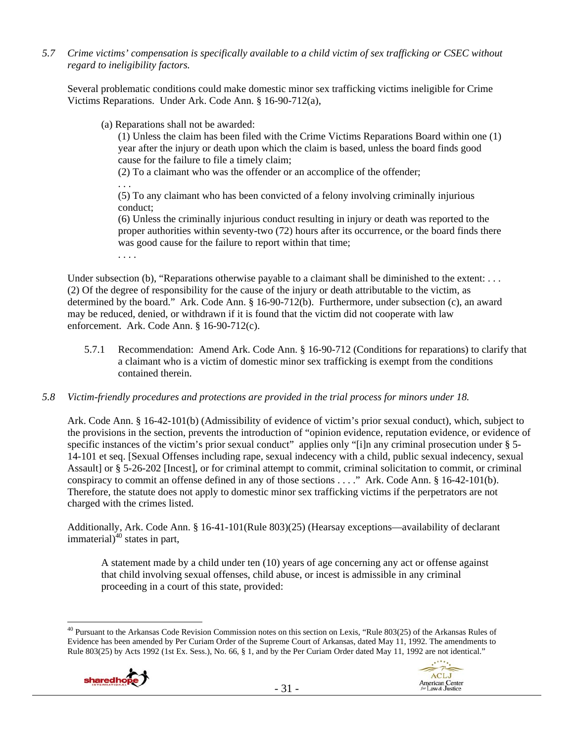*5.7 Crime victims' compensation is specifically available to a child victim of sex trafficking or CSEC without regard to ineligibility factors.*

Several problematic conditions could make domestic minor sex trafficking victims ineligible for Crime Victims Reparations. Under Ark. Code Ann. § 16-90-712(a),

> (a) Reparations shall not be awarded:
>
> (1) Unless the claim has been filed with the Crime Victims Reparations Board within one (1) year after the injury or death upon which the claim is based, unless the board finds good cause for the failure to file a timely claim;
>
> (2) To a claimant who was the offender or an accomplice of the offender;
>
> . . .
>
> (5) To any claimant who has been convicted of a felony involving criminally injurious conduct;
>
> (6) Unless the criminally injurious conduct resulting in injury or death was reported to the proper authorities within seventy-two (72) hours after its occurrence, or the board finds there was good cause for the failure to report within that time;
>
> . . . .

Under subsection (b), "Reparations otherwise payable to a claimant shall be diminished to the extent: . . . (2) Of the degree of responsibility for the cause of the injury or death attributable to the victim, as determined by the board." Ark. Code Ann. § 16-90-712(b). Furthermore, under subsection (c), an award may be reduced, denied, or withdrawn if it is found that the victim did not cooperate with law enforcement. Ark. Code Ann. § 16-90-712(c).

5.7.1 Recommendation: Amend Ark. Code Ann. § 16-90-712 (Conditions for reparations) to clarify that a claimant who is a victim of domestic minor sex trafficking is exempt from the conditions contained therein.

*5.8 Victim-friendly procedures and protections are provided in the trial process for minors under 18.*

Ark. Code Ann. § 16-42-101(b) (Admissibility of evidence of victim's prior sexual conduct), which, subject to the provisions in the section, prevents the introduction of "opinion evidence, reputation evidence, or evidence of specific instances of the victim's prior sexual conduct" applies only "[i]n any criminal prosecution under § 5-14-101 et seq. [Sexual Offenses including rape, sexual indecency with a child, public sexual indecency, sexual Assault] or § 5-26-202 [Incest], or for criminal attempt to commit, criminal solicitation to commit, or criminal conspiracy to commit an offense defined in any of those sections . . . ." Ark. Code Ann. § 16-42-101(b). Therefore, the statute does not apply to domestic minor sex trafficking victims if the perpetrators are not charged with the crimes listed.

Additionally, Ark. Code Ann. § 16-41-101(Rule 803)(25) (Hearsay exceptions—availability of declarant immaterial)[40] states in part,

> A statement made by a child under ten (10) years of age concerning any act or offense against that child involving sexual offenses, child abuse, or incest is admissible in any criminal proceeding in a court of this state, provided:

[40] Pursuant to the Arkansas Code Revision Commission notes on this section on Lexis, "Rule 803(25) of the Arkansas Rules of Evidence has been amended by Per Curiam Order of the Supreme Court of Arkansas, dated May 11, 1992. The amendments to Rule 803(25) by Acts 1992 (1st Ex. Sess.), No. 66, § 1, and by the Per Curiam Order dated May 11, 1992 are not identical."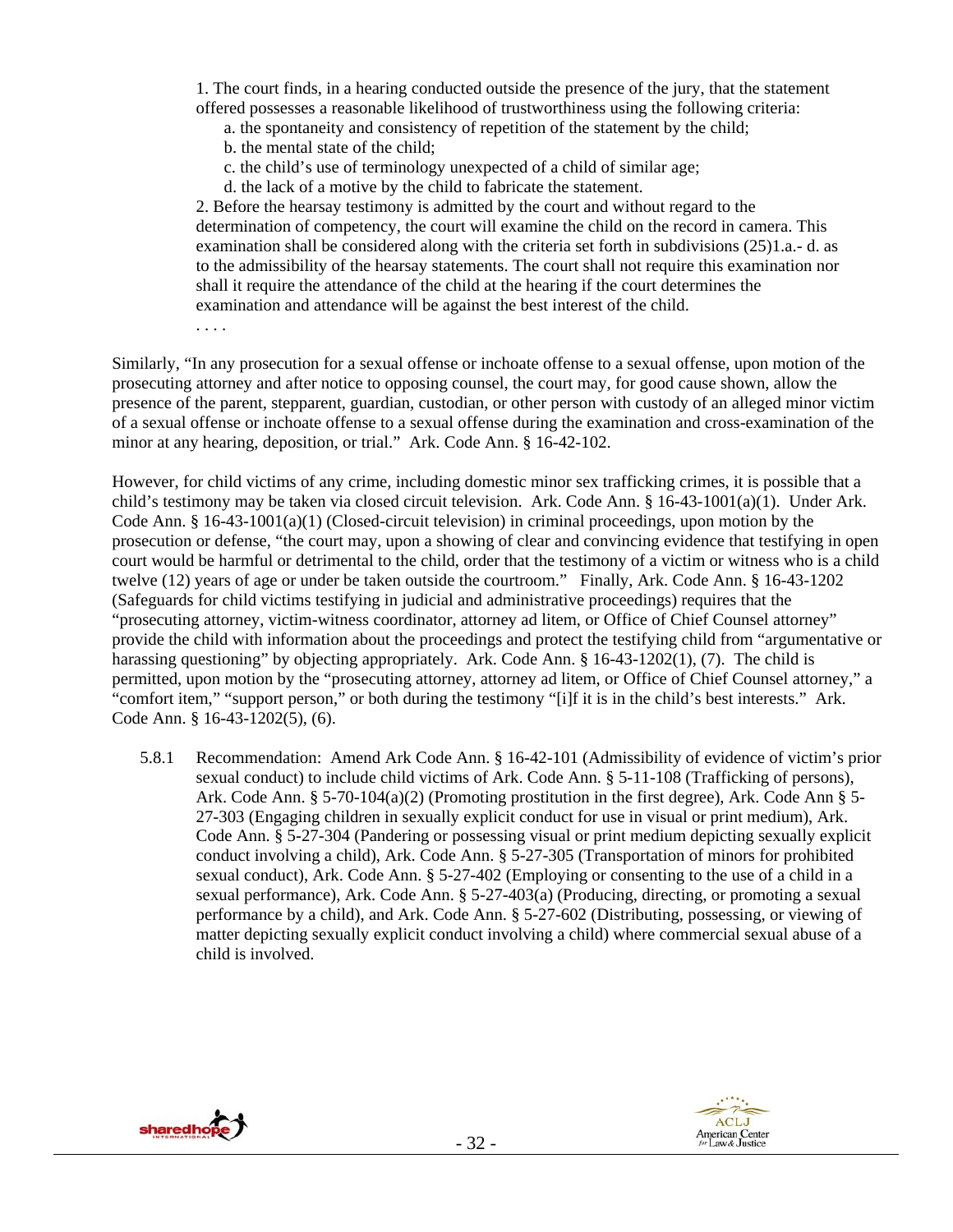1. The court finds, in a hearing conducted outside the presence of the jury, that the statement offered possesses a reasonable likelihood of trustworthiness using the following criteria:
   a. the spontaneity and consistency of repetition of the statement by the child;
   b. the mental state of the child;
   c. the child's use of terminology unexpected of a child of similar age;
   d. the lack of a motive by the child to fabricate the statement.

2. Before the hearsay testimony is admitted by the court and without regard to the determination of competency, the court will examine the child on the record in camera. This examination shall be considered along with the criteria set forth in subdivisions (25)1.a.- d. as to the admissibility of the hearsay statements. The court shall not require this examination nor shall it require the attendance of the child at the hearing if the court determines the examination and attendance will be against the best interest of the child.

. . . .

Similarly, "In any prosecution for a sexual offense or inchoate offense to a sexual offense, upon motion of the prosecuting attorney and after notice to opposing counsel, the court may, for good cause shown, allow the presence of the parent, stepparent, guardian, custodian, or other person with custody of an alleged minor victim of a sexual offense or inchoate offense to a sexual offense during the examination and cross-examination of the minor at any hearing, deposition, or trial." Ark. Code Ann. § 16-42-102.

However, for child victims of any crime, including domestic minor sex trafficking crimes, it is possible that a child's testimony may be taken via closed circuit television. Ark. Code Ann. § 16-43-1001(a)(1). Under Ark. Code Ann. § 16-43-1001(a)(1) (Closed-circuit television) in criminal proceedings, upon motion by the prosecution or defense, "the court may, upon a showing of clear and convincing evidence that testifying in open court would be harmful or detrimental to the child, order that the testimony of a victim or witness who is a child twelve (12) years of age or under be taken outside the courtroom." Finally, Ark. Code Ann. § 16-43-1202 (Safeguards for child victims testifying in judicial and administrative proceedings) requires that the "prosecuting attorney, victim-witness coordinator, attorney ad litem, or Office of Chief Counsel attorney" provide the child with information about the proceedings and protect the testifying child from "argumentative or harassing questioning" by objecting appropriately. Ark. Code Ann. § 16-43-1202(1), (7). The child is permitted, upon motion by the "prosecuting attorney, attorney ad litem, or Office of Chief Counsel attorney," a "comfort item," "support person," or both during the testimony "[i]f it is in the child's best interests." Ark. Code Ann. § 16-43-1202(5), (6).

5.8.1 Recommendation: Amend Ark Code Ann. § 16-42-101 (Admissibility of evidence of victim's prior sexual conduct) to include child victims of Ark. Code Ann. § 5-11-108 (Trafficking of persons), Ark. Code Ann. § 5-70-104(a)(2) (Promoting prostitution in the first degree), Ark. Code Ann § 5-27-303 (Engaging children in sexually explicit conduct for use in visual or print medium), Ark. Code Ann. § 5-27-304 (Pandering or possessing visual or print medium depicting sexually explicit conduct involving a child), Ark. Code Ann. § 5-27-305 (Transportation of minors for prohibited sexual conduct), Ark. Code Ann. § 5-27-402 (Employing or consenting to the use of a child in a sexual performance), Ark. Code Ann. § 5-27-403(a) (Producing, directing, or promoting a sexual performance by a child), and Ark. Code Ann. § 5-27-602 (Distributing, possessing, or viewing of matter depicting sexually explicit conduct involving a child) where commercial sexual abuse of a child is involved.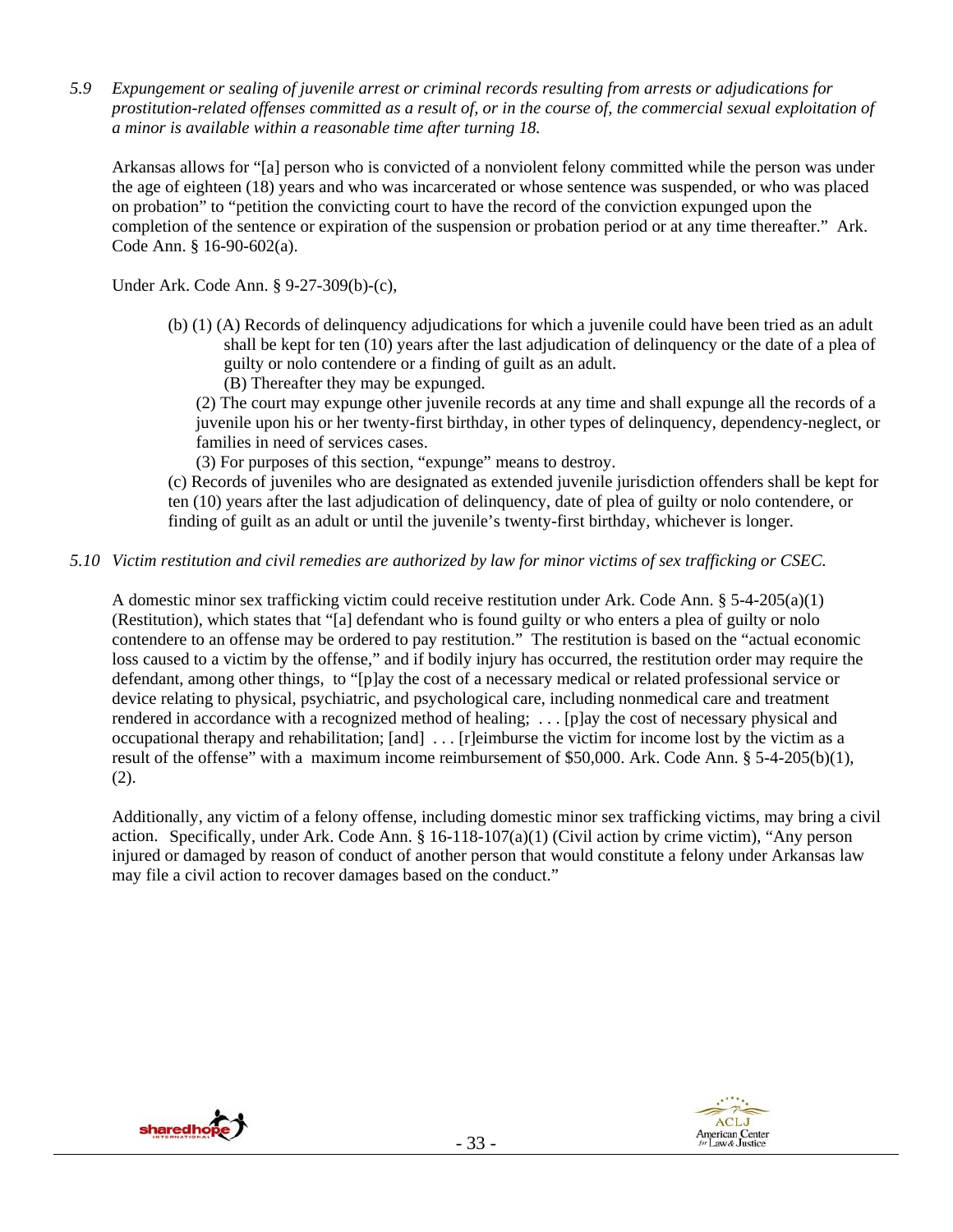*5.9 Expungement or sealing of juvenile arrest or criminal records resulting from arrests or adjudications for prostitution-related offenses committed as a result of, or in the course of, the commercial sexual exploitation of a minor is available within a reasonable time after turning 18.*

Arkansas allows for "[a] person who is convicted of a nonviolent felony committed while the person was under the age of eighteen (18) years and who was incarcerated or whose sentence was suspended, or who was placed on probation" to "petition the convicting court to have the record of the conviction expunged upon the completion of the sentence or expiration of the suspension or probation period or at any time thereafter." Ark. Code Ann. § 16-90-602(a).

Under Ark. Code Ann. § 9-27-309(b)-(c),

> (b) (1) (A) Records of delinquency adjudications for which a juvenile could have been tried as an adult shall be kept for ten (10) years after the last adjudication of delinquency or the date of a plea of guilty or nolo contendere or a finding of guilt as an adult.
> (B) Thereafter they may be expunged.
> (2) The court may expunge other juvenile records at any time and shall expunge all the records of a juvenile upon his or her twenty-first birthday, in other types of delinquency, dependency-neglect, or families in need of services cases.
> (3) For purposes of this section, "expunge" means to destroy.
> (c) Records of juveniles who are designated as extended juvenile jurisdiction offenders shall be kept for ten (10) years after the last adjudication of delinquency, date of plea of guilty or nolo contendere, or finding of guilt as an adult or until the juvenile's twenty-first birthday, whichever is longer.

*5.10 Victim restitution and civil remedies are authorized by law for minor victims of sex trafficking or CSEC.*

A domestic minor sex trafficking victim could receive restitution under Ark. Code Ann. § 5-4-205(a)(1) (Restitution), which states that "[a] defendant who is found guilty or who enters a plea of guilty or nolo contendere to an offense may be ordered to pay restitution." The restitution is based on the "actual economic loss caused to a victim by the offense," and if bodily injury has occurred, the restitution order may require the defendant, among other things, to "[p]ay the cost of a necessary medical or related professional service or device relating to physical, psychiatric, and psychological care, including nonmedical care and treatment rendered in accordance with a recognized method of healing; . . . [p]ay the cost of necessary physical and occupational therapy and rehabilitation; [and] . . . [r]eimburse the victim for income lost by the victim as a result of the offense" with a maximum income reimbursement of $50,000. Ark. Code Ann. § 5-4-205(b)(1), (2).

Additionally, any victim of a felony offense, including domestic minor sex trafficking victims, may bring a civil action. Specifically, under Ark. Code Ann. § 16-118-107(a)(1) (Civil action by crime victim), "Any person injured or damaged by reason of conduct of another person that would constitute a felony under Arkansas law may file a civil action to recover damages based on the conduct."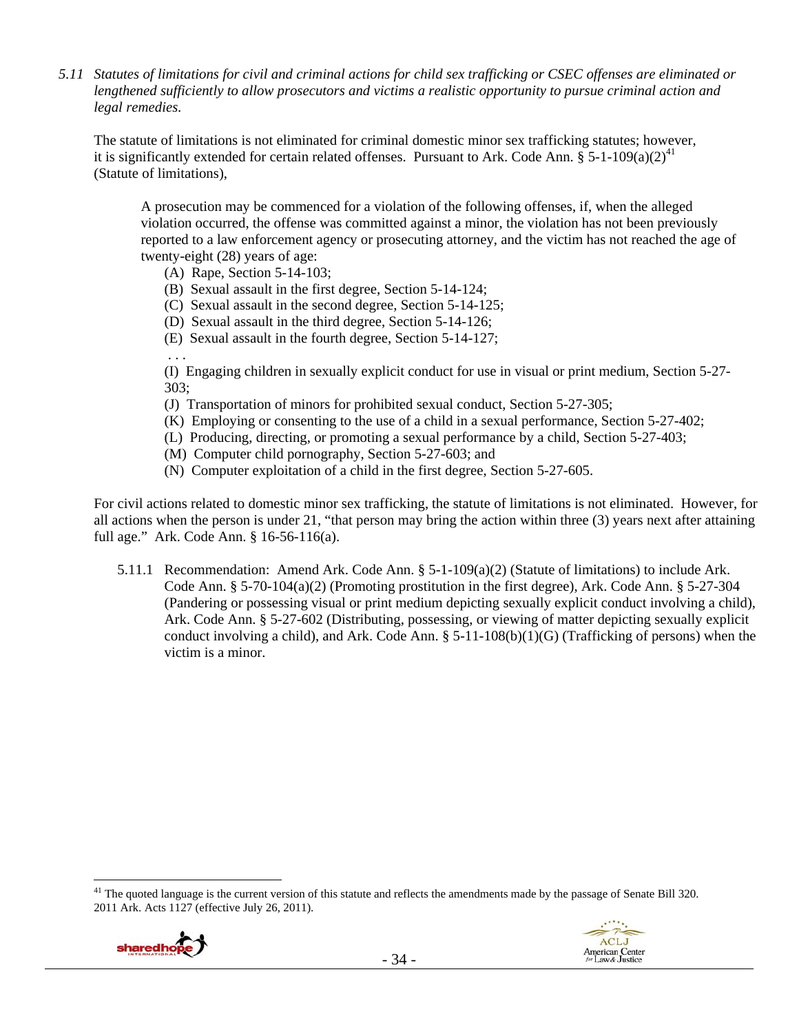*5.11 Statutes of limitations for civil and criminal actions for child sex trafficking or CSEC offenses are eliminated or lengthened sufficiently to allow prosecutors and victims a realistic opportunity to pursue criminal action and legal remedies.*

The statute of limitations is not eliminated for criminal domestic minor sex trafficking statutes; however, it is significantly extended for certain related offenses. Pursuant to Ark. Code Ann. § 5-1-109(a)(2)[41] (Statute of limitations),

> A prosecution may be commenced for a violation of the following offenses, if, when the alleged violation occurred, the offense was committed against a minor, the violation has not been previously reported to a law enforcement agency or prosecuting attorney, and the victim has not reached the age of twenty-eight (28) years of age:
>
> (A) Rape, Section 5-14-103;
> (B) Sexual assault in the first degree, Section 5-14-124;
> (C) Sexual assault in the second degree, Section 5-14-125;
> (D) Sexual assault in the third degree, Section 5-14-126;
> (E) Sexual assault in the fourth degree, Section 5-14-127;
> . . .
> (I) Engaging children in sexually explicit conduct for use in visual or print medium, Section 5-27-303;
> (J) Transportation of minors for prohibited sexual conduct, Section 5-27-305;
> (K) Employing or consenting to the use of a child in a sexual performance, Section 5-27-402;
> (L) Producing, directing, or promoting a sexual performance by a child, Section 5-27-403;
> (M) Computer child pornography, Section 5-27-603; and
> (N) Computer exploitation of a child in the first degree, Section 5-27-605.

For civil actions related to domestic minor sex trafficking, the statute of limitations is not eliminated. However, for all actions when the person is under 21, "that person may bring the action within three (3) years next after attaining full age." Ark. Code Ann. § 16-56-116(a).

5.11.1 Recommendation: Amend Ark. Code Ann. § 5-1-109(a)(2) (Statute of limitations) to include Ark. Code Ann. § 5-70-104(a)(2) (Promoting prostitution in the first degree), Ark. Code Ann. § 5-27-304 (Pandering or possessing visual or print medium depicting sexually explicit conduct involving a child), Ark. Code Ann. § 5-27-602 (Distributing, possessing, or viewing of matter depicting sexually explicit conduct involving a child), and Ark. Code Ann. § 5-11-108(b)(1)(G) (Trafficking of persons) when the victim is a minor.

---

[41] The quoted language is the current version of this statute and reflects the amendments made by the passage of Senate Bill 320. 2011 Ark. Acts 1127 (effective July 26, 2011).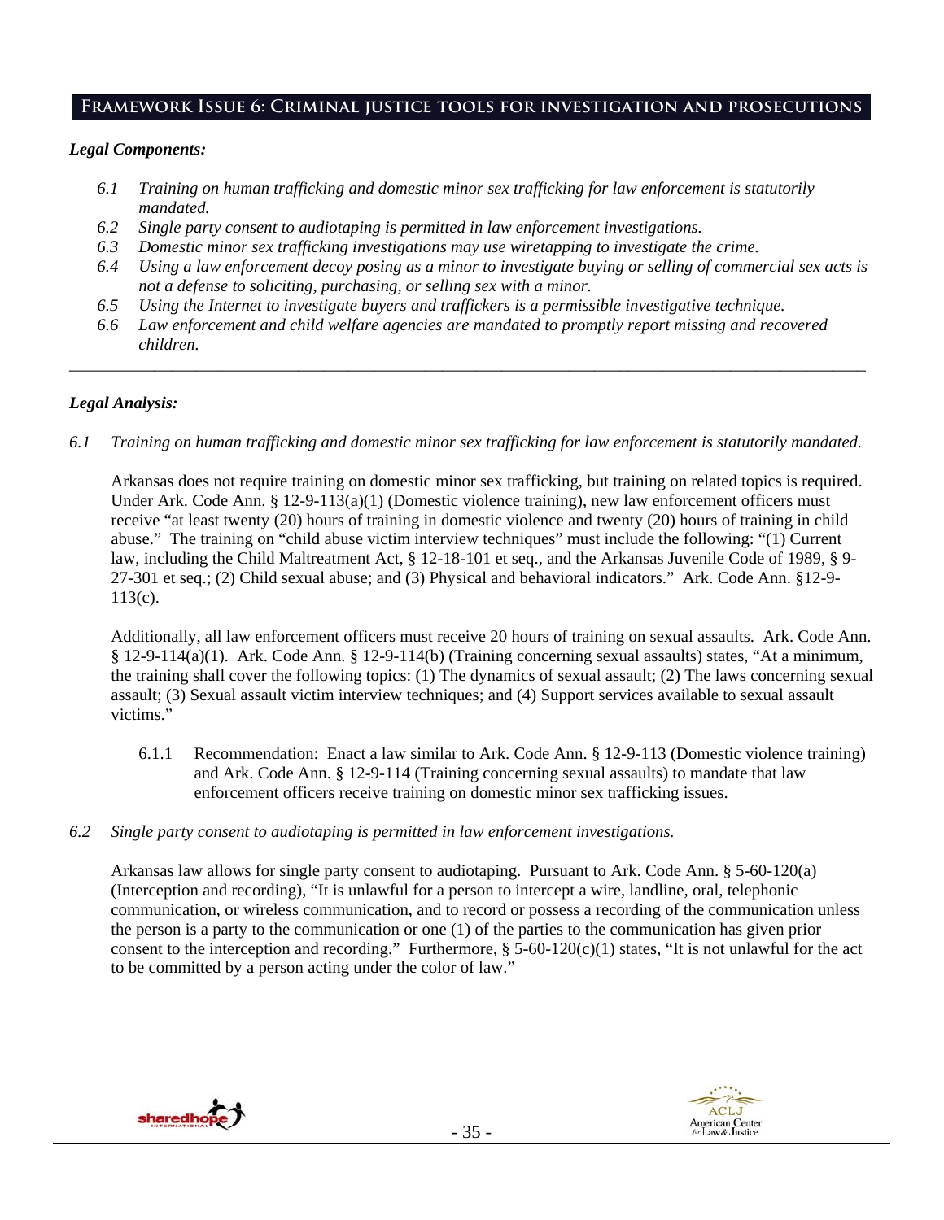## Framework Issue 6: Criminal justice tools for investigation and prosecutions

***Legal Components:***

- *6.1 Training on human trafficking and domestic minor sex trafficking for law enforcement is statutorily mandated.*
- *6.2 Single party consent to audiotaping is permitted in law enforcement investigations.*
- *6.3 Domestic minor sex trafficking investigations may use wiretapping to investigate the crime.*
- *6.4 Using a law enforcement decoy posing as a minor to investigate buying or selling of commercial sex acts is not a defense to soliciting, purchasing, or selling sex with a minor.*
- *6.5 Using the Internet to investigate buyers and traffickers is a permissible investigative technique.*
- *6.6 Law enforcement and child welfare agencies are mandated to promptly report missing and recovered children.*

---

***Legal Analysis:***

*6.1 Training on human trafficking and domestic minor sex trafficking for law enforcement is statutorily mandated.*

Arkansas does not require training on domestic minor sex trafficking, but training on related topics is required. Under Ark. Code Ann. § 12-9-113(a)(1) (Domestic violence training), new law enforcement officers must receive "at least twenty (20) hours of training in domestic violence and twenty (20) hours of training in child abuse." The training on "child abuse victim interview techniques" must include the following: "(1) Current law, including the Child Maltreatment Act, § 12-18-101 et seq., and the Arkansas Juvenile Code of 1989, § 9-27-301 et seq.; (2) Child sexual abuse; and (3) Physical and behavioral indicators." Ark. Code Ann. §12-9-113(c).

Additionally, all law enforcement officers must receive 20 hours of training on sexual assaults. Ark. Code Ann. § 12-9-114(a)(1). Ark. Code Ann. § 12-9-114(b) (Training concerning sexual assaults) states, "At a minimum, the training shall cover the following topics: (1) The dynamics of sexual assault; (2) The laws concerning sexual assault; (3) Sexual assault victim interview techniques; and (4) Support services available to sexual assault victims."

6.1.1 Recommendation: Enact a law similar to Ark. Code Ann. § 12-9-113 (Domestic violence training) and Ark. Code Ann. § 12-9-114 (Training concerning sexual assaults) to mandate that law enforcement officers receive training on domestic minor sex trafficking issues.

*6.2 Single party consent to audiotaping is permitted in law enforcement investigations.*

Arkansas law allows for single party consent to audiotaping. Pursuant to Ark. Code Ann. § 5-60-120(a) (Interception and recording), "It is unlawful for a person to intercept a wire, landline, oral, telephonic communication, or wireless communication, and to record or possess a recording of the communication unless the person is a party to the communication or one (1) of the parties to the communication has given prior consent to the interception and recording." Furthermore, § 5-60-120(c)(1) states, "It is not unlawful for the act to be committed by a person acting under the color of law."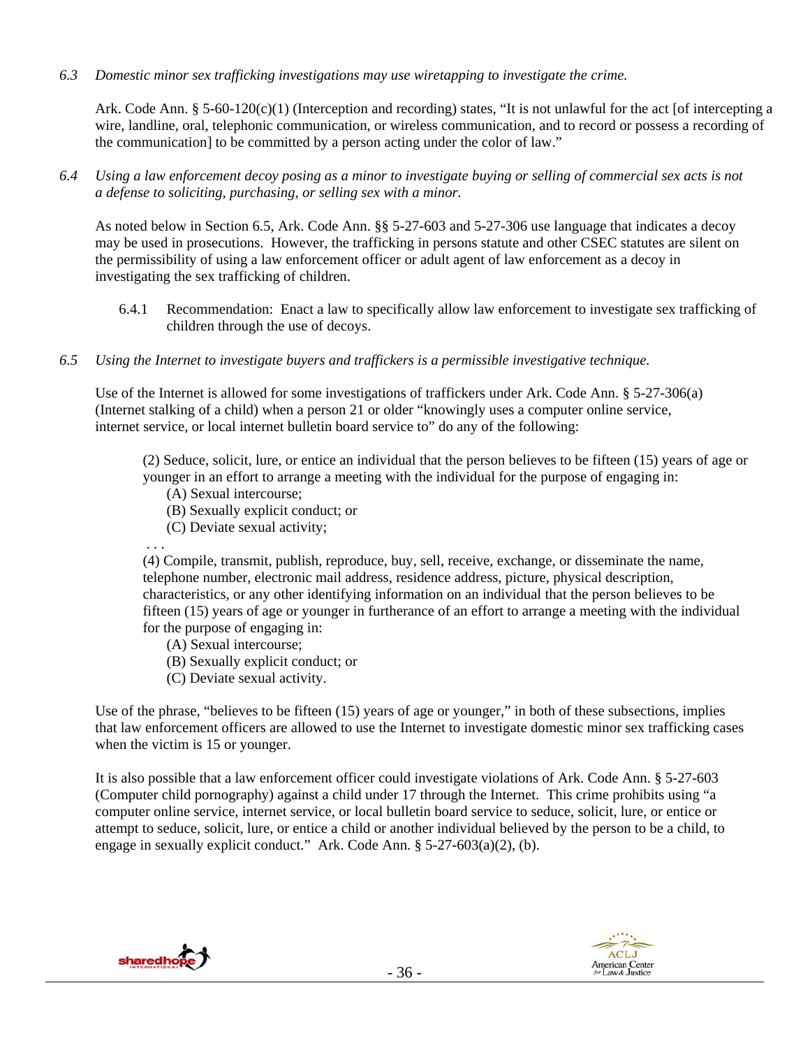*6.3 Domestic minor sex trafficking investigations may use wiretapping to investigate the crime.*

Ark. Code Ann. § 5-60-120(c)(1) (Interception and recording) states, "It is not unlawful for the act [of intercepting a wire, landline, oral, telephonic communication, or wireless communication, and to record or possess a recording of the communication] to be committed by a person acting under the color of law."

*6.4 Using a law enforcement decoy posing as a minor to investigate buying or selling of commercial sex acts is not a defense to soliciting, purchasing, or selling sex with a minor.*

As noted below in Section 6.5, Ark. Code Ann. §§ 5-27-603 and 5-27-306 use language that indicates a decoy may be used in prosecutions. However, the trafficking in persons statute and other CSEC statutes are silent on the permissibility of using a law enforcement officer or adult agent of law enforcement as a decoy in investigating the sex trafficking of children.

6.4.1 Recommendation: Enact a law to specifically allow law enforcement to investigate sex trafficking of children through the use of decoys.

*6.5 Using the Internet to investigate buyers and traffickers is a permissible investigative technique.*

Use of the Internet is allowed for some investigations of traffickers under Ark. Code Ann. § 5-27-306(a) (Internet stalking of a child) when a person 21 or older "knowingly uses a computer online service, internet service, or local internet bulletin board service to" do any of the following:

> (2) Seduce, solicit, lure, or entice an individual that the person believes to be fifteen (15) years of age or younger in an effort to arrange a meeting with the individual for the purpose of engaging in:
> (A) Sexual intercourse;
> (B) Sexually explicit conduct; or
> (C) Deviate sexual activity;
> . . .
> (4) Compile, transmit, publish, reproduce, buy, sell, receive, exchange, or disseminate the name, telephone number, electronic mail address, residence address, picture, physical description, characteristics, or any other identifying information on an individual that the person believes to be fifteen (15) years of age or younger in furtherance of an effort to arrange a meeting with the individual for the purpose of engaging in:
> (A) Sexual intercourse;
> (B) Sexually explicit conduct; or
> (C) Deviate sexual activity.

Use of the phrase, "believes to be fifteen (15) years of age or younger," in both of these subsections, implies that law enforcement officers are allowed to use the Internet to investigate domestic minor sex trafficking cases when the victim is 15 or younger.

It is also possible that a law enforcement officer could investigate violations of Ark. Code Ann. § 5-27-603 (Computer child pornography) against a child under 17 through the Internet. This crime prohibits using "a computer online service, internet service, or local bulletin board service to seduce, solicit, lure, or entice or attempt to seduce, solicit, lure, or entice a child or another individual believed by the person to be a child, to engage in sexually explicit conduct." Ark. Code Ann. § 5-27-603(a)(2), (b).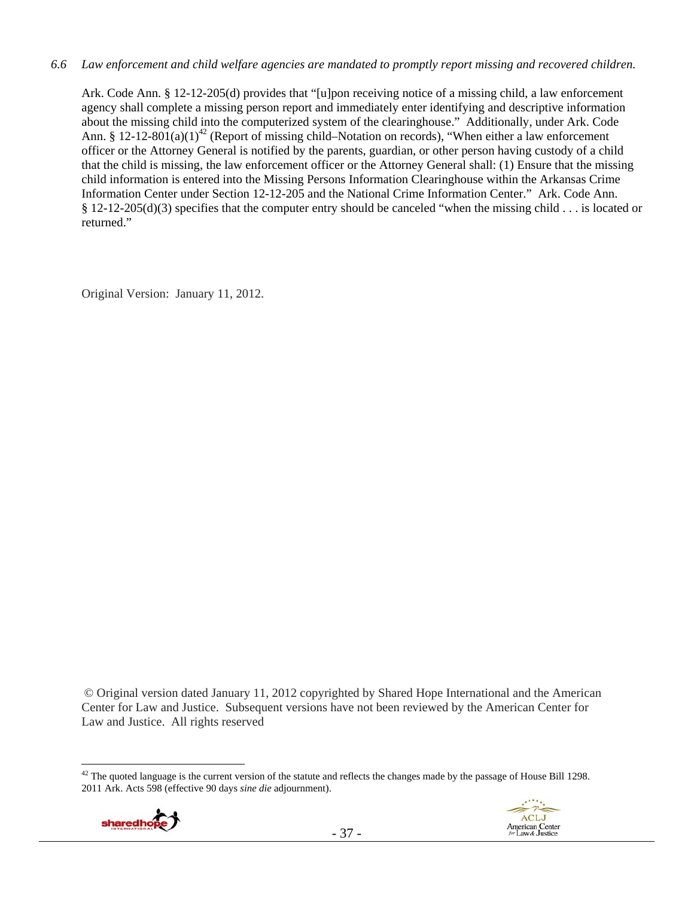*6.6 Law enforcement and child welfare agencies are mandated to promptly report missing and recovered children.*

Ark. Code Ann. § 12-12-205(d) provides that "[u]pon receiving notice of a missing child, a law enforcement agency shall complete a missing person report and immediately enter identifying and descriptive information about the missing child into the computerized system of the clearinghouse." Additionally, under Ark. Code Ann. § 12-12-801(a)(1)[42] (Report of missing child–Notation on records), "When either a law enforcement officer or the Attorney General is notified by the parents, guardian, or other person having custody of a child that the child is missing, the law enforcement officer or the Attorney General shall: (1) Ensure that the missing child information is entered into the Missing Persons Information Clearinghouse within the Arkansas Crime Information Center under Section 12-12-205 and the National Crime Information Center." Ark. Code Ann. § 12-12-205(d)(3) specifies that the computer entry should be canceled "when the missing child . . . is located or returned."

Original Version: January 11, 2012.

© Original version dated January 11, 2012 copyrighted by Shared Hope International and the American Center for Law and Justice. Subsequent versions have not been reviewed by the American Center for Law and Justice. All rights reserved

[42] The quoted language is the current version of the statute and reflects the changes made by the passage of House Bill 1298. 2011 Ark. Acts 598 (effective 90 days *sine die* adjournment).